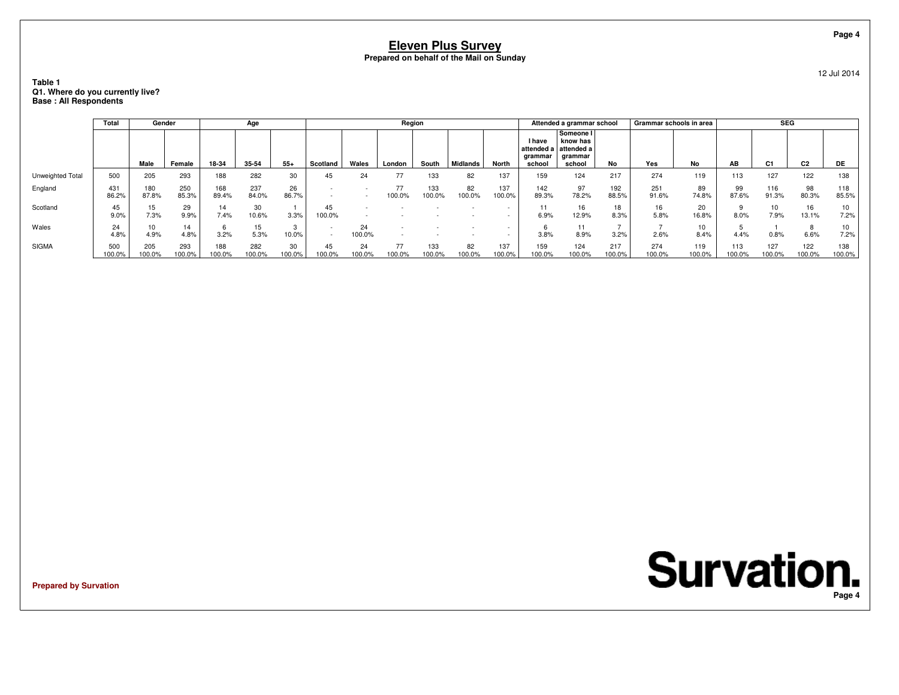# Eleven Plus Survey

**Prepared on behalf of the Mail on Sunday**

12 Jul 2014

**Table 1**
**Q1. Where do you currently live?**
**Base : All Respondents**

| | Total | Gender | | Age | | | Region | | | | | | Attended a grammar school | | | Grammar schools in area | | SEG | | | |
|---|---|---|---|---|---|---|---|---|---|---|---|---|---|---|---|---|---|---|---|---|---|
| | | Male | Female | 18-34 | 35-54 | 55+ | Scotland | Wales | London | South | Midlands | North | I have attended a grammar school | Someone I know has attended a grammar school | No | Yes | No | AB | C1 | C2 | DE |
| Unweighted Total | 500 | 205 | 293 | 188 | 282 | 30 | 45 | 24 | 77 | 133 | 82 | 137 | 159 | 124 | 217 | 274 | 119 | 113 | 127 | 122 | 138 |
| England | 431<br>86.2% | 180<br>87.8% | 250<br>85.3% | 168<br>89.4% | 237<br>84.0% | 26<br>86.7% | -<br>- | -<br>- | 77<br>100.0% | 133<br>100.0% | 82<br>100.0% | 137<br>100.0% | 142<br>89.3% | 97<br>78.2% | 192<br>88.5% | 251<br>91.6% | 89<br>74.8% | 99<br>87.6% | 116<br>91.3% | 98<br>80.3% | 118<br>85.5% |
| Scotland | 45<br>9.0% | 15<br>7.3% | 29<br>9.9% | 14<br>7.4% | 30<br>10.6% | 1<br>3.3% | 45<br>100.0% | -<br>- | -<br>- | -<br>- | -<br>- | -<br>- | 11<br>6.9% | 16<br>12.9% | 18<br>8.3% | 16<br>5.8% | 20<br>16.8% | 9<br>8.0% | 10<br>7.9% | 16<br>13.1% | 10<br>7.2% |
| Wales | 24<br>4.8% | 10<br>4.9% | 14<br>4.8% | 6<br>3.2% | 15<br>5.3% | 3<br>10.0% | -<br>- | 24<br>100.0% | -<br>- | -<br>- | -<br>- | -<br>- | 6<br>3.8% | 11<br>8.9% | 7<br>3.2% | 7<br>2.6% | 10<br>8.4% | 5<br>4.4% | 1<br>0.8% | 8<br>6.6% | 10<br>7.2% |
| SIGMA | 500<br>100.0% | 205<br>100.0% | 293<br>100.0% | 188<br>100.0% | 282<br>100.0% | 30<br>100.0% | 45<br>100.0% | 24<br>100.0% | 77<br>100.0% | 133<br>100.0% | 82<br>100.0% | 137<br>100.0% | 159<br>100.0% | 124<br>100.0% | 217<br>100.0% | 274<br>100.0% | 119<br>100.0% | 113<br>100.0% | 127<br>100.0% | 122<br>100.0% | 138<br>100.0% |

**Prepared by Survation**

Survation.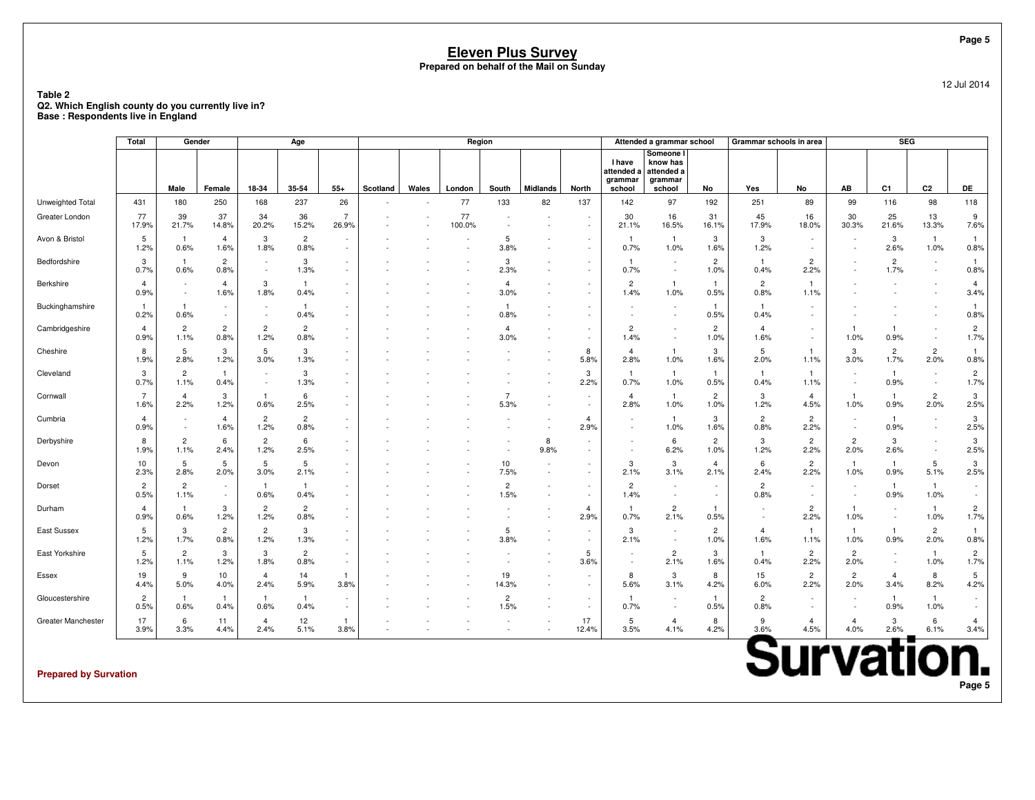# Eleven Plus Survey

**Prepared on behalf of the Mail on Sunday**

12 Jul 2014

**Table 2**
**Q2. Which English county do you currently live in?**
**Base : Respondents live in England**

| | Total | Gender | | Age | | | Region | | | | | | Attended a grammar school | | | Grammar schools in area | | SEG | | | |
|---|---|---|---|---|---|---|---|---|---|---|---|---|---|---|---|---|---|---|---|---|---|
| | | Male | Female | 18-34 | 35-54 | 55+ | Scotland | Wales | London | South | Midlands | North | I have attended a grammar school | Someone I know has attended a grammar school | No | Yes | No | AB | C1 | C2 | DE |
| Unweighted Total | 431 | 180 | 250 | 168 | 237 | 26 | - | - | 77 | 133 | 82 | 137 | 142 | 97 | 192 | 251 | 89 | 99 | 116 | 98 | 118 |
| Greater London | 77 | 39 | 37 | 34 | 36 | 7 | - | - | 77 | - | - | - | 30 | 16 | 31 | 45 | 16 | 30 | 25 | 13 | 9 |
| | 17.9% | 21.7% | 14.8% | 20.2% | 15.2% | 26.9% | - | - | 100.0% | - | - | - | 21.1% | 16.5% | 16.1% | 17.9% | 18.0% | 30.3% | 21.6% | 13.3% | 7.6% |
| Avon & Bristol | 5 | 1 | 4 | 3 | 2 | - | - | - | - | 5 | - | - | 1 | 1 | 3 | 3 | - | - | 3 | 1 | 1 |
| | 1.2% | 0.6% | 1.6% | 1.8% | 0.8% | - | - | - | - | 3.8% | - | - | 0.7% | 1.0% | 1.6% | 1.2% | - | - | 2.6% | 1.0% | 0.8% |
| Bedfordshire | 3 | 1 | 2 | - | 3 | - | - | - | - | 3 | - | - | 1 | - | 2 | 1 | 2 | - | 2 | - | 1 |
| | 0.7% | 0.6% | 0.8% | - | 1.3% | - | - | - | - | 2.3% | - | - | 0.7% | - | 1.0% | 0.4% | 2.2% | - | 1.7% | - | 0.8% |
| Berkshire | 4 | - | 4 | 3 | 1 | - | - | - | - | 4 | - | - | 2 | 1 | 1 | 2 | 1 | - | - | - | 4 |
| | 0.9% | - | 1.6% | 1.8% | 0.4% | - | - | - | - | 3.0% | - | - | 1.4% | 1.0% | 0.5% | 0.8% | 1.1% | - | - | - | 3.4% |
| Buckinghamshire | 1 | 1 | - | - | 1 | - | - | - | - | 1 | - | - | - | - | 1 | 1 | - | - | - | - | 1 |
| | 0.2% | 0.6% | - | - | 0.4% | - | - | - | - | 0.8% | - | - | - | - | 0.5% | 0.4% | - | - | - | - | 0.8% |
| Cambridgeshire | 4 | 2 | 2 | 2 | 2 | - | - | - | - | 4 | - | - | 2 | - | 2 | 4 | - | 1 | 1 | - | 2 |
| | 0.9% | 1.1% | 0.8% | 1.2% | 0.8% | - | - | - | - | 3.0% | - | - | 1.4% | - | 1.0% | 1.6% | - | 1.0% | 0.9% | - | 1.7% |
| Cheshire | 8 | 5 | 3 | 5 | 3 | - | - | - | - | - | - | 8 | 4 | 1 | 3 | 5 | 1 | 3 | 2 | 2 | 1 |
| | 1.9% | 2.8% | 1.2% | 3.0% | 1.3% | - | - | - | - | - | - | 5.8% | 2.8% | 1.0% | 1.6% | 2.0% | 1.1% | 3.0% | 1.7% | 2.0% | 0.8% |
| Cleveland | 3 | 2 | 1 | - | 3 | - | - | - | - | - | - | 3 | 1 | 1 | 1 | 1 | 1 | - | 1 | - | 2 |
| | 0.7% | 1.1% | 0.4% | - | 1.3% | - | - | - | - | - | - | 2.2% | 0.7% | 1.0% | 0.5% | 0.4% | 1.1% | - | 0.9% | - | 1.7% |
| Cornwall | 7 | 4 | 3 | 1 | 6 | - | - | - | - | 7 | - | - | 4 | 1 | 2 | 3 | 4 | 1 | 1 | 2 | 3 |
| | 1.6% | 2.2% | 1.2% | 0.6% | 2.5% | - | - | - | - | 5.3% | - | - | 2.8% | 1.0% | 1.0% | 1.2% | 4.5% | 1.0% | 0.9% | 2.0% | 2.5% |
| Cumbria | 4 | - | 4 | 2 | 2 | - | - | - | - | - | - | 4 | - | 1 | 3 | 2 | 2 | - | 1 | - | 3 |
| | 0.9% | - | 1.6% | 1.2% | 0.8% | - | - | - | - | - | - | 2.9% | - | 1.0% | 1.6% | 0.8% | 2.2% | - | 0.9% | - | 2.5% |
| Derbyshire | 8 | 2 | 6 | 2 | 6 | - | - | - | - | - | 8 | - | - | 6 | 2 | 3 | 2 | 2 | 3 | - | 3 |
| | 1.9% | 1.1% | 2.4% | 1.2% | 2.5% | - | - | - | - | - | 9.8% | - | - | 6.2% | 1.0% | 1.2% | 2.2% | 2.0% | 2.6% | - | 2.5% |
| Devon | 10 | 5 | 5 | 5 | 5 | - | - | - | - | 10 | - | - | 3 | 3 | 4 | 6 | 2 | 1 | 1 | 5 | 3 |
| | 2.3% | 2.8% | 2.0% | 3.0% | 2.1% | - | - | - | - | 7.5% | - | - | 2.1% | 3.1% | 2.1% | 2.4% | 2.2% | 1.0% | 0.9% | 5.1% | 2.5% |
| Dorset | 2 | 2 | - | 1 | 1 | - | - | - | - | 2 | - | - | 2 | - | - | 2 | - | - | 1 | 1 | - |
| | 0.5% | 1.1% | - | 0.6% | 0.4% | - | - | - | - | 1.5% | - | - | 1.4% | - | - | 0.8% | - | - | 0.9% | 1.0% | - |
| Durham | 4 | 1 | 3 | 2 | 2 | - | - | - | - | - | - | 4 | 1 | 2 | 1 | - | 2 | 1 | - | 1 | 2 |
| | 0.9% | 0.6% | 1.2% | 1.2% | 0.8% | - | - | - | - | - | - | 2.9% | 0.7% | 2.1% | 0.5% | - | 2.2% | 1.0% | - | 1.0% | 1.7% |
| East Sussex | 5 | 3 | 2 | 2 | 3 | - | - | - | - | 5 | - | - | 3 | - | 2 | 4 | 1 | 1 | 1 | 2 | 1 |
| | 1.2% | 1.7% | 0.8% | 1.2% | 1.3% | - | - | - | - | 3.8% | - | - | 2.1% | - | 1.0% | 1.6% | 1.1% | 1.0% | 0.9% | 2.0% | 0.8% |
| East Yorkshire | 5 | 2 | 3 | 3 | 2 | - | - | - | - | - | - | 5 | - | 2 | 3 | 1 | 2 | 2 | - | 1 | 2 |
| | 1.2% | 1.1% | 1.2% | 1.8% | 0.8% | - | - | - | - | - | - | 3.6% | - | 2.1% | 1.6% | 0.4% | 2.2% | 2.0% | - | 1.0% | 1.7% |
| Essex | 19 | 9 | 10 | 4 | 14 | 1 | - | - | - | 19 | - | - | 8 | 3 | 8 | 15 | 2 | 2 | 4 | 8 | 5 |
| | 4.4% | 5.0% | 4.0% | 2.4% | 5.9% | 3.8% | - | - | - | 14.3% | - | - | 5.6% | 3.1% | 4.2% | 6.0% | 2.2% | 2.0% | 3.4% | 8.2% | 4.2% |
| Gloucestershire | 2 | 1 | 1 | 1 | 1 | - | - | - | - | 2 | - | - | 1 | - | 1 | 2 | - | - | 1 | 1 | - |
| | 0.5% | 0.6% | 0.4% | 0.6% | 0.4% | - | - | - | - | 1.5% | - | - | 0.7% | - | 0.5% | 0.8% | - | - | 0.9% | 1.0% | - |
| Greater Manchester | 17 | 6 | 11 | 4 | 12 | 1 | - | - | - | - | - | 17 | 5 | 4 | 8 | 9 | 4 | 4 | 3 | 6 | 4 |
| | 3.9% | 3.3% | 4.4% | 2.4% | 5.1% | 3.8% | - | - | - | - | - | 12.4% | 3.5% | 4.1% | 4.2% | 3.6% | 4.5% | 4.0% | 2.6% | 6.1% | 3.4% |

**Prepared by Survation**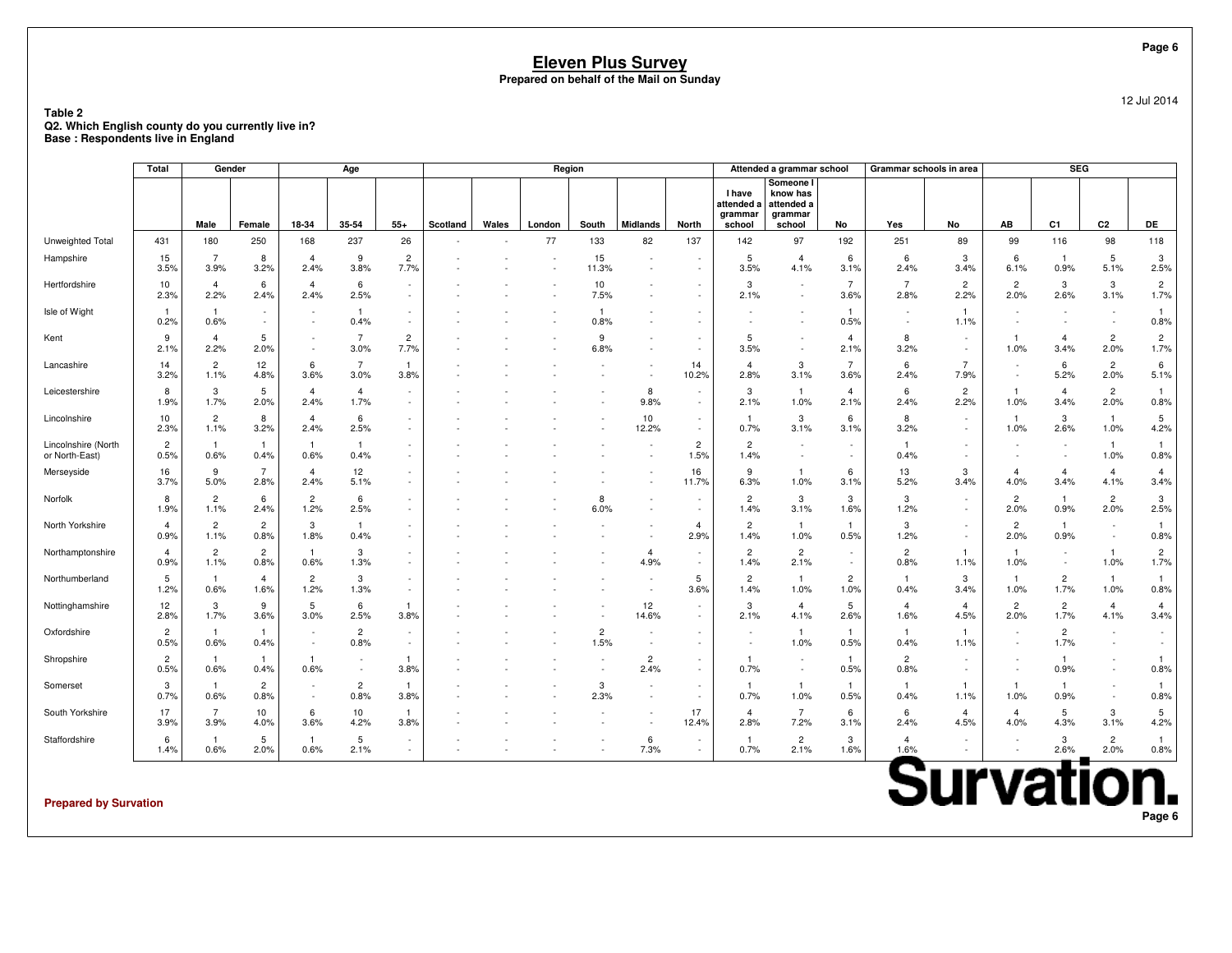# Eleven Plus Survey

**Prepared on behalf of the Mail on Sunday**

12 Jul 2014

**Table 2**
**Q2. Which English county do you currently live in?**
**Base : Respondents live in England**

| | Total | Gender | | Age | | | Region | | | | | | Attended a grammar school | | | Grammar schools in area | | SEG | | | |
|---|---|---|---|---|---|---|---|---|---|---|---|---|---|---|---|---|---|---|---|---|---|
| | | Male | Female | 18-34 | 35-54 | 55+ | Scotland | Wales | London | South | Midlands | North | I have attended a grammar school | Someone I know has attended a grammar school | No | Yes | No | AB | C1 | C2 | DE |
| Unweighted Total | 431 | 180 | 250 | 168 | 237 | 26 | - | - | 77 | 133 | 82 | 137 | 142 | 97 | 192 | 251 | 89 | 99 | 116 | 98 | 118 |
| Hampshire | 15<br>3.5% | 7<br>3.9% | 8<br>3.2% | 4<br>2.4% | 9<br>3.8% | 2<br>7.7% | - | - | - | 15<br>11.3% | - | - | 5<br>3.5% | 4<br>4.1% | 6<br>3.1% | 6<br>2.4% | 3<br>3.4% | 6<br>6.1% | 1<br>0.9% | 5<br>5.1% | 3<br>2.5% |
| Hertfordshire | 10<br>2.3% | 4<br>2.2% | 6<br>2.4% | 4<br>2.4% | 6<br>2.5% | - | - | - | - | 10<br>7.5% | - | - | 3<br>2.1% | - | 7<br>3.6% | 7<br>2.8% | 2<br>2.2% | 2<br>2.0% | 3<br>2.6% | 3<br>3.1% | 2<br>1.7% |
| Isle of Wight | 1<br>0.2% | 1<br>0.6% | - | - | 1<br>0.4% | - | - | - | - | 1<br>0.8% | - | - | - | - | 1<br>0.5% | - | 1<br>1.1% | - | - | - | 1<br>0.8% |
| Kent | 9<br>2.1% | 4<br>2.2% | 5<br>2.0% | - | 7<br>3.0% | 2<br>7.7% | - | - | - | 9<br>6.8% | - | - | 5<br>3.5% | - | 4<br>2.1% | 8<br>3.2% | - | 1<br>1.0% | 4<br>3.4% | 2<br>2.0% | 2<br>1.7% |
| Lancashire | 14<br>3.2% | 2<br>1.1% | 12<br>4.8% | 6<br>3.6% | 7<br>3.0% | 1<br>3.8% | - | - | - | - | - | 14<br>10.2% | 4<br>2.8% | 3<br>3.1% | 7<br>3.6% | 6<br>2.4% | 7<br>7.9% | - | 6<br>5.2% | 2<br>2.0% | 6<br>5.1% |
| Leicestershire | 8<br>1.9% | 3<br>1.7% | 5<br>2.0% | 4<br>2.4% | 4<br>1.7% | - | - | - | - | - | 8<br>9.8% | - | 3<br>2.1% | 1<br>1.0% | 4<br>2.1% | 6<br>2.4% | 2<br>2.2% | 1<br>1.0% | 4<br>3.4% | 2<br>2.0% | 1<br>0.8% |
| Lincolnshire | 10<br>2.3% | 2<br>1.1% | 8<br>3.2% | 4<br>2.4% | 6<br>2.5% | - | - | - | - | - | 10<br>12.2% | - | 1<br>0.7% | 3<br>3.1% | 6<br>3.1% | 8<br>3.2% | - | 1<br>1.0% | 3<br>2.6% | 1<br>1.0% | 5<br>4.2% |
| Lincolnshire (North or North-East) | 2<br>0.5% | 1<br>0.6% | 1<br>0.4% | 1<br>0.6% | 1<br>0.4% | - | - | - | - | - | - | 2<br>1.5% | 2<br>1.4% | - | - | 1<br>0.4% | - | - | - | 1<br>1.0% | 1<br>0.8% |
| Merseyside | 16<br>3.7% | 9<br>5.0% | 7<br>2.8% | 4<br>2.4% | 12<br>5.1% | - | - | - | - | - | - | 16<br>11.7% | 9<br>6.3% | 1<br>1.0% | 6<br>3.1% | 13<br>5.2% | 3<br>3.4% | 4<br>4.0% | 4<br>3.4% | 4<br>4.1% | 4<br>3.4% |
| Norfolk | 8<br>1.9% | 2<br>1.1% | 6<br>2.4% | 2<br>1.2% | 6<br>2.5% | - | - | - | - | 8<br>6.0% | - | - | 2<br>1.4% | 3<br>3.1% | 3<br>1.6% | 3<br>1.2% | - | 2<br>2.0% | 1<br>0.9% | 2<br>2.0% | 3<br>2.5% |
| North Yorkshire | 4<br>0.9% | 2<br>1.1% | 2<br>0.8% | 3<br>1.8% | 1<br>0.4% | - | - | - | - | - | - | 4<br>2.9% | 2<br>1.4% | 1<br>1.0% | 1<br>0.5% | 3<br>1.2% | - | 2<br>2.0% | 1<br>0.9% | - | 1<br>0.8% |
| Northamptonshire | 4<br>0.9% | 2<br>1.1% | 2<br>0.8% | 1<br>0.6% | 3<br>1.3% | - | - | - | - | - | 4<br>4.9% | - | 2<br>1.4% | 2<br>2.1% | - | 2<br>0.8% | 1<br>1.1% | 1<br>1.0% | - | 1<br>1.0% | 2<br>1.7% |
| Northumberland | 5<br>1.2% | 1<br>0.6% | 4<br>1.6% | 2<br>1.2% | 3<br>1.3% | - | - | - | - | - | - | 5<br>3.6% | 2<br>1.4% | 1<br>1.0% | 2<br>1.0% | 1<br>0.4% | 3<br>3.4% | 1<br>1.0% | 2<br>1.7% | 1<br>1.0% | 1<br>0.8% |
| Nottinghamshire | 12<br>2.8% | 3<br>1.7% | 9<br>3.6% | 5<br>3.0% | 6<br>2.5% | 1<br>3.8% | - | - | - | - | 12<br>14.6% | - | 3<br>2.1% | 4<br>4.1% | 5<br>2.6% | 4<br>1.6% | 4<br>4.5% | 2<br>2.0% | 2<br>1.7% | 4<br>4.1% | 4<br>3.4% |
| Oxfordshire | 2<br>0.5% | 1<br>0.6% | 1<br>0.4% | - | 2<br>0.8% | - | - | - | - | 2<br>1.5% | - | - | - | 1<br>1.0% | 1<br>0.5% | 1<br>0.4% | 1<br>1.1% | - | 2<br>1.7% | - | - |
| Shropshire | 2<br>0.5% | 1<br>0.6% | 1<br>0.4% | 1<br>0.6% | - | 1<br>3.8% | - | - | - | - | 2<br>2.4% | - | 1<br>0.7% | - | 1<br>0.5% | 2<br>0.8% | - | - | 1<br>0.9% | - | 1<br>0.8% |
| Somerset | 3<br>0.7% | 1<br>0.6% | 2<br>0.8% | - | 2<br>0.8% | 1<br>3.8% | - | - | - | 3<br>2.3% | - | - | 1<br>0.7% | 1<br>1.0% | 1<br>0.5% | 1<br>0.4% | 1<br>1.1% | 1<br>1.0% | 1<br>0.9% | - | 1<br>0.8% |
| South Yorkshire | 17<br>3.9% | 7<br>3.9% | 10<br>4.0% | 6<br>3.6% | 10<br>4.2% | 1<br>3.8% | - | - | - | - | - | 17<br>12.4% | 4<br>2.8% | 7<br>7.2% | 6<br>3.1% | 6<br>2.4% | 4<br>4.5% | 4<br>4.0% | 5<br>4.3% | 3<br>3.1% | 5<br>4.2% |
| Staffordshire | 6<br>1.4% | 1<br>0.6% | 5<br>2.0% | 1<br>0.6% | 5<br>2.1% | - | - | - | - | - | 6<br>7.3% | - | 1<br>0.7% | 2<br>2.1% | 3<br>1.6% | 4<br>1.6% | - | - | 3<br>2.6% | 2<br>2.0% | 1<br>0.8% |

**Prepared by Survation**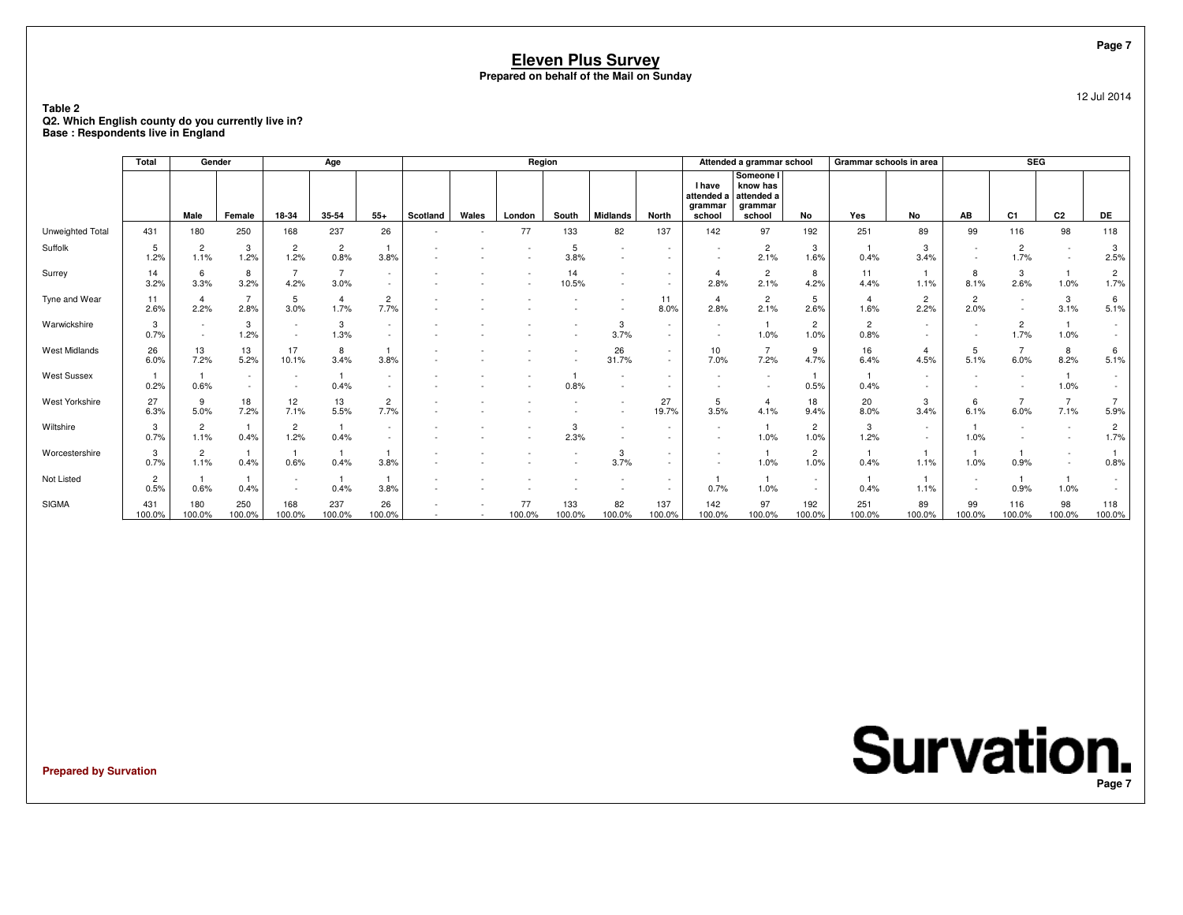# Eleven Plus Survey

**Prepared on behalf of the Mail on Sunday**

12 Jul 2014

**Table 2**
**Q2. Which English county do you currently live in?**
**Base : Respondents live in England**

| | Total | Gender | | Age | | | Region | | | | | | Attended a grammar school | | | Grammar schools in area | | SEG | | | |
|---|---|---|---|---|---|---|---|---|---|---|---|---|---|---|---|---|---|---|---|---|---|
| | | Male | Female | 18-34 | 35-54 | 55+ | Scotland | Wales | London | South | Midlands | North | I have attended a grammar school | Someone I know has attended a grammar school | No | Yes | No | AB | C1 | C2 | DE |
| Unweighted Total | 431 | 180 | 250 | 168 | 237 | 26 | - | - | 77 | 133 | 82 | 137 | 142 | 97 | 192 | 251 | 89 | 99 | 116 | 98 | 118 |
| Suffolk | 5 | 2 | 3 | 2 | 2 | 1 | - | - | - | 5 | - | - | - | 2 | 3 | 1 | 3 | - | 2 | - | 3 |
| | 1.2% | 1.1% | 1.2% | 1.2% | 0.8% | 3.8% | - | - | - | 3.8% | - | - | - | 2.1% | 1.6% | 0.4% | 3.4% | - | 1.7% | - | 2.5% |
| Surrey | 14 | 6 | 8 | 7 | 7 | - | - | - | - | 14 | - | - | 4 | 2 | 8 | 11 | 1 | 8 | 3 | 1 | 2 |
| | 3.2% | 3.3% | 3.2% | 4.2% | 3.0% | - | - | - | - | 10.5% | - | - | 2.8% | 2.1% | 4.2% | 4.4% | 1.1% | 8.1% | 2.6% | 1.0% | 1.7% |
| Tyne and Wear | 11 | 4 | 7 | 5 | 4 | 2 | - | - | - | - | - | 11 | 4 | 2 | 5 | 4 | 2 | 2 | - | 3 | 6 |
| | 2.6% | 2.2% | 2.8% | 3.0% | 1.7% | 7.7% | - | - | - | - | - | 8.0% | 2.8% | 2.1% | 2.6% | 1.6% | 2.2% | 2.0% | - | 3.1% | 5.1% |
| Warwickshire | 3 | - | 3 | - | 3 | - | - | - | - | - | 3 | - | - | 1 | 2 | 2 | - | - | 2 | 1 | - |
| | 0.7% | - | 1.2% | - | 1.3% | - | - | - | - | - | 3.7% | - | - | 1.0% | 1.0% | 0.8% | - | - | 1.7% | 1.0% | - |
| West Midlands | 26 | 13 | 13 | 17 | 8 | 1 | - | - | - | - | 26 | - | 10 | 7 | 9 | 16 | 4 | 5 | 7 | 8 | 6 |
| | 6.0% | 7.2% | 5.2% | 10.1% | 3.4% | 3.8% | - | - | - | - | 31.7% | - | 7.0% | 7.2% | 4.7% | 6.4% | 4.5% | 5.1% | 6.0% | 8.2% | 5.1% |
| West Sussex | 1 | 1 | - | - | 1 | - | - | - | - | 1 | - | - | - | - | 1 | 1 | - | - | - | 1 | - |
| | 0.2% | 0.6% | - | - | 0.4% | - | - | - | - | 0.8% | - | - | - | - | 0.5% | 0.4% | - | - | - | 1.0% | - |
| West Yorkshire | 27 | 9 | 18 | 12 | 13 | 2 | - | - | - | - | - | 27 | 5 | 4 | 18 | 20 | 3 | 6 | 7 | 7 | 7 |
| | 6.3% | 5.0% | 7.2% | 7.1% | 5.5% | 7.7% | - | - | - | - | - | 19.7% | 3.5% | 4.1% | 9.4% | 8.0% | 3.4% | 6.1% | 6.0% | 7.1% | 5.9% |
| Wiltshire | 3 | 2 | 1 | 2 | 1 | - | - | - | - | 3 | - | - | - | 1 | 2 | 3 | - | 1 | - | - | 2 |
| | 0.7% | 1.1% | 0.4% | 1.2% | 0.4% | - | - | - | - | 2.3% | - | - | - | 1.0% | 1.0% | 1.2% | - | 1.0% | - | - | 1.7% |
| Worcestershire | 3 | 2 | 1 | 1 | 1 | 1 | - | - | - | - | 3 | - | - | 1 | 2 | 1 | 1 | 1 | 1 | - | 1 |
| | 0.7% | 1.1% | 0.4% | 0.6% | 0.4% | 3.8% | - | - | - | - | 3.7% | - | - | 1.0% | 1.0% | 0.4% | 1.1% | 1.0% | 0.9% | - | 0.8% |
| Not Listed | 2 | 1 | 1 | - | 1 | 1 | - | - | - | - | - | - | 1 | 1 | - | 1 | 1 | - | 1 | 1 | - |
| | 0.5% | 0.6% | 0.4% | - | 0.4% | 3.8% | - | - | - | - | - | - | 0.7% | 1.0% | - | 0.4% | 1.1% | - | 0.9% | 1.0% | - |
| SIGMA | 431 | 180 | 250 | 168 | 237 | 26 | - | - | 77 | 133 | 82 | 137 | 142 | 97 | 192 | 251 | 89 | 99 | 116 | 98 | 118 |
| | 100.0% | 100.0% | 100.0% | 100.0% | 100.0% | 100.0% | - | - | 100.0% | 100.0% | 100.0% | 100.0% | 100.0% | 100.0% | 100.0% | 100.0% | 100.0% | 100.0% | 100.0% | 100.0% | 100.0% |

**Prepared by Survation**

**Survation.**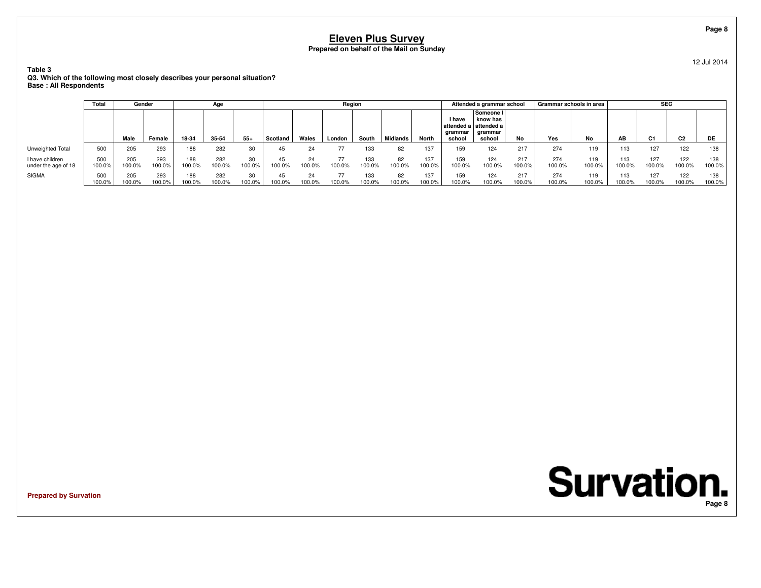# Eleven Plus Survey

**Prepared on behalf of the Mail on Sunday**

12 Jul 2014

**Table 3**
**Q3. Which of the following most closely describes your personal situation?**
**Base : All Respondents**

| | Total | Gender | | Age | | | Region | | | | | | Attended a grammar school | | | Grammar schools in area | | SEG | | | |
|---|---|---|---|---|---|---|---|---|---|---|---|---|---|---|---|---|---|---|---|---|---|
| | | Male | Female | 18-34 | 35-54 | 55+ | Scotland | Wales | London | South | Midlands | North | I have attended a grammar school | Someone I know has attended a grammar school | No | Yes | No | AB | C1 | C2 | DE |
| Unweighted Total | 500 | 205 | 293 | 188 | 282 | 30 | 45 | 24 | 77 | 133 | 82 | 137 | 159 | 124 | 217 | 274 | 119 | 113 | 127 | 122 | 138 |
| I have children under the age of 18 | 500<br>100.0% | 205<br>100.0% | 293<br>100.0% | 188<br>100.0% | 282<br>100.0% | 30<br>100.0% | 45<br>100.0% | 24<br>100.0% | 77<br>100.0% | 133<br>100.0% | 82<br>100.0% | 137<br>100.0% | 159<br>100.0% | 124<br>100.0% | 217<br>100.0% | 274<br>100.0% | 119<br>100.0% | 113<br>100.0% | 127<br>100.0% | 122<br>100.0% | 138<br>100.0% |
| SIGMA | 500<br>100.0% | 205<br>100.0% | 293<br>100.0% | 188<br>100.0% | 282<br>100.0% | 30<br>100.0% | 45<br>100.0% | 24<br>100.0% | 77<br>100.0% | 133<br>100.0% | 82<br>100.0% | 137<br>100.0% | 159<br>100.0% | 124<br>100.0% | 217<br>100.0% | 274<br>100.0% | 119<br>100.0% | 113<br>100.0% | 127<br>100.0% | 122<br>100.0% | 138<br>100.0% |

**Prepared by Survation**

**Survation.**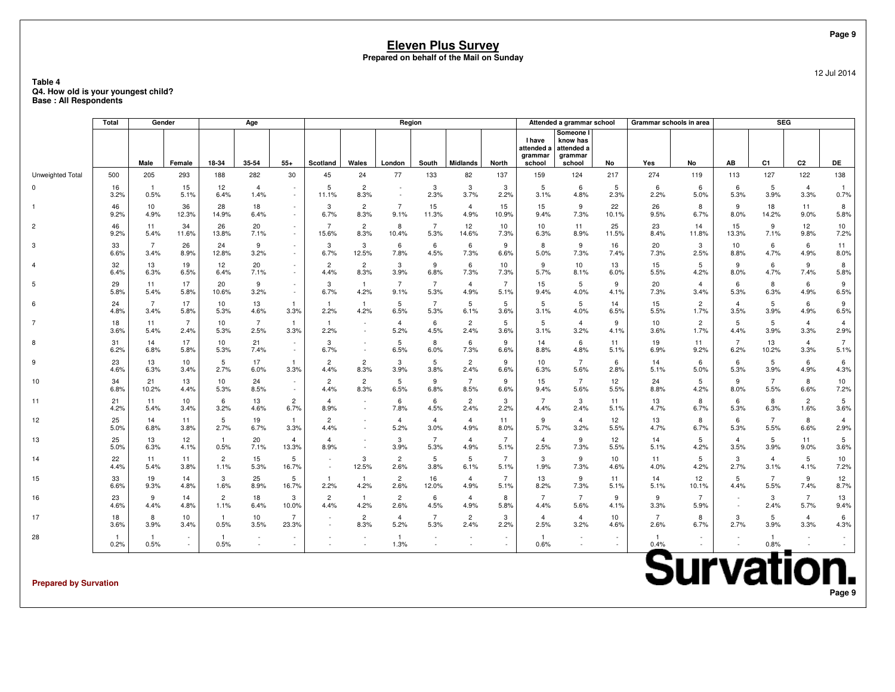# Eleven Plus Survey

**Prepared on behalf of the Mail on Sunday**

12 Jul 2014

**Table 4**
**Q4. How old is your youngest child?**
**Base : All Respondents**

| | Total | Gender | | Age | | | Region | | | | | | Attended a grammar school | | | Grammar schools in area | | SEG | | | |
|---|---|---|---|---|---|---|---|---|---|---|---|---|---|---|---|---|---|---|---|---|---|
| | | Male | Female | 18-34 | 35-54 | 55+ | Scotland | Wales | London | South | Midlands | North | I have attended a grammar school | Someone I know has attended a grammar school | No | Yes | No | AB | C1 | C2 | DE |
| Unweighted Total | 500 | 205 | 293 | 188 | 282 | 30 | 45 | 24 | 77 | 133 | 82 | 137 | 159 | 124 | 217 | 274 | 119 | 113 | 127 | 122 | 138 |
| 0 | 16 | 1 | 15 | 12 | 4 | - | 5 | 2 | - | 3 | 3 | 3 | 5 | 6 | 5 | 6 | 6 | 6 | 5 | 4 | 1 |
| | 3.2% | 0.5% | 5.1% | 6.4% | 1.4% | - | 11.1% | 8.3% | - | 2.3% | 3.7% | 2.2% | 3.1% | 4.8% | 2.3% | 2.2% | 5.0% | 5.3% | 3.9% | 3.3% | 0.7% |
| 1 | 46 | 10 | 36 | 28 | 18 | - | 3 | 2 | 7 | 15 | 4 | 15 | 15 | 9 | 22 | 26 | 8 | 9 | 18 | 11 | 8 |
| | 9.2% | 4.9% | 12.3% | 14.9% | 6.4% | - | 6.7% | 8.3% | 9.1% | 11.3% | 4.9% | 10.9% | 9.4% | 7.3% | 10.1% | 9.5% | 6.7% | 8.0% | 14.2% | 9.0% | 5.8% |
| 2 | 46 | 11 | 34 | 26 | 20 | - | 7 | 2 | 8 | 7 | 12 | 10 | 10 | 11 | 25 | 23 | 14 | 15 | 9 | 12 | 10 |
| | 9.2% | 5.4% | 11.6% | 13.8% | 7.1% | - | 15.6% | 8.3% | 10.4% | 5.3% | 14.6% | 7.3% | 6.3% | 8.9% | 11.5% | 8.4% | 11.8% | 13.3% | 7.1% | 9.8% | 7.2% |
| 3 | 33 | 7 | 26 | 24 | 9 | - | 3 | 3 | 6 | 6 | 6 | 9 | 8 | 9 | 16 | 20 | 3 | 10 | 6 | 6 | 11 |
| | 6.6% | 3.4% | 8.9% | 12.8% | 3.2% | - | 6.7% | 12.5% | 7.8% | 4.5% | 7.3% | 6.6% | 5.0% | 7.3% | 7.4% | 7.3% | 2.5% | 8.8% | 4.7% | 4.9% | 8.0% |
| 4 | 32 | 13 | 19 | 12 | 20 | - | 2 | 2 | 3 | 9 | 6 | 10 | 9 | 10 | 13 | 15 | 5 | 9 | 6 | 9 | 8 |
| | 6.4% | 6.3% | 6.5% | 6.4% | 7.1% | - | 4.4% | 8.3% | 3.9% | 6.8% | 7.3% | 7.3% | 5.7% | 8.1% | 6.0% | 5.5% | 4.2% | 8.0% | 4.7% | 7.4% | 5.8% |
| 5 | 29 | 11 | 17 | 20 | 9 | - | 3 | 1 | 7 | 7 | 4 | 7 | 15 | 5 | 9 | 20 | 4 | 6 | 8 | 6 | 9 |
| | 5.8% | 5.4% | 5.8% | 10.6% | 3.2% | - | 6.7% | 4.2% | 9.1% | 5.3% | 4.9% | 5.1% | 9.4% | 4.0% | 4.1% | 7.3% | 3.4% | 5.3% | 6.3% | 4.9% | 6.5% |
| 6 | 24 | 7 | 17 | 10 | 13 | 1 | 1 | 1 | 5 | 7 | 5 | 5 | 5 | 5 | 14 | 15 | 2 | 4 | 5 | 6 | 9 |
| | 4.8% | 3.4% | 5.8% | 5.3% | 4.6% | 3.3% | 2.2% | 4.2% | 6.5% | 5.3% | 6.1% | 3.6% | 3.1% | 4.0% | 6.5% | 5.5% | 1.7% | 3.5% | 3.9% | 4.9% | 6.5% |
| 7 | 18 | 11 | 7 | 10 | 7 | 1 | 1 | - | 4 | 6 | 2 | 5 | 5 | 4 | 9 | 10 | 2 | 5 | 5 | 4 | 4 |
| | 3.6% | 5.4% | 2.4% | 5.3% | 2.5% | 3.3% | 2.2% | - | 5.2% | 4.5% | 2.4% | 3.6% | 3.1% | 3.2% | 4.1% | 3.6% | 1.7% | 4.4% | 3.9% | 3.3% | 2.9% |
| 8 | 31 | 14 | 17 | 10 | 21 | - | 3 | - | 5 | 8 | 6 | 9 | 14 | 6 | 11 | 19 | 11 | 7 | 13 | 4 | 7 |
| | 6.2% | 6.8% | 5.8% | 5.3% | 7.4% | - | 6.7% | - | 6.5% | 6.0% | 7.3% | 6.6% | 8.8% | 4.8% | 5.1% | 6.9% | 9.2% | 6.2% | 10.2% | 3.3% | 5.1% |
| 9 | 23 | 13 | 10 | 5 | 17 | 1 | 2 | 2 | 3 | 5 | 2 | 9 | 10 | 7 | 6 | 14 | 6 | 6 | 5 | 6 | 6 |
| | 4.6% | 6.3% | 3.4% | 2.7% | 6.0% | 3.3% | 4.4% | 8.3% | 3.9% | 3.8% | 2.4% | 6.6% | 6.3% | 5.6% | 2.8% | 5.1% | 5.0% | 5.3% | 3.9% | 4.9% | 4.3% |
| 10 | 34 | 21 | 13 | 10 | 24 | - | 2 | 2 | 5 | 9 | 7 | 9 | 15 | 7 | 12 | 24 | 5 | 9 | 7 | 8 | 10 |
| | 6.8% | 10.2% | 4.4% | 5.3% | 8.5% | - | 4.4% | 8.3% | 6.5% | 6.8% | 8.5% | 6.6% | 9.4% | 5.6% | 5.5% | 8.8% | 4.2% | 8.0% | 5.5% | 6.6% | 7.2% |
| 11 | 21 | 11 | 10 | 6 | 13 | 2 | 4 | - | 6 | 6 | 2 | 3 | 7 | 3 | 11 | 13 | 8 | 6 | 8 | 2 | 5 |
| | 4.2% | 5.4% | 3.4% | 3.2% | 4.6% | 6.7% | 8.9% | - | 7.8% | 4.5% | 2.4% | 2.2% | 4.4% | 2.4% | 5.1% | 4.7% | 6.7% | 5.3% | 6.3% | 1.6% | 3.6% |
| 12 | 25 | 14 | 11 | 5 | 19 | 1 | 2 | - | 4 | 4 | 4 | 11 | 9 | 4 | 12 | 13 | 8 | 6 | 7 | 8 | 4 |
| | 5.0% | 6.8% | 3.8% | 2.7% | 6.7% | 3.3% | 4.4% | - | 5.2% | 3.0% | 4.9% | 8.0% | 5.7% | 3.2% | 5.5% | 4.7% | 6.7% | 5.3% | 5.5% | 6.6% | 2.9% |
| 13 | 25 | 13 | 12 | 1 | 20 | 4 | 4 | - | 3 | 7 | 4 | 7 | 4 | 9 | 12 | 14 | 5 | 4 | 5 | 11 | 5 |
| | 5.0% | 6.3% | 4.1% | 0.5% | 7.1% | 13.3% | 8.9% | - | 3.9% | 5.3% | 4.9% | 5.1% | 2.5% | 7.3% | 5.5% | 5.1% | 4.2% | 3.5% | 3.9% | 9.0% | 3.6% |
| 14 | 22 | 11 | 11 | 2 | 15 | 5 | - | 3 | 2 | 5 | 5 | 7 | 3 | 9 | 10 | 11 | 5 | 3 | 4 | 5 | 10 |
| | 4.4% | 5.4% | 3.8% | 1.1% | 5.3% | 16.7% | - | 12.5% | 2.6% | 3.8% | 6.1% | 5.1% | 1.9% | 7.3% | 4.6% | 4.0% | 4.2% | 2.7% | 3.1% | 4.1% | 7.2% |
| 15 | 33 | 19 | 14 | 3 | 25 | 5 | 1 | 1 | 2 | 16 | 4 | 7 | 13 | 9 | 11 | 14 | 12 | 5 | 7 | 9 | 12 |
| | 6.6% | 9.3% | 4.8% | 1.6% | 8.9% | 16.7% | 2.2% | 4.2% | 2.6% | 12.0% | 4.9% | 5.1% | 8.2% | 7.3% | 5.1% | 5.1% | 10.1% | 4.4% | 5.5% | 7.4% | 8.7% |
| 16 | 23 | 9 | 14 | 2 | 18 | 3 | 2 | 1 | 2 | 6 | 4 | 8 | 7 | 7 | 9 | 9 | 7 | - | 3 | 7 | 13 |
| | 4.6% | 4.4% | 4.8% | 1.1% | 6.4% | 10.0% | 4.4% | 4.2% | 2.6% | 4.5% | 4.9% | 5.8% | 4.4% | 5.6% | 4.1% | 3.3% | 5.9% | - | 2.4% | 5.7% | 9.4% |
| 17 | 18 | 8 | 10 | 1 | 10 | 7 | - | 2 | 4 | 7 | 2 | 3 | 4 | 4 | 10 | 7 | 8 | 3 | 5 | 4 | 6 |
| | 3.6% | 3.9% | 3.4% | 0.5% | 3.5% | 23.3% | - | 8.3% | 5.2% | 5.3% | 2.4% | 2.2% | 2.5% | 3.2% | 4.6% | 2.6% | 6.7% | 2.7% | 3.9% | 3.3% | 4.3% |
| 28 | 1 | 1 | - | 1 | - | - | - | - | 1 | - | - | - | 1 | - | - | 1 | - | - | 1 | - | - |
| | 0.2% | 0.5% | - | 0.5% | - | - | - | - | 1.3% | - | - | - | 0.6% | - | - | 0.4% | - | - | 0.8% | - | - |

**Prepared by Survation**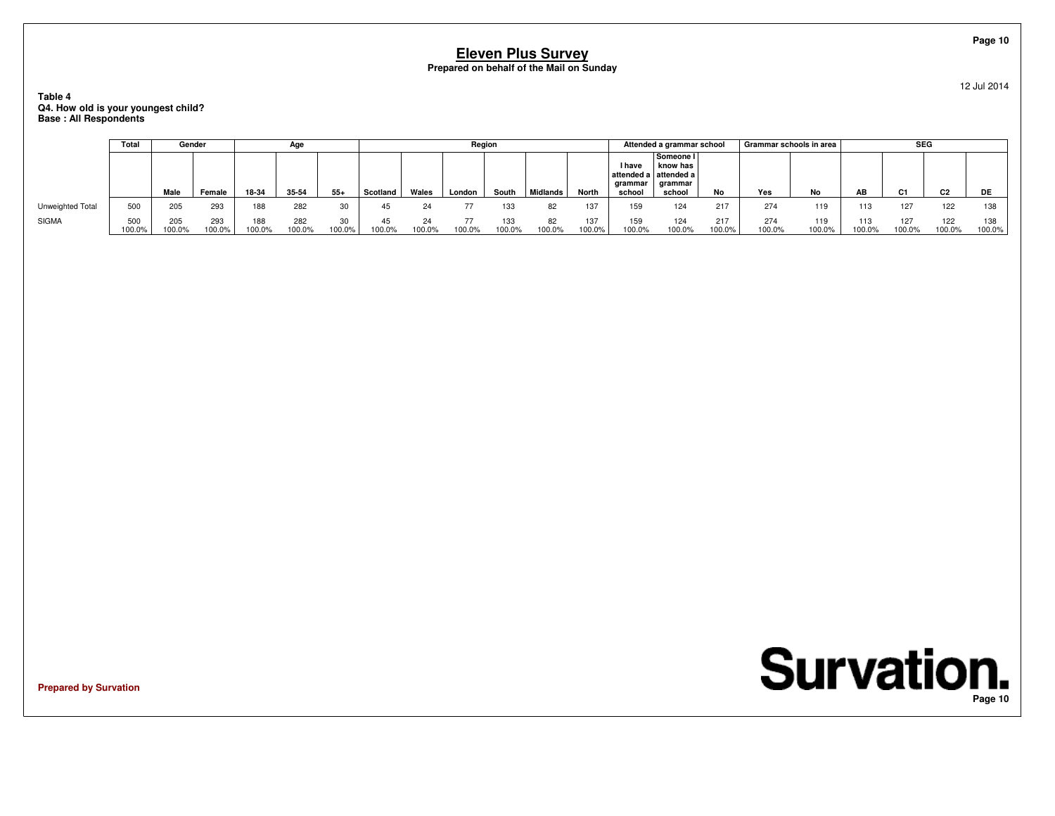# Eleven Plus Survey

**Prepared on behalf of the Mail on Sunday**

12 Jul 2014

**Table 4**
**Q4. How old is your youngest child?**
**Base : All Respondents**

| | Total | Gender | | Age | | | Region | | | | | | Attended a grammar school | | | Grammar schools in area | | SEG | | | |
|---|---|---|---|---|---|---|---|---|---|---|---|---|---|---|---|---|---|---|---|---|---|
| | | Male | Female | 18-34 | 35-54 | 55+ | Scotland | Wales | London | South | Midlands | North | I have attended a grammar school | Someone I know has attended a grammar school | No | Yes | No | AB | C1 | C2 | DE |
| Unweighted Total | 500 | 205 | 293 | 188 | 282 | 30 | 45 | 24 | 77 | 133 | 82 | 137 | 159 | 124 | 217 | 274 | 119 | 113 | 127 | 122 | 138 |
| SIGMA | 500 | 205 | 293 | 188 | 282 | 30 | 45 | 24 | 77 | 133 | 82 | 137 | 159 | 124 | 217 | 274 | 119 | 113 | 127 | 122 | 138 |
| | 100.0% | 100.0% | 100.0% | 100.0% | 100.0% | 100.0% | 100.0% | 100.0% | 100.0% | 100.0% | 100.0% | 100.0% | 100.0% | 100.0% | 100.0% | 100.0% | 100.0% | 100.0% | 100.0% | 100.0% | 100.0% |

**Prepared by Survation**

Survation.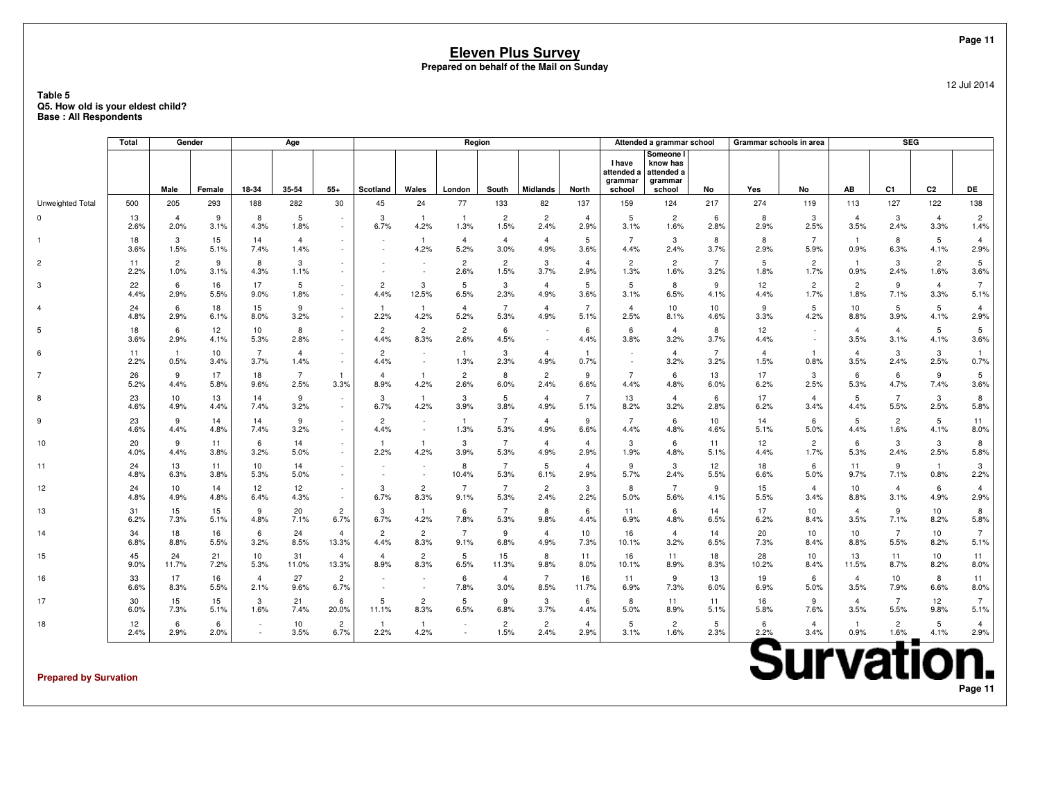# Eleven Plus Survey

**Prepared on behalf of the Mail on Sunday**

12 Jul 2014

**Table 5**
**Q5. How old is your eldest child?**
**Base : All Respondents**

| | Total | Gender | | Age | | | Region | | | | | | Attended a grammar school | | | Grammar schools in area | | SEG | | | |
|---|---|---|---|---|---|---|---|---|---|---|---|---|---|---|---|---|---|---|---|---|---|
| | | Male | Female | 18-34 | 35-54 | 55+ | Scotland | Wales | London | South | Midlands | North | I have attended a grammar school | Someone I know has attended a grammar school | No | Yes | No | AB | C1 | C2 | DE |
| Unweighted Total | 500 | 205 | 293 | 188 | 282 | 30 | 45 | 24 | 77 | 133 | 82 | 137 | 159 | 124 | 217 | 274 | 119 | 113 | 127 | 122 | 138 |
| 0 | 13 | 4 | 9 | 8 | 5 | - | 3 | 1 | 1 | 2 | 2 | 4 | 5 | 2 | 6 | 8 | 3 | 4 | 3 | 4 | 2 |
| | 2.6% | 2.0% | 3.1% | 4.3% | 1.8% | - | 6.7% | 4.2% | 1.3% | 1.5% | 2.4% | 2.9% | 3.1% | 1.6% | 2.8% | 2.9% | 2.5% | 3.5% | 2.4% | 3.3% | 1.4% |
| 1 | 18 | 3 | 15 | 14 | 4 | - | - | 1 | 4 | 4 | 4 | 5 | 7 | 3 | 8 | 8 | 7 | 1 | 8 | 5 | 4 |
| | 3.6% | 1.5% | 5.1% | 7.4% | 1.4% | - | - | 4.2% | 5.2% | 3.0% | 4.9% | 3.6% | 4.4% | 2.4% | 3.7% | 2.9% | 5.9% | 0.9% | 6.3% | 4.1% | 2.9% |
| 2 | 11 | 2 | 9 | 8 | 3 | - | - | - | 2 | 2 | 3 | 4 | 2 | 2 | 7 | 5 | 2 | 1 | 3 | 2 | 5 |
| | 2.2% | 1.0% | 3.1% | 4.3% | 1.1% | - | - | - | 2.6% | 1.5% | 3.7% | 2.9% | 1.3% | 1.6% | 3.2% | 1.8% | 1.7% | 0.9% | 2.4% | 1.6% | 3.6% |
| 3 | 22 | 6 | 16 | 17 | 5 | - | 2 | 3 | 5 | 3 | 4 | 5 | 5 | 8 | 9 | 12 | 2 | 2 | 9 | 4 | 7 |
| | 4.4% | 2.9% | 5.5% | 9.0% | 1.8% | - | 4.4% | 12.5% | 6.5% | 2.3% | 4.9% | 3.6% | 3.1% | 6.5% | 4.1% | 4.4% | 1.7% | 1.8% | 7.1% | 3.3% | 5.1% |
| 4 | 24 | 6 | 18 | 15 | 9 | - | 1 | 1 | 4 | 7 | 4 | 7 | 4 | 10 | 10 | 9 | 5 | 10 | 5 | 5 | 4 |
| | 4.8% | 2.9% | 6.1% | 8.0% | 3.2% | - | 2.2% | 4.2% | 5.2% | 5.3% | 4.9% | 5.1% | 2.5% | 8.1% | 4.6% | 3.3% | 4.2% | 8.8% | 3.9% | 4.1% | 2.9% |
| 5 | 18 | 6 | 12 | 10 | 8 | - | 2 | 2 | 2 | 6 | - | 6 | 6 | 4 | 8 | 12 | - | 4 | 4 | 5 | 5 |
| | 3.6% | 2.9% | 4.1% | 5.3% | 2.8% | - | 4.4% | 8.3% | 2.6% | 4.5% | - | 4.4% | 3.8% | 3.2% | 3.7% | 4.4% | - | 3.5% | 3.1% | 4.1% | 3.6% |
| 6 | 11 | 1 | 10 | 7 | 4 | - | 2 | - | 1 | 3 | 4 | 1 | - | 4 | 7 | 4 | 1 | 4 | 3 | 3 | 1 |
| | 2.2% | 0.5% | 3.4% | 3.7% | 1.4% | - | 4.4% | - | 1.3% | 2.3% | 4.9% | 0.7% | - | 3.2% | 3.2% | 1.5% | 0.8% | 3.5% | 2.4% | 2.5% | 0.7% |
| 7 | 26 | 9 | 17 | 18 | 7 | 1 | 4 | 1 | 2 | 8 | 2 | 9 | 7 | 6 | 13 | 17 | 3 | 6 | 6 | 9 | 5 |
| | 5.2% | 4.4% | 5.8% | 9.6% | 2.5% | 3.3% | 8.9% | 4.2% | 2.6% | 6.0% | 2.4% | 6.6% | 4.4% | 4.8% | 6.0% | 6.2% | 2.5% | 5.3% | 4.7% | 7.4% | 3.6% |
| 8 | 23 | 10 | 13 | 14 | 9 | - | 3 | 1 | 3 | 5 | 4 | 7 | 13 | 4 | 6 | 17 | 4 | 5 | 7 | 3 | 8 |
| | 4.6% | 4.9% | 4.4% | 7.4% | 3.2% | - | 6.7% | 4.2% | 3.9% | 3.8% | 4.9% | 5.1% | 8.2% | 3.2% | 2.8% | 6.2% | 3.4% | 4.4% | 5.5% | 2.5% | 5.8% |
| 9 | 23 | 9 | 14 | 14 | 9 | - | 2 | - | 1 | 7 | 4 | 9 | 7 | 6 | 10 | 14 | 6 | 5 | 2 | 5 | 11 |
| | 4.6% | 4.4% | 4.8% | 7.4% | 3.2% | - | 4.4% | - | 1.3% | 5.3% | 4.9% | 6.6% | 4.4% | 4.8% | 4.6% | 5.1% | 5.0% | 4.4% | 1.6% | 4.1% | 8.0% |
| 10 | 20 | 9 | 11 | 6 | 14 | - | 1 | 1 | 3 | 7 | 4 | 4 | 3 | 6 | 11 | 12 | 2 | 6 | 3 | 3 | 8 |
| | 4.0% | 4.4% | 3.8% | 3.2% | 5.0% | - | 2.2% | 4.2% | 3.9% | 5.3% | 4.9% | 2.9% | 1.9% | 4.8% | 5.1% | 4.4% | 1.7% | 5.3% | 2.4% | 2.5% | 5.8% |
| 11 | 24 | 13 | 11 | 10 | 14 | - | - | - | 8 | 7 | 5 | 4 | 9 | 3 | 12 | 18 | 6 | 11 | 9 | 1 | 3 |
| | 4.8% | 6.3% | 3.8% | 5.3% | 5.0% | - | - | - | 10.4% | 5.3% | 6.1% | 2.9% | 5.7% | 2.4% | 5.5% | 6.6% | 5.0% | 9.7% | 7.1% | 0.8% | 2.2% |
| 12 | 24 | 10 | 14 | 12 | 12 | - | 3 | 2 | 7 | 7 | 2 | 3 | 8 | 7 | 9 | 15 | 4 | 10 | 4 | 6 | 4 |
| | 4.8% | 4.9% | 4.8% | 6.4% | 4.3% | - | 6.7% | 8.3% | 9.1% | 5.3% | 2.4% | 2.2% | 5.0% | 5.6% | 4.1% | 5.5% | 3.4% | 8.8% | 3.1% | 4.9% | 2.9% |
| 13 | 31 | 15 | 15 | 9 | 20 | 2 | 3 | 1 | 6 | 7 | 8 | 6 | 11 | 6 | 14 | 17 | 10 | 4 | 9 | 10 | 8 |
| | 6.2% | 7.3% | 5.1% | 4.8% | 7.1% | 6.7% | 6.7% | 4.2% | 7.8% | 5.3% | 9.8% | 4.4% | 6.9% | 4.8% | 6.5% | 6.2% | 8.4% | 3.5% | 7.1% | 8.2% | 5.8% |
| 14 | 34 | 18 | 16 | 6 | 24 | 4 | 2 | 2 | 7 | 9 | 4 | 10 | 16 | 4 | 14 | 20 | 10 | 10 | 7 | 10 | 7 |
| | 6.8% | 8.8% | 5.5% | 3.2% | 8.5% | 13.3% | 4.4% | 8.3% | 9.1% | 6.8% | 4.9% | 7.3% | 10.1% | 3.2% | 6.5% | 7.3% | 8.4% | 8.8% | 5.5% | 8.2% | 5.1% |
| 15 | 45 | 24 | 21 | 10 | 31 | 4 | 4 | 2 | 5 | 15 | 8 | 11 | 16 | 11 | 18 | 28 | 10 | 13 | 11 | 10 | 11 |
| | 9.0% | 11.7% | 7.2% | 5.3% | 11.0% | 13.3% | 8.9% | 8.3% | 6.5% | 11.3% | 9.8% | 8.0% | 10.1% | 8.9% | 8.3% | 10.2% | 8.4% | 11.5% | 8.7% | 8.2% | 8.0% |
| 16 | 33 | 17 | 16 | 4 | 27 | 2 | - | - | 6 | 4 | 7 | 16 | 11 | 9 | 13 | 19 | 6 | 4 | 10 | 8 | 11 |
| | 6.6% | 8.3% | 5.5% | 2.1% | 9.6% | 6.7% | - | - | 7.8% | 3.0% | 8.5% | 11.7% | 6.9% | 7.3% | 6.0% | 6.9% | 5.0% | 3.5% | 7.9% | 6.6% | 8.0% |
| 17 | 30 | 15 | 15 | 3 | 21 | 6 | 5 | 2 | 5 | 9 | 3 | 6 | 8 | 11 | 11 | 16 | 9 | 4 | 7 | 12 | 7 |
| | 6.0% | 7.3% | 5.1% | 1.6% | 7.4% | 20.0% | 11.1% | 8.3% | 6.5% | 6.8% | 3.7% | 4.4% | 5.0% | 8.9% | 5.1% | 5.8% | 7.6% | 3.5% | 5.5% | 9.8% | 5.1% |
| 18 | 12 | 6 | 6 | - | 10 | 2 | 1 | 1 | - | 2 | 2 | 4 | 5 | 2 | 5 | 6 | 4 | 1 | 2 | 5 | 4 |
| | 2.4% | 2.9% | 2.0% | - | 3.5% | 6.7% | 2.2% | 4.2% | - | 1.5% | 2.4% | 2.9% | 3.1% | 1.6% | 2.3% | 2.2% | 3.4% | 0.9% | 1.6% | 4.1% | 2.9% |

**Prepared by Survation**

Survation.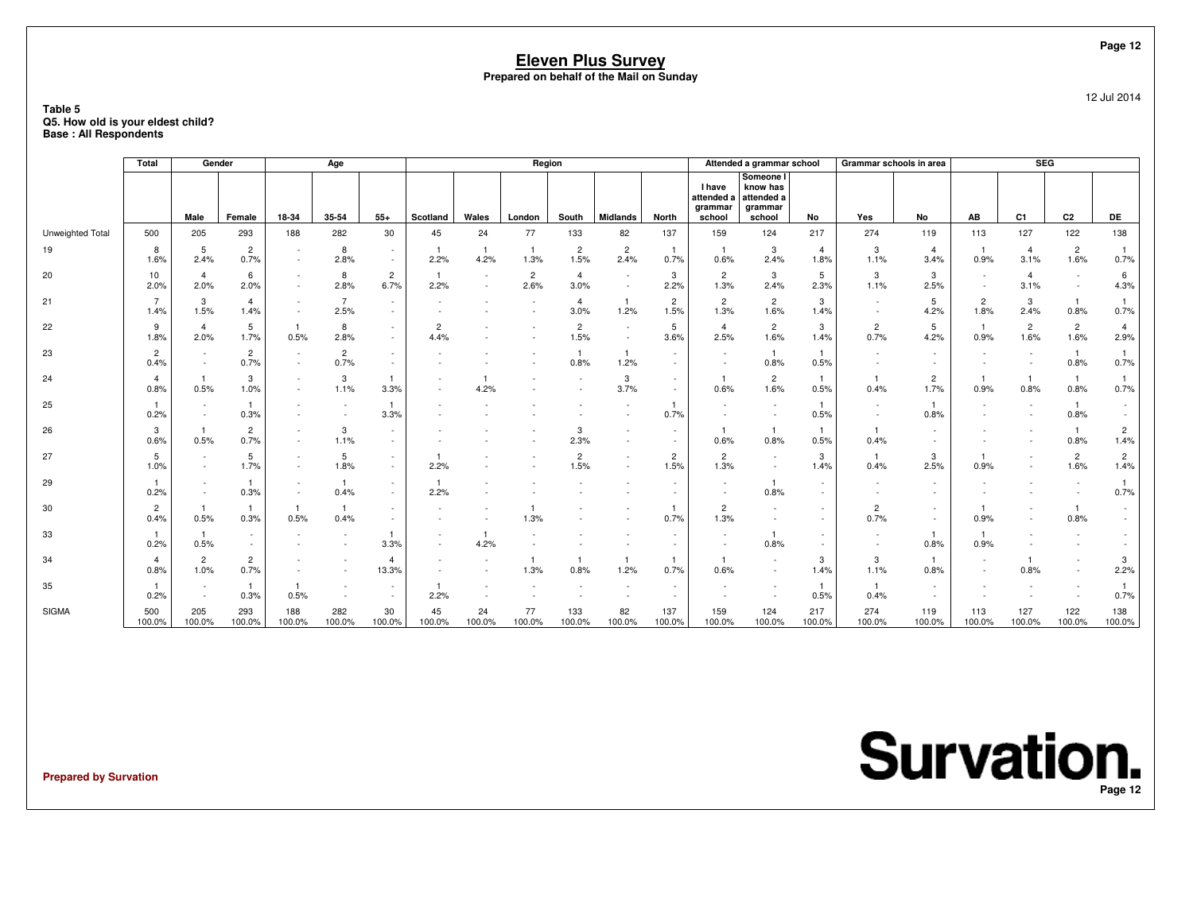# Eleven Plus Survey

**Prepared on behalf of the Mail on Sunday**

12 Jul 2014

**Table 5**
**Q5. How old is your eldest child?**
**Base : All Respondents**

| | Total | Gender | | Age | | | Region | | | | | | Attended a grammar school | | | Grammar schools in area | | SEG | | | |
|---|---|---|---|---|---|---|---|---|---|---|---|---|---|---|---|---|---|---|---|---|---|
| | | Male | Female | 18-34 | 35-54 | 55+ | Scotland | Wales | London | South | Midlands | North | I have attended a grammar school | Someone I know has attended a grammar school | No | Yes | No | AB | C1 | C2 | DE |
| Unweighted Total | 500 | 205 | 293 | 188 | 282 | 30 | 45 | 24 | 77 | 133 | 82 | 137 | 159 | 124 | 217 | 274 | 119 | 113 | 127 | 122 | 138 |
| 19 | 8 | 5 | 2 | - | 8 | - | 1 | 1 | 1 | 2 | 2 | 1 | 1 | 3 | 4 | 3 | 4 | 1 | 4 | 2 | 1 |
| | 1.6% | 2.4% | 0.7% | - | 2.8% | - | 2.2% | 4.2% | 1.3% | 1.5% | 2.4% | 0.7% | 0.6% | 2.4% | 1.8% | 1.1% | 3.4% | 0.9% | 3.1% | 1.6% | 0.7% |
| 20 | 10 | 4 | 6 | - | 8 | 2 | 1 | - | 2 | 4 | - | 3 | 2 | 3 | 5 | 3 | 3 | - | 4 | - | 6 |
| | 2.0% | 2.0% | 2.0% | - | 2.8% | 6.7% | 2.2% | - | 2.6% | 3.0% | - | 2.2% | 1.3% | 2.4% | 2.3% | 1.1% | 2.5% | - | 3.1% | - | 4.3% |
| 21 | 7 | 3 | 4 | - | 7 | - | - | - | - | 4 | 1 | 2 | 2 | 2 | 3 | - | 5 | 2 | 3 | 1 | 1 |
| | 1.4% | 1.5% | 1.4% | - | 2.5% | - | - | - | - | 3.0% | 1.2% | 1.5% | 1.3% | 1.6% | 1.4% | - | 4.2% | 1.8% | 2.4% | 0.8% | 0.7% |
| 22 | 9 | 4 | 5 | 1 | 8 | - | 2 | - | - | 2 | - | 5 | 4 | 2 | 3 | 2 | 5 | 1 | 2 | 2 | 4 |
| | 1.8% | 2.0% | 1.7% | 0.5% | 2.8% | - | 4.4% | - | - | 1.5% | - | 3.6% | 2.5% | 1.6% | 1.4% | 0.7% | 4.2% | 0.9% | 1.6% | 1.6% | 2.9% |
| 23 | 2 | - | 2 | - | 2 | - | - | - | - | 1 | 1 | - | - | 1 | 1 | - | - | - | - | 1 | 1 |
| | 0.4% | - | 0.7% | - | 0.7% | - | - | - | - | 0.8% | 1.2% | - | - | 0.8% | 0.5% | - | - | - | - | 0.8% | 0.7% |
| 24 | 4 | 1 | 3 | - | 3 | 1 | - | 1 | - | - | 3 | - | 1 | 2 | 1 | 1 | 2 | 1 | 1 | 1 | 1 |
| | 0.8% | 0.5% | 1.0% | - | 1.1% | 3.3% | - | 4.2% | - | - | 3.7% | - | 0.6% | 1.6% | 0.5% | 0.4% | 1.7% | 0.9% | 0.8% | 0.8% | 0.7% |
| 25 | 1 | - | 1 | - | - | 1 | - | - | - | - | - | 1 | - | - | 1 | - | 1 | - | - | 1 | - |
| | 0.2% | - | 0.3% | - | - | 3.3% | - | - | - | - | - | 0.7% | - | - | 0.5% | - | 0.8% | - | - | 0.8% | - |
| 26 | 3 | 1 | 2 | - | 3 | - | - | - | - | 3 | - | - | 1 | 1 | 1 | 1 | - | - | - | 1 | 2 |
| | 0.6% | 0.5% | 0.7% | - | 1.1% | - | - | - | - | 2.3% | - | - | 0.6% | 0.8% | 0.5% | 0.4% | - | - | - | 0.8% | 1.4% |
| 27 | 5 | - | 5 | - | 5 | - | 1 | - | - | 2 | - | 2 | 2 | - | 3 | 1 | 3 | 1 | - | 2 | 2 |
| | 1.0% | - | 1.7% | - | 1.8% | - | 2.2% | - | - | 1.5% | - | 1.5% | 1.3% | - | 1.4% | 0.4% | 2.5% | 0.9% | - | 1.6% | 1.4% |
| 29 | 1 | - | 1 | - | 1 | - | 1 | - | - | - | - | - | - | 1 | - | - | - | - | - | - | 1 |
| | 0.2% | - | 0.3% | - | 0.4% | - | 2.2% | - | - | - | - | - | - | 0.8% | - | - | - | - | - | - | 0.7% |
| 30 | 2 | 1 | 1 | 1 | 1 | - | - | - | 1 | - | - | 1 | 2 | - | - | 2 | - | 1 | - | 1 | - |
| | 0.4% | 0.5% | 0.3% | 0.5% | 0.4% | - | - | - | 1.3% | - | - | 0.7% | 1.3% | - | - | 0.7% | - | 0.9% | - | 0.8% | - |
| 33 | 1 | 1 | - | - | - | 1 | - | 1 | - | - | - | - | - | 1 | - | - | 1 | 1 | - | - | - |
| | 0.2% | 0.5% | - | - | - | 3.3% | - | 4.2% | - | - | - | - | - | 0.8% | - | - | 0.8% | 0.9% | - | - | - |
| 34 | 4 | 2 | 2 | - | - | 4 | - | - | 1 | 1 | 1 | 1 | 1 | - | 3 | 3 | 1 | - | 1 | - | 3 |
| | 0.8% | 1.0% | 0.7% | - | - | 13.3% | - | - | 1.3% | 0.8% | 1.2% | 0.7% | 0.6% | - | 1.4% | 1.1% | 0.8% | - | 0.8% | - | 2.2% |
| 35 | 1 | - | 1 | 1 | - | - | 1 | - | - | - | - | - | - | - | 1 | 1 | - | - | - | - | 1 |
| | 0.2% | - | 0.3% | 0.5% | - | - | 2.2% | - | - | - | - | - | - | - | 0.5% | 0.4% | - | - | - | - | 0.7% |
| SIGMA | 500 | 205 | 293 | 188 | 282 | 30 | 45 | 24 | 77 | 133 | 82 | 137 | 159 | 124 | 217 | 274 | 119 | 113 | 127 | 122 | 138 |
| | 100.0% | 100.0% | 100.0% | 100.0% | 100.0% | 100.0% | 100.0% | 100.0% | 100.0% | 100.0% | 100.0% | 100.0% | 100.0% | 100.0% | 100.0% | 100.0% | 100.0% | 100.0% | 100.0% | 100.0% | 100.0% |

**Prepared by Survation**

**Survation.**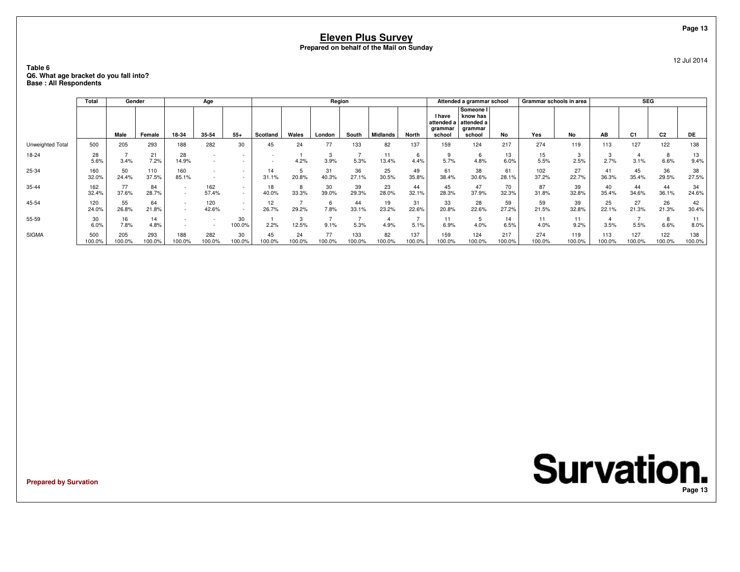# Eleven Plus Survey

**Prepared on behalf of the Mail on Sunday**

12 Jul 2014

**Table 6**
**Q6. What age bracket do you fall into?**
**Base : All Respondents**

| | Total | Gender | | Age | | | Region | | | | | | Attended a grammar school | | | Grammar schools in area | | SEG | | | |
|---|---|---|---|---|---|---|---|---|---|---|---|---|---|---|---|---|---|---|---|---|---|
| | | Male | Female | 18-34 | 35-54 | 55+ | Scotland | Wales | London | South | Midlands | North | I have attended a grammar school | Someone I know has attended a grammar school | No | Yes | No | AB | C1 | C2 | DE |
| Unweighted Total | 500 | 205 | 293 | 188 | 282 | 30 | 45 | 24 | 77 | 133 | 82 | 137 | 159 | 124 | 217 | 274 | 119 | 113 | 127 | 122 | 138 |
| 18-24 | 28 | 7 | 21 | 28 | - | - | - | 1 | 3 | 7 | 11 | 6 | 9 | 6 | 13 | 15 | 3 | 3 | 4 | 8 | 13 |
| | 5.6% | 3.4% | 7.2% | 14.9% | - | - | - | 4.2% | 3.9% | 5.3% | 13.4% | 4.4% | 5.7% | 4.8% | 6.0% | 5.5% | 2.5% | 2.7% | 3.1% | 6.6% | 9.4% |
| 25-34 | 160 | 50 | 110 | 160 | - | - | 14 | 5 | 31 | 36 | 25 | 49 | 61 | 38 | 61 | 102 | 27 | 41 | 45 | 36 | 38 |
| | 32.0% | 24.4% | 37.5% | 85.1% | - | - | 31.1% | 20.8% | 40.3% | 27.1% | 30.5% | 35.8% | 38.4% | 30.6% | 28.1% | 37.2% | 22.7% | 36.3% | 35.4% | 29.5% | 27.5% |
| 35-44 | 162 | 77 | 84 | - | 162 | - | 18 | 8 | 30 | 39 | 23 | 44 | 45 | 47 | 70 | 87 | 39 | 40 | 44 | 44 | 34 |
| | 32.4% | 37.6% | 28.7% | - | 57.4% | - | 40.0% | 33.3% | 39.0% | 29.3% | 28.0% | 32.1% | 28.3% | 37.9% | 32.3% | 31.8% | 32.8% | 35.4% | 34.6% | 36.1% | 24.6% |
| 45-54 | 120 | 55 | 64 | - | 120 | - | 12 | 7 | 6 | 44 | 19 | 31 | 33 | 28 | 59 | 59 | 39 | 25 | 27 | 26 | 42 |
| | 24.0% | 26.8% | 21.8% | - | 42.6% | - | 26.7% | 29.2% | 7.8% | 33.1% | 23.2% | 22.6% | 20.8% | 22.6% | 27.2% | 21.5% | 32.8% | 22.1% | 21.3% | 21.3% | 30.4% |
| 55-59 | 30 | 16 | 14 | - | - | 30 | 1 | 3 | 7 | 7 | 4 | 7 | 11 | 5 | 14 | 11 | 11 | 4 | 7 | 8 | 11 |
| | 6.0% | 7.8% | 4.8% | - | - | 100.0% | 2.2% | 12.5% | 9.1% | 5.3% | 4.9% | 5.1% | 6.9% | 4.0% | 6.5% | 4.0% | 9.2% | 3.5% | 5.5% | 6.6% | 8.0% |
| SIGMA | 500 | 205 | 293 | 188 | 282 | 30 | 45 | 24 | 77 | 133 | 82 | 137 | 159 | 124 | 217 | 274 | 119 | 113 | 127 | 122 | 138 |
| | 100.0% | 100.0% | 100.0% | 100.0% | 100.0% | 100.0% | 100.0% | 100.0% | 100.0% | 100.0% | 100.0% | 100.0% | 100.0% | 100.0% | 100.0% | 100.0% | 100.0% | 100.0% | 100.0% | 100.0% | 100.0% |

**Prepared by Survation**

Survation.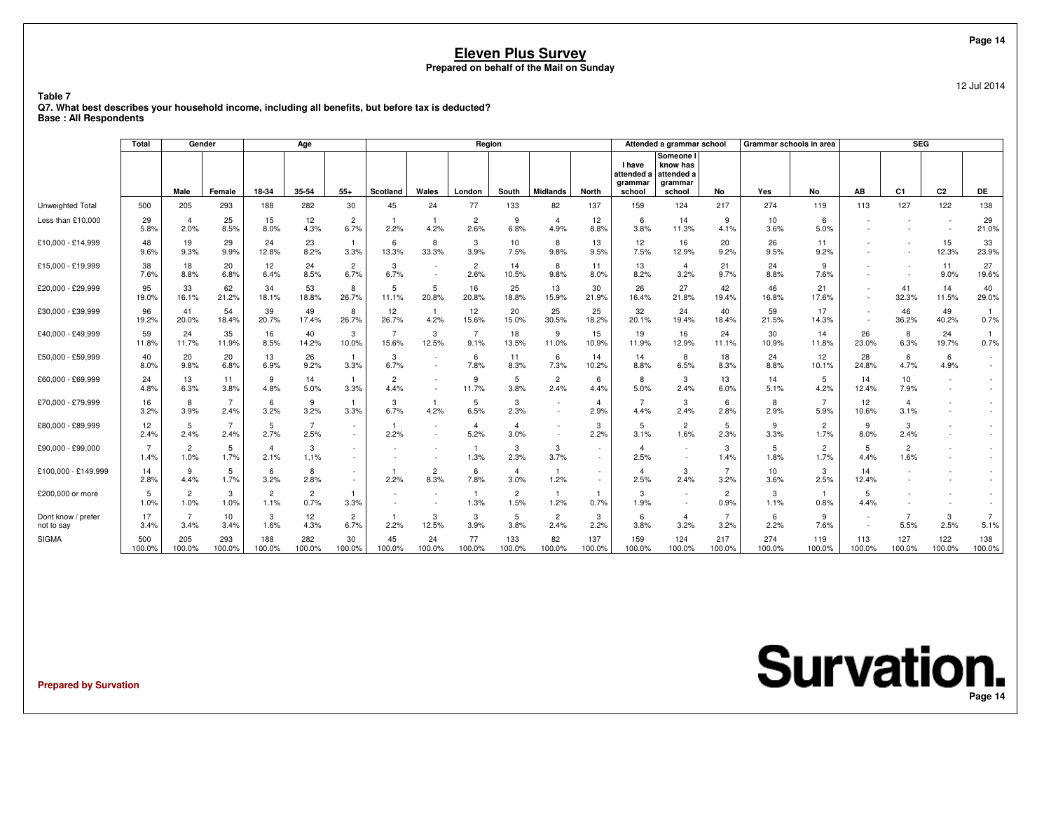# Eleven Plus Survey

**Prepared on behalf of the Mail on Sunday**

12 Jul 2014

**Table 7**
**Q7. What best describes your household income, including all benefits, but before tax is deducted?**
**Base : All Respondents**

| | Total | Gender | | Age | | | Region | | | | | | Attended a grammar school | | | Grammar schools in area | | SEG | | | |
|---|---|---|---|---|---|---|---|---|---|---|---|---|---|---|---|---|---|---|---|---|---|
| | | Male | Female | 18-34 | 35-54 | 55+ | Scotland | Wales | London | South | Midlands | North | I have attended a grammar school | Someone I know has attended a grammar school | No | Yes | No | AB | C1 | C2 | DE |
| Unweighted Total | 500 | 205 | 293 | 188 | 282 | 30 | 45 | 24 | 77 | 133 | 82 | 137 | 159 | 124 | 217 | 274 | 119 | 113 | 127 | 122 | 138 |
| Less than £10,000 | 29 | 4 | 25 | 15 | 12 | 2 | 1 | 1 | 2 | 9 | 4 | 12 | 6 | 14 | 9 | 10 | 6 | - | - | - | 29 |
| | 5.8% | 2.0% | 8.5% | 8.0% | 4.3% | 6.7% | 2.2% | 4.2% | 2.6% | 6.8% | 4.9% | 8.8% | 3.8% | 11.3% | 4.1% | 3.6% | 5.0% | - | - | - | 21.0% |
| £10,000 - £14,999 | 48 | 19 | 29 | 24 | 23 | 1 | 6 | 8 | 3 | 10 | 8 | 13 | 12 | 16 | 20 | 26 | 11 | - | - | 15 | 33 |
| | 9.6% | 9.3% | 9.9% | 12.8% | 8.2% | 3.3% | 13.3% | 33.3% | 3.9% | 7.5% | 9.8% | 9.5% | 7.5% | 12.9% | 9.2% | 9.5% | 9.2% | - | - | 12.3% | 23.9% |
| £15,000 - £19,999 | 38 | 18 | 20 | 12 | 24 | 2 | 3 | - | 2 | 14 | 8 | 11 | 13 | 4 | 21 | 24 | 9 | - | - | 11 | 27 |
| | 7.6% | 8.8% | 6.8% | 6.4% | 8.5% | 6.7% | 6.7% | - | 2.6% | 10.5% | 9.8% | 8.0% | 8.2% | 3.2% | 9.7% | 8.8% | 7.6% | - | - | 9.0% | 19.6% |
| £20,000 - £29,999 | 95 | 33 | 62 | 34 | 53 | 8 | 5 | 5 | 16 | 25 | 13 | 30 | 26 | 27 | 42 | 46 | 21 | - | 41 | 14 | 40 |
| | 19.0% | 16.1% | 21.2% | 18.1% | 18.8% | 26.7% | 11.1% | 20.8% | 20.8% | 18.8% | 15.9% | 21.9% | 16.4% | 21.8% | 19.4% | 16.8% | 17.6% | - | 32.3% | 11.5% | 29.0% |
| £30,000 - £39,999 | 96 | 41 | 54 | 39 | 49 | 8 | 12 | 1 | 12 | 20 | 25 | 25 | 32 | 24 | 40 | 59 | 17 | - | 46 | 49 | 1 |
| | 19.2% | 20.0% | 18.4% | 20.7% | 17.4% | 26.7% | 26.7% | 4.2% | 15.6% | 15.0% | 30.5% | 18.2% | 20.1% | 19.4% | 18.4% | 21.5% | 14.3% | - | 36.2% | 40.2% | 0.7% |
| £40,000 - £49,999 | 59 | 24 | 35 | 16 | 40 | 3 | 7 | 3 | 7 | 18 | 9 | 15 | 19 | 16 | 24 | 30 | 14 | 26 | 8 | 24 | 1 |
| | 11.8% | 11.7% | 11.9% | 8.5% | 14.2% | 10.0% | 15.6% | 12.5% | 9.1% | 13.5% | 11.0% | 10.9% | 11.9% | 12.9% | 11.1% | 10.9% | 11.8% | 23.0% | 6.3% | 19.7% | 0.7% |
| £50,000 - £59,999 | 40 | 20 | 20 | 13 | 26 | 1 | 3 | - | 6 | 11 | 6 | 14 | 14 | 8 | 18 | 24 | 12 | 28 | 6 | 6 | - |
| | 8.0% | 9.8% | 6.8% | 6.9% | 9.2% | 3.3% | 6.7% | - | 7.8% | 8.3% | 7.3% | 10.2% | 8.8% | 6.5% | 8.3% | 8.8% | 10.1% | 24.8% | 4.7% | 4.9% | - |
| £60,000 - £69,999 | 24 | 13 | 11 | 9 | 14 | 1 | 2 | - | 9 | 5 | 2 | 6 | 8 | 3 | 13 | 14 | 5 | 14 | 10 | - | - |
| | 4.8% | 6.3% | 3.8% | 4.8% | 5.0% | 3.3% | 4.4% | - | 11.7% | 3.8% | 2.4% | 4.4% | 5.0% | 2.4% | 6.0% | 5.1% | 4.2% | 12.4% | 7.9% | - | - |
| £70,000 - £79,999 | 16 | 8 | 7 | 6 | 9 | 1 | 3 | 1 | 5 | 3 | - | 4 | 7 | 3 | 6 | 8 | 7 | 12 | 4 | - | - |
| | 3.2% | 3.9% | 2.4% | 3.2% | 3.2% | 3.3% | 6.7% | 4.2% | 6.5% | 2.3% | - | 2.9% | 4.4% | 2.4% | 2.8% | 2.9% | 5.9% | 10.6% | 3.1% | - | - |
| £80,000 - £89,999 | 12 | 5 | 7 | 5 | 7 | - | 1 | - | 4 | 4 | - | 3 | 5 | 2 | 5 | 9 | 2 | 9 | 3 | - | - |
| | 2.4% | 2.4% | 2.4% | 2.7% | 2.5% | - | 2.2% | - | 5.2% | 3.0% | - | 2.2% | 3.1% | 1.6% | 2.3% | 3.3% | 1.7% | 8.0% | 2.4% | - | - |
| £90,000 - £99,000 | 7 | 2 | 5 | 4 | 3 | - | - | - | 1 | 3 | 3 | - | 4 | - | 3 | 5 | 2 | 5 | 2 | - | - |
| | 1.4% | 1.0% | 1.7% | 2.1% | 1.1% | - | - | - | 1.3% | 2.3% | 3.7% | - | 2.5% | - | 1.4% | 1.8% | 1.7% | 4.4% | 1.6% | - | - |
| £100,000 - £149,999 | 14 | 9 | 5 | 6 | 8 | - | 1 | 2 | 6 | 4 | 1 | - | 4 | 3 | 7 | 10 | 3 | 14 | - | - | - |
| | 2.8% | 4.4% | 1.7% | 3.2% | 2.8% | - | 2.2% | 8.3% | 7.8% | 3.0% | 1.2% | - | 2.5% | 2.4% | 3.2% | 3.6% | 2.5% | 12.4% | - | - | - |
| £200,000 or more | 5 | 2 | 3 | 2 | 2 | 1 | - | - | 1 | 2 | 1 | 1 | 3 | - | 2 | 3 | 1 | 5 | - | - | - |
| | 1.0% | 1.0% | 1.0% | 1.1% | 0.7% | 3.3% | - | - | 1.3% | 1.5% | 1.2% | 0.7% | 1.9% | - | 0.9% | 1.1% | 0.8% | 4.4% | - | - | - |
| Dont know / prefer not to say | 17 | 7 | 10 | 3 | 12 | 2 | 1 | 3 | 3 | 5 | 2 | 3 | 6 | 4 | 7 | 6 | 9 | - | 7 | 3 | 7 |
| | 3.4% | 3.4% | 3.4% | 1.6% | 4.3% | 6.7% | 2.2% | 12.5% | 3.9% | 3.8% | 2.4% | 2.2% | 3.8% | 3.2% | 3.2% | 2.2% | 7.6% | - | 5.5% | 2.5% | 5.1% |
| SIGMA | 500 | 205 | 293 | 188 | 282 | 30 | 45 | 24 | 77 | 133 | 82 | 137 | 159 | 124 | 217 | 274 | 119 | 113 | 127 | 122 | 138 |
| | 100.0% | 100.0% | 100.0% | 100.0% | 100.0% | 100.0% | 100.0% | 100.0% | 100.0% | 100.0% | 100.0% | 100.0% | 100.0% | 100.0% | 100.0% | 100.0% | 100.0% | 100.0% | 100.0% | 100.0% | 100.0% |

**Prepared by Survation**

Survation.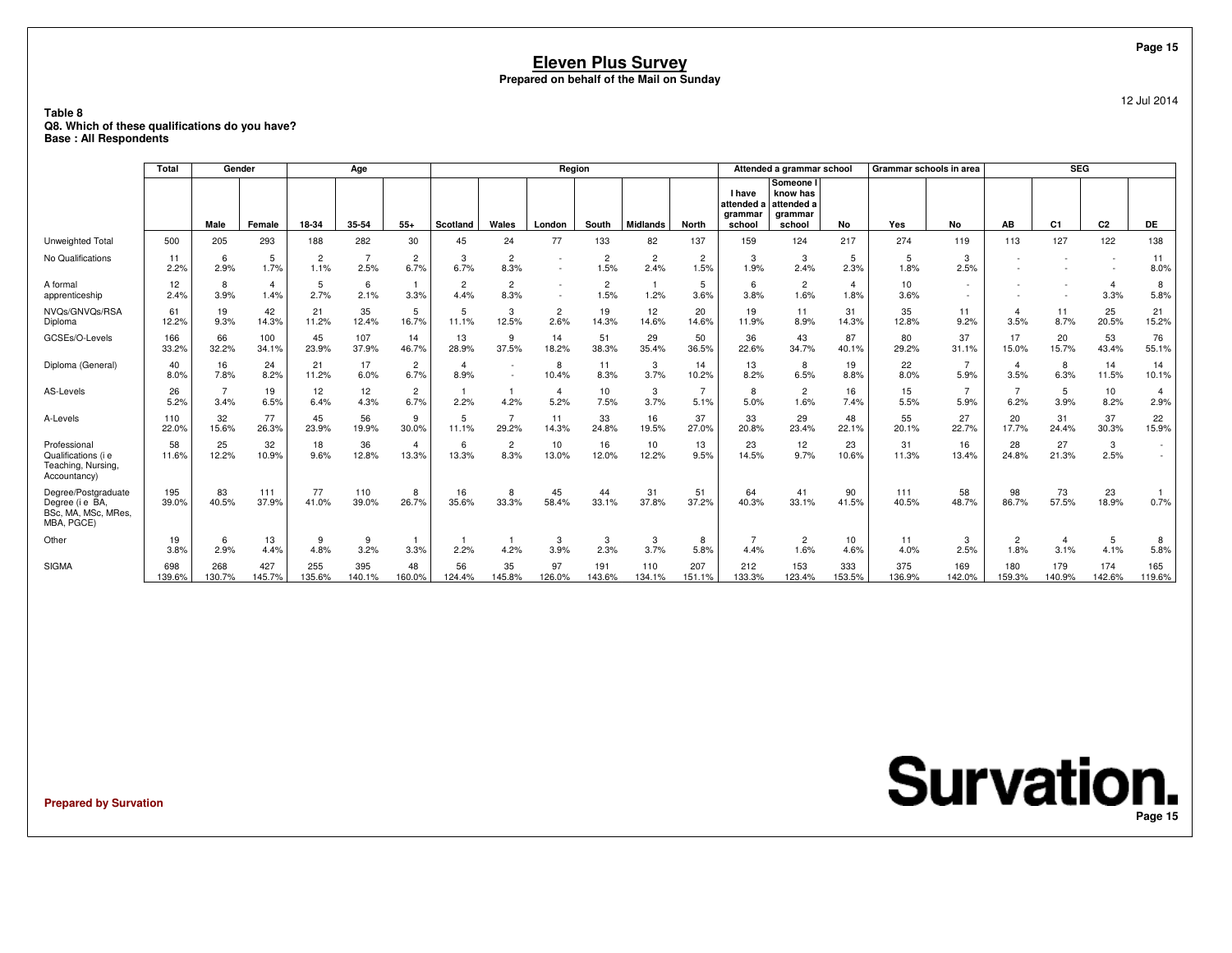# Eleven Plus Survey

**Prepared on behalf of the Mail on Sunday**

12 Jul 2014

**Table 8**
**Q8. Which of these qualifications do you have?**
**Base : All Respondents**

| | Total | Gender | | Age | | | Region | | | | | | Attended a grammar school | | | Grammar schools in area | | SEG | | | |
|---|---|---|---|---|---|---|---|---|---|---|---|---|---|---|---|---|---|---|---|---|---|
| | | Male | Female | 18-34 | 35-54 | 55+ | Scotland | Wales | London | South | Midlands | North | I have attended a grammar school | Someone I know has attended a grammar school | No | Yes | No | AB | C1 | C2 | DE |
| Unweighted Total | 500 | 205 | 293 | 188 | 282 | 30 | 45 | 24 | 77 | 133 | 82 | 137 | 159 | 124 | 217 | 274 | 119 | 113 | 127 | 122 | 138 |
| No Qualifications | 11 | 6 | 5 | 2 | 7 | 2 | 3 | 2 | - | 2 | 2 | 2 | 3 | 3 | 5 | 5 | 3 | - | - | - | 11 |
| | 2.2% | 2.9% | 1.7% | 1.1% | 2.5% | 6.7% | 6.7% | 8.3% | - | 1.5% | 2.4% | 1.5% | 1.9% | 2.4% | 2.3% | 1.8% | 2.5% | - | - | - | 8.0% |
| A formal apprenticeship | 12 | 8 | 4 | 5 | 6 | 1 | 2 | 2 | - | 2 | 1 | 5 | 6 | 2 | 4 | 10 | - | - | - | 4 | 8 |
| | 2.4% | 3.9% | 1.4% | 2.7% | 2.1% | 3.3% | 4.4% | 8.3% | - | 1.5% | 1.2% | 3.6% | 3.8% | 1.6% | 1.8% | 3.6% | - | - | - | 3.3% | 5.8% |
| NVQs/GNVQs/RSA Diploma | 61 | 19 | 42 | 21 | 35 | 5 | 5 | 3 | 2 | 19 | 12 | 20 | 19 | 11 | 31 | 35 | 11 | 4 | 11 | 25 | 21 |
| | 12.2% | 9.3% | 14.3% | 11.2% | 12.4% | 16.7% | 11.1% | 12.5% | 2.6% | 14.3% | 14.6% | 14.6% | 11.9% | 8.9% | 14.3% | 12.8% | 9.2% | 3.5% | 8.7% | 20.5% | 15.2% |
| GCSEs/O-Levels | 166 | 66 | 100 | 45 | 107 | 14 | 13 | 9 | 14 | 51 | 29 | 50 | 36 | 43 | 87 | 80 | 37 | 17 | 20 | 53 | 76 |
| | 33.2% | 32.2% | 34.1% | 23.9% | 37.9% | 46.7% | 28.9% | 37.5% | 18.2% | 38.3% | 35.4% | 36.5% | 22.6% | 34.7% | 40.1% | 29.2% | 31.1% | 15.0% | 15.7% | 43.4% | 55.1% |
| Diploma (General) | 40 | 16 | 24 | 21 | 17 | 2 | 4 | - | 8 | 11 | 3 | 14 | 13 | 8 | 19 | 22 | 7 | 4 | 8 | 14 | 14 |
| | 8.0% | 7.8% | 8.2% | 11.2% | 6.0% | 6.7% | 8.9% | - | 10.4% | 8.3% | 3.7% | 10.2% | 8.2% | 6.5% | 8.8% | 8.0% | 5.9% | 3.5% | 6.3% | 11.5% | 10.1% |
| AS-Levels | 26 | 7 | 19 | 12 | 12 | 2 | 1 | 1 | 4 | 10 | 3 | 7 | 8 | 2 | 16 | 15 | 7 | 7 | 5 | 10 | 4 |
| | 5.2% | 3.4% | 6.5% | 6.4% | 4.3% | 6.7% | 2.2% | 4.2% | 5.2% | 7.5% | 3.7% | 5.1% | 5.0% | 1.6% | 7.4% | 5.5% | 5.9% | 6.2% | 3.9% | 8.2% | 2.9% |
| A-Levels | 110 | 32 | 77 | 45 | 56 | 9 | 5 | 7 | 11 | 33 | 16 | 37 | 33 | 29 | 48 | 55 | 27 | 20 | 31 | 37 | 22 |
| | 22.0% | 15.6% | 26.3% | 23.9% | 19.9% | 30.0% | 11.1% | 29.2% | 14.3% | 24.8% | 19.5% | 27.0% | 20.8% | 23.4% | 22.1% | 20.1% | 22.7% | 17.7% | 24.4% | 30.3% | 15.9% |
| Professional Qualifications (i e Teaching, Nursing, Accountancy) | 58 | 25 | 32 | 18 | 36 | 4 | 6 | 2 | 10 | 16 | 10 | 13 | 23 | 12 | 23 | 31 | 16 | 28 | 27 | 3 | - |
| | 11.6% | 12.2% | 10.9% | 9.6% | 12.8% | 13.3% | 13.3% | 8.3% | 13.0% | 12.0% | 12.2% | 9.5% | 14.5% | 9.7% | 10.6% | 11.3% | 13.4% | 24.8% | 21.3% | 2.5% | - |
| Degree/Postgraduate Degree (i e BA, BSc, MA, MSc, MRes, MBA, PGCE) | 195 | 83 | 111 | 77 | 110 | 8 | 16 | 8 | 45 | 44 | 31 | 51 | 64 | 41 | 90 | 111 | 58 | 98 | 73 | 23 | 1 |
| | 39.0% | 40.5% | 37.9% | 41.0% | 39.0% | 26.7% | 35.6% | 33.3% | 58.4% | 33.1% | 37.8% | 37.2% | 40.3% | 33.1% | 41.5% | 40.5% | 48.7% | 86.7% | 57.5% | 18.9% | 0.7% |
| Other | 19 | 6 | 13 | 9 | 9 | 1 | 1 | 1 | 3 | 3 | 3 | 8 | 7 | 2 | 10 | 11 | 3 | 2 | 4 | 5 | 8 |
| | 3.8% | 2.9% | 4.4% | 4.8% | 3.2% | 3.3% | 2.2% | 4.2% | 3.9% | 2.3% | 3.7% | 5.8% | 4.4% | 1.6% | 4.6% | 4.0% | 2.5% | 1.8% | 3.1% | 4.1% | 5.8% |
| SIGMA | 698 | 268 | 427 | 255 | 395 | 48 | 56 | 35 | 97 | 191 | 110 | 207 | 212 | 153 | 333 | 375 | 169 | 180 | 179 | 174 | 165 |
| | 139.6% | 130.7% | 145.7% | 135.6% | 140.1% | 160.0% | 124.4% | 145.8% | 126.0% | 143.6% | 134.1% | 151.1% | 133.3% | 123.4% | 153.5% | 136.9% | 142.0% | 159.3% | 140.9% | 142.6% | 119.6% |

**Prepared by Survation**

Survation.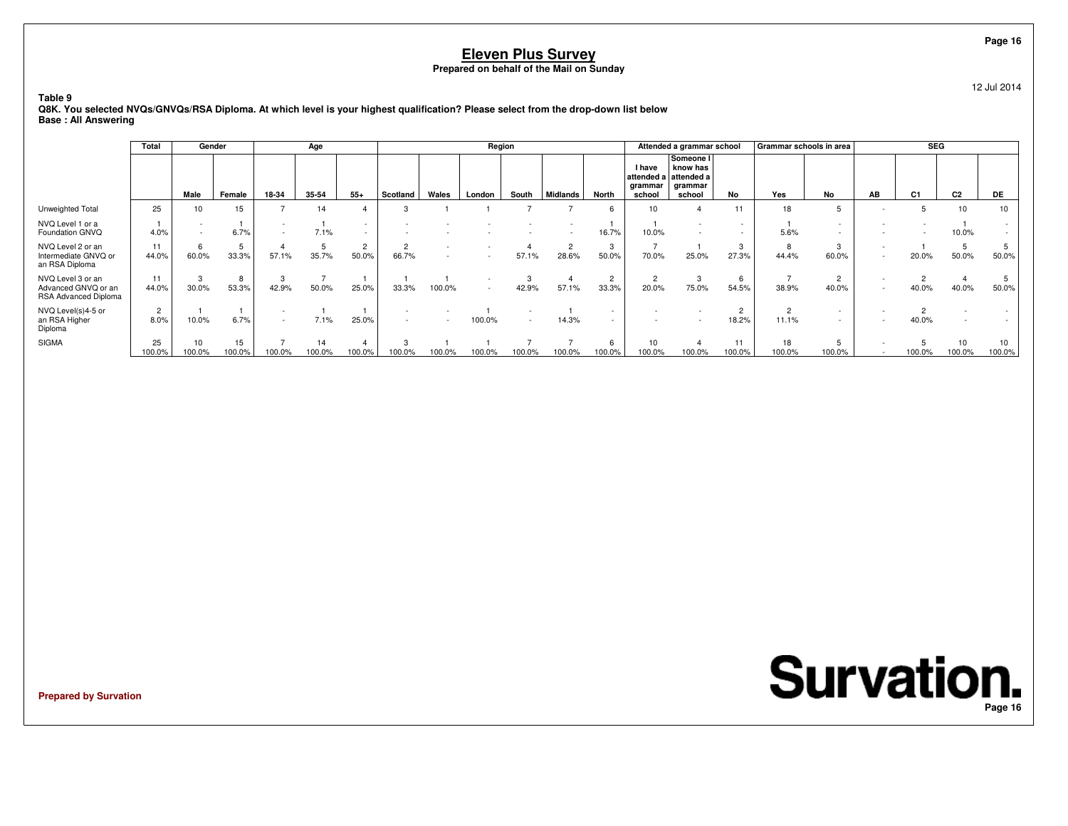# Eleven Plus Survey

**Prepared on behalf of the Mail on Sunday**

12 Jul 2014

**Table 9**
**Q8K. You selected NVQs/GNVQs/RSA Diploma. At which level is your highest qualification? Please select from the drop-down list below**
**Base : All Answering**

| | Total | Gender | | Age | | | Region | | | | | | Attended a grammar school | | | Grammar schools in area | | SEG | | | |
|---|---|---|---|---|---|---|---|---|---|---|---|---|---|---|---|---|---|---|---|---|---|
| | | Male | Female | 18-34 | 35-54 | 55+ | Scotland | Wales | London | South | Midlands | North | I have attended a grammar school | Someone I know has attended a grammar school | No | Yes | No | AB | C1 | C2 | DE |
| Unweighted Total | 25 | 10 | 15 | 7 | 14 | 4 | 3 | 1 | 1 | 7 | 7 | 6 | 10 | 4 | 11 | 18 | 5 | - | 5 | 10 | 10 |
| NVQ Level 1 or a Foundation GNVQ | 1<br>4.0% | -<br>- | 1<br>6.7% | -<br>- | 1<br>7.1% | -<br>- | -<br>- | -<br>- | -<br>- | -<br>- | -<br>- | 1<br>16.7% | 1<br>10.0% | -<br>- | -<br>- | 1<br>5.6% | -<br>- | -<br>- | -<br>- | 1<br>10.0% | -<br>- |
| NVQ Level 2 or an Intermediate GNVQ or an RSA Diploma | 11<br>44.0% | 6<br>60.0% | 5<br>33.3% | 4<br>57.1% | 5<br>35.7% | 2<br>50.0% | 2<br>66.7% | -<br>- | -<br>- | 4<br>57.1% | 2<br>28.6% | 3<br>50.0% | 7<br>70.0% | 1<br>25.0% | 3<br>27.3% | 8<br>44.4% | 3<br>60.0% | -<br>- | 1<br>20.0% | 5<br>50.0% | 5<br>50.0% |
| NVQ Level 3 or an Advanced GNVQ or an RSA Advanced Diploma | 11<br>44.0% | 3<br>30.0% | 8<br>53.3% | 3<br>42.9% | 7<br>50.0% | 1<br>25.0% | 1<br>33.3% | 1<br>100.0% | -<br>- | 3<br>42.9% | 4<br>57.1% | 2<br>33.3% | 2<br>20.0% | 3<br>75.0% | 6<br>54.5% | 7<br>38.9% | 2<br>40.0% | -<br>- | 2<br>40.0% | 4<br>40.0% | 5<br>50.0% |
| NVQ Level(s)4-5 or an RSA Higher Diploma | 2<br>8.0% | 1<br>10.0% | 1<br>6.7% | -<br>- | 1<br>7.1% | 1<br>25.0% | -<br>- | -<br>- | 1<br>100.0% | -<br>- | 1<br>14.3% | -<br>- | -<br>- | -<br>- | 2<br>18.2% | 2<br>11.1% | -<br>- | -<br>- | 2<br>40.0% | -<br>- | -<br>- |
| SIGMA | 25<br>100.0% | 10<br>100.0% | 15<br>100.0% | 7<br>100.0% | 14<br>100.0% | 4<br>100.0% | 3<br>100.0% | 1<br>100.0% | 1<br>100.0% | 7<br>100.0% | 7<br>100.0% | 6<br>100.0% | 10<br>100.0% | 4<br>100.0% | 11<br>100.0% | 18<br>100.0% | 5<br>100.0% | -<br>- | 5<br>100.0% | 10<br>100.0% | 10<br>100.0% |

**Prepared by Survation**

Survation.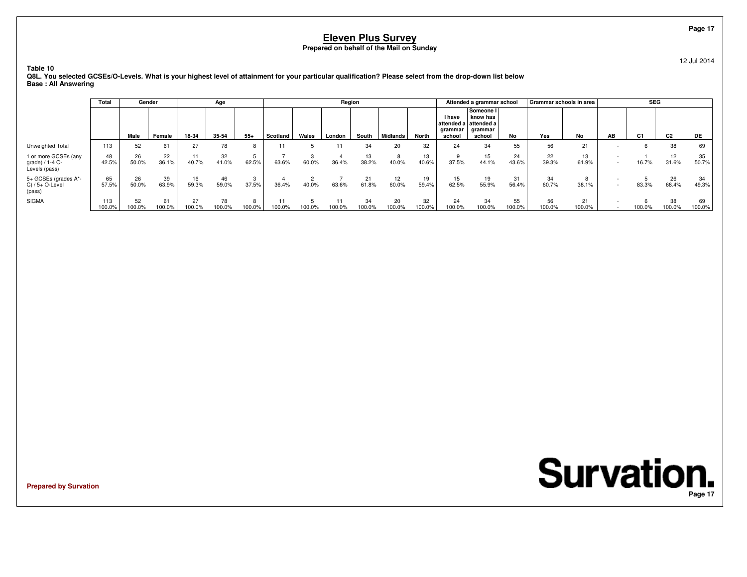# Eleven Plus Survey

**Prepared on behalf of the Mail on Sunday**

12 Jul 2014

**Table 10**

**Q8L. You selected GCSEs/O-Levels. What is your highest level of attainment for your particular qualification? Please select from the drop-down list below**

**Base : All Answering**

| | Total | Gender | | Age | | | Region | | | | | | Attended a grammar school | | | Grammar schools in area | | SEG | | | |
|---|---|---|---|---|---|---|---|---|---|---|---|---|---|---|---|---|---|---|---|---|---|
| | | Male | Female | 18-34 | 35-54 | 55+ | Scotland | Wales | London | South | Midlands | North | I have attended a grammar school | Someone I know has attended a grammar school | No | Yes | No | AB | C1 | C2 | DE |
| Unweighted Total | 113 | 52 | 61 | 27 | 78 | 8 | 11 | 5 | 11 | 34 | 20 | 32 | 24 | 34 | 55 | 56 | 21 | - | 6 | 38 | 69 |
| 1 or more GCSEs (any grade) / 1-4 O-Levels (pass) | 48<br>42.5% | 26<br>50.0% | 22<br>36.1% | 11<br>40.7% | 32<br>41.0% | 5<br>62.5% | 7<br>63.6% | 3<br>60.0% | 4<br>36.4% | 13<br>38.2% | 8<br>40.0% | 13<br>40.6% | 9<br>37.5% | 15<br>44.1% | 24<br>43.6% | 22<br>39.3% | 13<br>61.9% | -<br>- | 1<br>16.7% | 12<br>31.6% | 35<br>50.7% |
| 5+ GCSEs (grades A*-C) / 5+ O-Level (pass) | 65<br>57.5% | 26<br>50.0% | 39<br>63.9% | 16<br>59.3% | 46<br>59.0% | 3<br>37.5% | 4<br>36.4% | 2<br>40.0% | 7<br>63.6% | 21<br>61.8% | 12<br>60.0% | 19<br>59.4% | 15<br>62.5% | 19<br>55.9% | 31<br>56.4% | 34<br>60.7% | 8<br>38.1% | -<br>- | 5<br>83.3% | 26<br>68.4% | 34<br>49.3% |
| SIGMA | 113<br>100.0% | 52<br>100.0% | 61<br>100.0% | 27<br>100.0% | 78<br>100.0% | 8<br>100.0% | 11<br>100.0% | 5<br>100.0% | 11<br>100.0% | 34<br>100.0% | 20<br>100.0% | 32<br>100.0% | 24<br>100.0% | 34<br>100.0% | 55<br>100.0% | 56<br>100.0% | 21<br>100.0% | -<br>- | 6<br>100.0% | 38<br>100.0% | 69<br>100.0% |

**Prepared by Survation**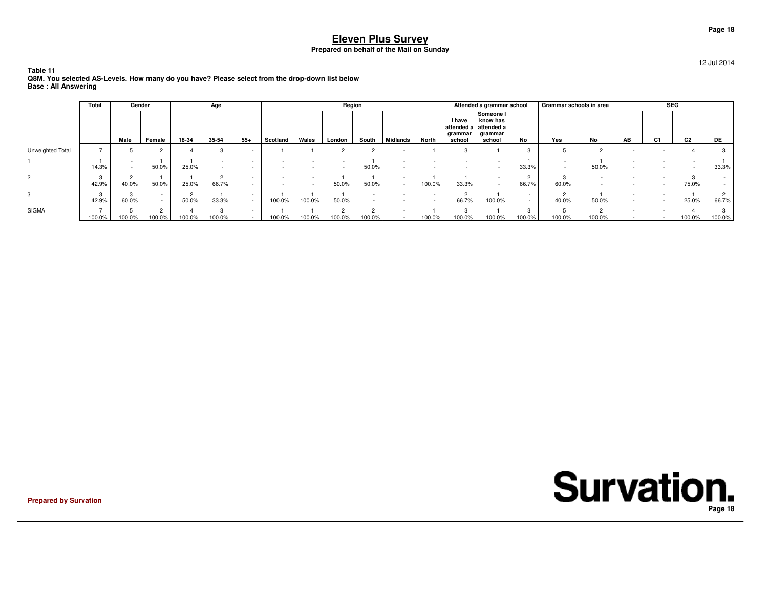# Eleven Plus Survey

**Prepared on behalf of the Mail on Sunday**

12 Jul 2014

**Table 11**
**Q8M. You selected AS-Levels. How many do you have? Please select from the drop-down list below**
**Base : All Answering**

| | Total | Gender | | Age | | | Region | | | | | | Attended a grammar school | | | Grammar schools in area | | SEG | | | |
|---|---|---|---|---|---|---|---|---|---|---|---|---|---|---|---|---|---|---|---|---|---|
| | | Male | Female | 18-34 | 35-54 | 55+ | Scotland | Wales | London | South | Midlands | North | I have attended a grammar school | Someone I know has attended a grammar school | No | Yes | No | AB | C1 | C2 | DE |
| Unweighted Total | 7 | 5 | 2 | 4 | 3 | - | 1 | 1 | 2 | 2 | - | 1 | 3 | 1 | 3 | 5 | 2 | - | - | 4 | 3 |
| 1 | 1<br>14.3% | -<br>- | 1<br>50.0% | 1<br>25.0% | -<br>- | -<br>- | -<br>- | -<br>- | -<br>- | 1<br>50.0% | -<br>- | -<br>- | -<br>- | -<br>- | 1<br>33.3% | -<br>- | 1<br>50.0% | -<br>- | -<br>- | -<br>- | 1<br>33.3% |
| 2 | 3<br>42.9% | 2<br>40.0% | 1<br>50.0% | 1<br>25.0% | 2<br>66.7% | -<br>- | -<br>- | -<br>- | 1<br>50.0% | 1<br>50.0% | -<br>- | 1<br>100.0% | 1<br>33.3% | -<br>- | 2<br>66.7% | 3<br>60.0% | -<br>- | -<br>- | -<br>- | 3<br>75.0% | -<br>- |
| 3 | 3<br>42.9% | 3<br>60.0% | -<br>- | 2<br>50.0% | 1<br>33.3% | -<br>- | 1<br>100.0% | 1<br>100.0% | 1<br>50.0% | -<br>- | -<br>- | -<br>- | 2<br>66.7% | 1<br>100.0% | -<br>- | 2<br>40.0% | 1<br>50.0% | -<br>- | -<br>- | 1<br>25.0% | 2<br>66.7% |
| SIGMA | 7<br>100.0% | 5<br>100.0% | 2<br>100.0% | 4<br>100.0% | 3<br>100.0% | -<br>- | 1<br>100.0% | 1<br>100.0% | 2<br>100.0% | 2<br>100.0% | -<br>- | 1<br>100.0% | 3<br>100.0% | 1<br>100.0% | 3<br>100.0% | 5<br>100.0% | 2<br>100.0% | -<br>- | -<br>- | 4<br>100.0% | 3<br>100.0% |

**Prepared by Survation**

Survation.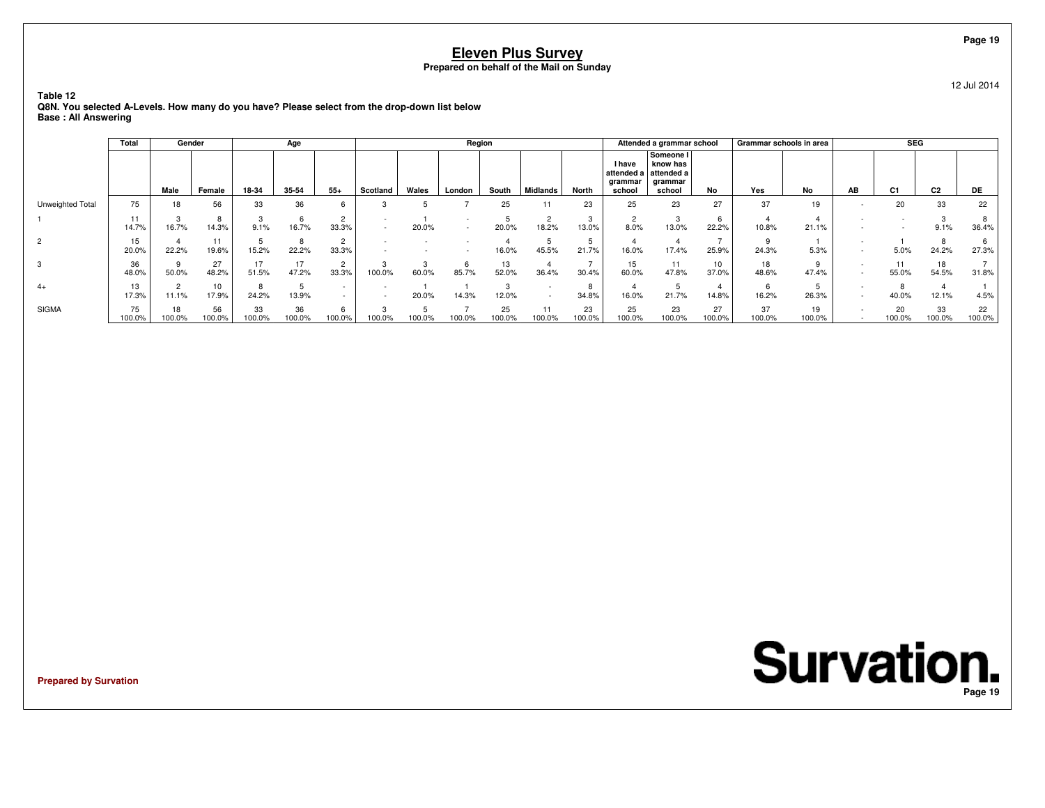# Eleven Plus Survey

**Prepared on behalf of the Mail on Sunday**

12 Jul 2014

**Table 12**
**Q8N. You selected A-Levels. How many do you have? Please select from the drop-down list below**
**Base : All Answering**

| | Total | Gender | | Age | | | Region | | | | | | Attended a grammar school | | | Grammar schools in area | | SEG | | | |
|---|---|---|---|---|---|---|---|---|---|---|---|---|---|---|---|---|---|---|---|---|---|
| | | Male | Female | 18-34 | 35-54 | 55+ | Scotland | Wales | London | South | Midlands | North | I have attended a grammar school | Someone I know has attended a grammar school | No | Yes | No | AB | C1 | C2 | DE |
| Unweighted Total | 75 | 18 | 56 | 33 | 36 | 6 | 3 | 5 | 7 | 25 | 11 | 23 | 25 | 23 | 27 | 37 | 19 | - | 20 | 33 | 22 |
| 1 | 11<br>14.7% | 3<br>16.7% | 8<br>14.3% | 3<br>9.1% | 6<br>16.7% | 2<br>33.3% | -<br>- | 1<br>20.0% | -<br>- | 5<br>20.0% | 2<br>18.2% | 3<br>13.0% | 2<br>8.0% | 3<br>13.0% | 6<br>22.2% | 4<br>10.8% | 4<br>21.1% | -<br>- | -<br>- | 3<br>9.1% | 8<br>36.4% |
| 2 | 15<br>20.0% | 4<br>22.2% | 11<br>19.6% | 5<br>15.2% | 8<br>22.2% | 2<br>33.3% | -<br>- | -<br>- | -<br>- | 4<br>16.0% | 5<br>45.5% | 5<br>21.7% | 4<br>16.0% | 4<br>17.4% | 7<br>25.9% | 9<br>24.3% | 1<br>5.3% | -<br>- | 1<br>5.0% | 8<br>24.2% | 6<br>27.3% |
| 3 | 36<br>48.0% | 9<br>50.0% | 27<br>48.2% | 17<br>51.5% | 17<br>47.2% | 2<br>33.3% | 3<br>100.0% | 3<br>60.0% | 6<br>85.7% | 13<br>52.0% | 4<br>36.4% | 7<br>30.4% | 15<br>60.0% | 11<br>47.8% | 10<br>37.0% | 18<br>48.6% | 9<br>47.4% | -<br>- | 11<br>55.0% | 18<br>54.5% | 7<br>31.8% |
| 4+ | 13<br>17.3% | 2<br>11.1% | 10<br>17.9% | 8<br>24.2% | 5<br>13.9% | -<br>- | -<br>- | 1<br>20.0% | 1<br>14.3% | 3<br>12.0% | -<br>- | 8<br>34.8% | 4<br>16.0% | 5<br>21.7% | 4<br>14.8% | 6<br>16.2% | 5<br>26.3% | -<br>- | 8<br>40.0% | 4<br>12.1% | 1<br>4.5% |
| SIGMA | 75<br>100.0% | 18<br>100.0% | 56<br>100.0% | 33<br>100.0% | 36<br>100.0% | 6<br>100.0% | 3<br>100.0% | 5<br>100.0% | 7<br>100.0% | 25<br>100.0% | 11<br>100.0% | 23<br>100.0% | 25<br>100.0% | 23<br>100.0% | 27<br>100.0% | 37<br>100.0% | 19<br>100.0% | -<br>- | 20<br>100.0% | 33<br>100.0% | 22<br>100.0% |

**Prepared by Survation**

Survation.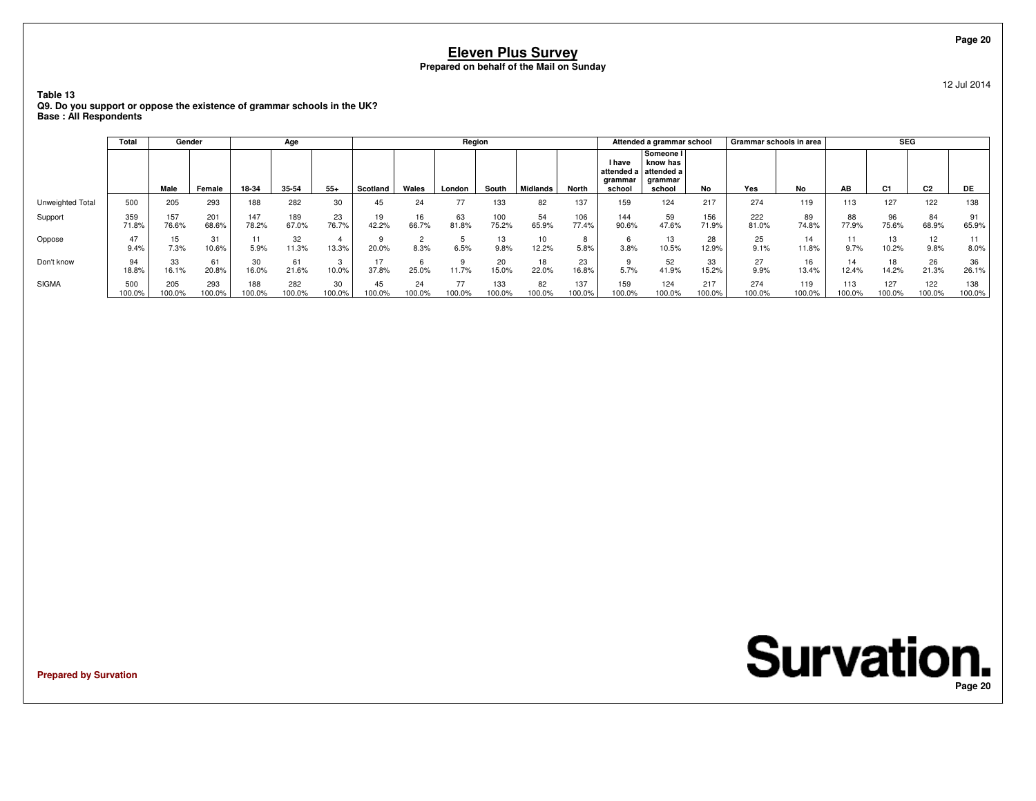## Eleven Plus Survey

**Prepared on behalf of the Mail on Sunday**

12 Jul 2014

**Table 13**
**Q9. Do you support or oppose the existence of grammar schools in the UK?**
**Base : All Respondents**

| | Total | Gender | | Age | | | Region | | | | | | Attended a grammar school | | | Grammar schools in area | | SEG | | | |
|---|---|---|---|---|---|---|---|---|---|---|---|---|---|---|---|---|---|---|---|---|---|
| | | Male | Female | 18-34 | 35-54 | 55+ | Scotland | Wales | London | South | Midlands | North | I have attended a grammar school | Someone I know has attended a grammar school | No | Yes | No | AB | C1 | C2 | DE |
| Unweighted Total | 500 | 205 | 293 | 188 | 282 | 30 | 45 | 24 | 77 | 133 | 82 | 137 | 159 | 124 | 217 | 274 | 119 | 113 | 127 | 122 | 138 |
| Support | 359 | 157 | 201 | 147 | 189 | 23 | 19 | 16 | 63 | 100 | 54 | 106 | 144 | 59 | 156 | 222 | 89 | 88 | 96 | 84 | 91 |
| | 71.8% | 76.6% | 68.6% | 78.2% | 67.0% | 76.7% | 42.2% | 66.7% | 81.8% | 75.2% | 65.9% | 77.4% | 90.6% | 47.6% | 71.9% | 81.0% | 74.8% | 77.9% | 75.6% | 68.9% | 65.9% |
| Oppose | 47 | 15 | 31 | 11 | 32 | 4 | 9 | 2 | 5 | 13 | 10 | 8 | 6 | 13 | 28 | 25 | 14 | 11 | 13 | 12 | 11 |
| | 9.4% | 7.3% | 10.6% | 5.9% | 11.3% | 13.3% | 20.0% | 8.3% | 6.5% | 9.8% | 12.2% | 5.8% | 3.8% | 10.5% | 12.9% | 9.1% | 11.8% | 9.7% | 10.2% | 9.8% | 8.0% |
| Don't know | 94 | 33 | 61 | 30 | 61 | 3 | 17 | 6 | 9 | 20 | 18 | 23 | 9 | 52 | 33 | 27 | 16 | 14 | 18 | 26 | 36 |
| | 18.8% | 16.1% | 20.8% | 16.0% | 21.6% | 10.0% | 37.8% | 25.0% | 11.7% | 15.0% | 22.0% | 16.8% | 5.7% | 41.9% | 15.2% | 9.9% | 13.4% | 12.4% | 14.2% | 21.3% | 26.1% |
| SIGMA | 500 | 205 | 293 | 188 | 282 | 30 | 45 | 24 | 77 | 133 | 82 | 137 | 159 | 124 | 217 | 274 | 119 | 113 | 127 | 122 | 138 |
| | 100.0% | 100.0% | 100.0% | 100.0% | 100.0% | 100.0% | 100.0% | 100.0% | 100.0% | 100.0% | 100.0% | 100.0% | 100.0% | 100.0% | 100.0% | 100.0% | 100.0% | 100.0% | 100.0% | 100.0% | 100.0% |

**Prepared by Survation**

**Survation.**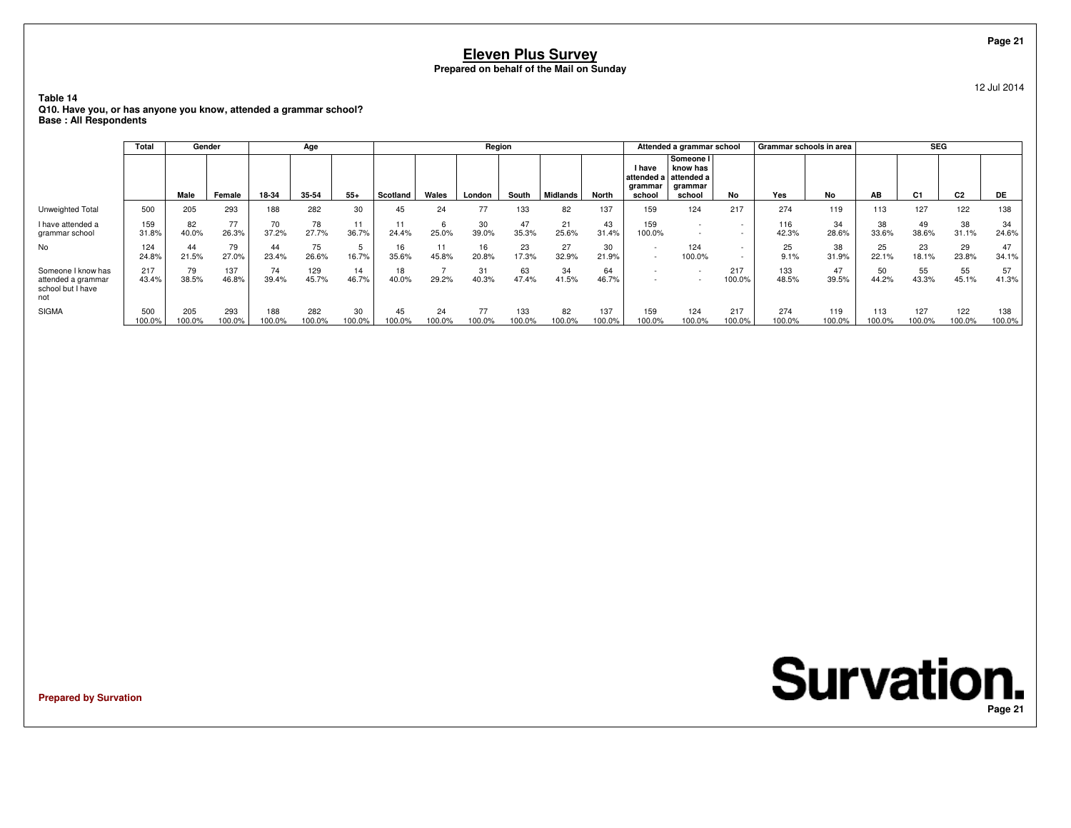# Eleven Plus Survey

**Prepared on behalf of the Mail on Sunday**

12 Jul 2014

**Table 14**
**Q10. Have you, or has anyone you know, attended a grammar school?**
**Base : All Respondents**

| | Total | Gender | | Age | | | Region | | | | | | Attended a grammar school | | | Grammar schools in area | | SEG | | | |
|---|---|---|---|---|---|---|---|---|---|---|---|---|---|---|---|---|---|---|---|---|---|
| | | Male | Female | 18-34 | 35-54 | 55+ | Scotland | Wales | London | South | Midlands | North | I have attended a grammar school | Someone I know has attended a grammar school | No | Yes | No | AB | C1 | C2 | DE |
| Unweighted Total | 500 | 205 | 293 | 188 | 282 | 30 | 45 | 24 | 77 | 133 | 82 | 137 | 159 | 124 | 217 | 274 | 119 | 113 | 127 | 122 | 138 |
| I have attended a grammar school | 159 | 82 | 77 | 70 | 78 | 11 | 11 | 6 | 30 | 47 | 21 | 43 | 159 | - | - | 116 | 34 | 38 | 49 | 38 | 34 |
| | 31.8% | 40.0% | 26.3% | 37.2% | 27.7% | 36.7% | 24.4% | 25.0% | 39.0% | 35.3% | 25.6% | 31.4% | 100.0% | - | - | 42.3% | 28.6% | 33.6% | 38.6% | 31.1% | 24.6% |
| No | 124 | 44 | 79 | 44 | 75 | 5 | 16 | 11 | 16 | 23 | 27 | 30 | - | 124 | - | 25 | 38 | 25 | 23 | 29 | 47 |
| | 24.8% | 21.5% | 27.0% | 23.4% | 26.6% | 16.7% | 35.6% | 45.8% | 20.8% | 17.3% | 32.9% | 21.9% | - | 100.0% | - | 9.1% | 31.9% | 22.1% | 18.1% | 23.8% | 34.1% |
| Someone I know has attended a grammar school but I have not | 217 | 79 | 137 | 74 | 129 | 14 | 18 | 7 | 31 | 63 | 34 | 64 | - | - | 217 | 133 | 47 | 50 | 55 | 55 | 57 |
| | 43.4% | 38.5% | 46.8% | 39.4% | 45.7% | 46.7% | 40.0% | 29.2% | 40.3% | 47.4% | 41.5% | 46.7% | - | - | 100.0% | 48.5% | 39.5% | 44.2% | 43.3% | 45.1% | 41.3% |
| SIGMA | 500 | 205 | 293 | 188 | 282 | 30 | 45 | 24 | 77 | 133 | 82 | 137 | 159 | 124 | 217 | 274 | 119 | 113 | 127 | 122 | 138 |
| | 100.0% | 100.0% | 100.0% | 100.0% | 100.0% | 100.0% | 100.0% | 100.0% | 100.0% | 100.0% | 100.0% | 100.0% | 100.0% | 100.0% | 100.0% | 100.0% | 100.0% | 100.0% | 100.0% | 100.0% | 100.0% |

Prepared by Survation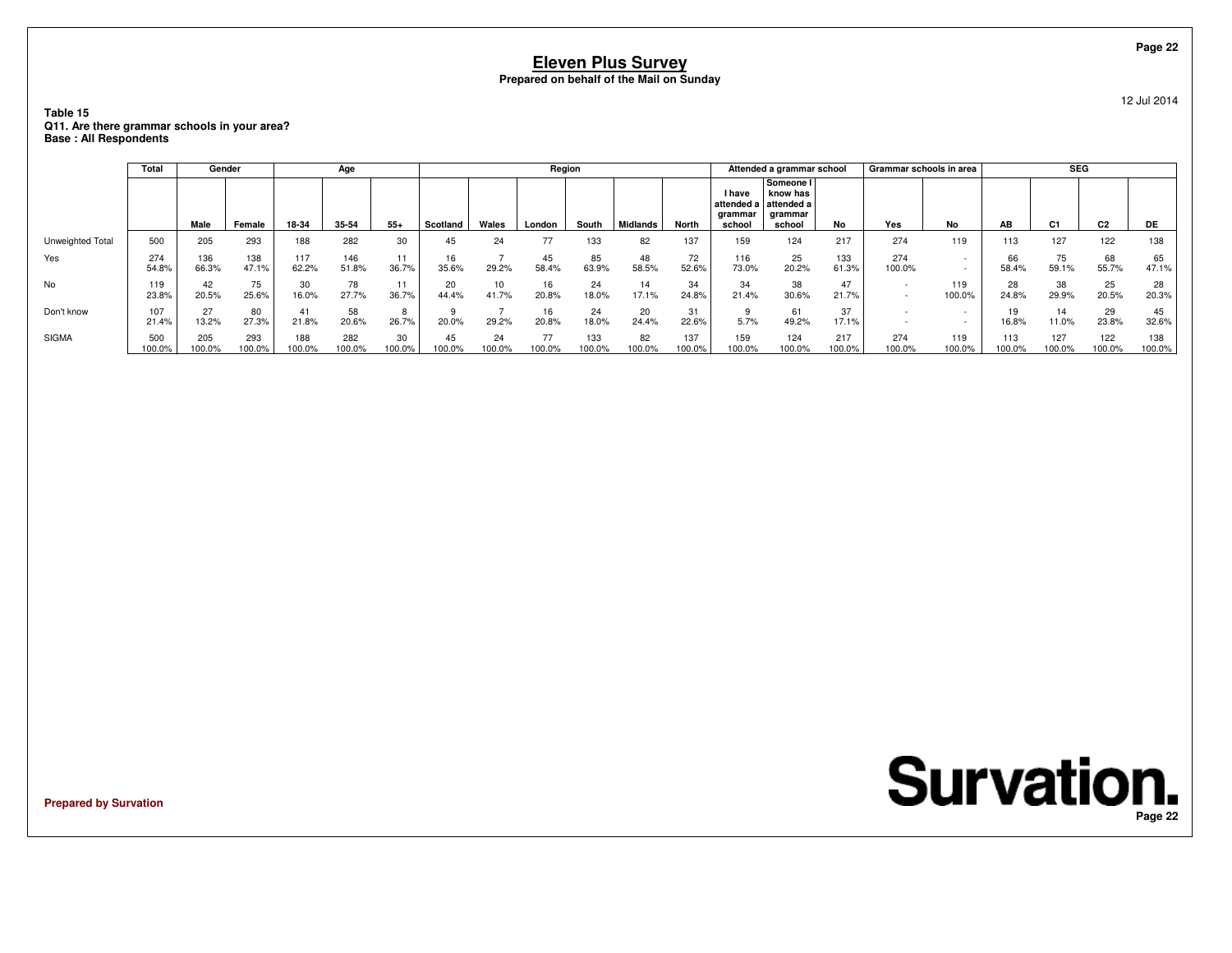# Eleven Plus Survey

**Prepared on behalf of the Mail on Sunday**

12 Jul 2014

**Table 15**
**Q11. Are there grammar schools in your area?**
**Base : All Respondents**

| | Total | Gender | | Age | | | Region | | | | | | Attended a grammar school | | | Grammar schools in area | | SEG | | | |
|---|---|---|---|---|---|---|---|---|---|---|---|---|---|---|---|---|---|---|---|---|---|
| | | Male | Female | 18-34 | 35-54 | 55+ | Scotland | Wales | London | South | Midlands | North | I have attended a grammar school | Someone I know has attended a grammar school | No | Yes | No | AB | C1 | C2 | DE |
| Unweighted Total | 500 | 205 | 293 | 188 | 282 | 30 | 45 | 24 | 77 | 133 | 82 | 137 | 159 | 124 | 217 | 274 | 119 | 113 | 127 | 122 | 138 |
| Yes | 274 | 136 | 138 | 117 | 146 | 11 | 16 | 7 | 45 | 85 | 48 | 72 | 116 | 25 | 133 | 274 | - | 66 | 75 | 68 | 65 |
| | 54.8% | 66.3% | 47.1% | 62.2% | 51.8% | 36.7% | 35.6% | 29.2% | 58.4% | 63.9% | 58.5% | 52.6% | 73.0% | 20.2% | 61.3% | 100.0% | - | 58.4% | 59.1% | 55.7% | 47.1% |
| No | 119 | 42 | 75 | 30 | 78 | 11 | 20 | 10 | 16 | 24 | 14 | 34 | 34 | 38 | 47 | - | 119 | 28 | 38 | 25 | 28 |
| | 23.8% | 20.5% | 25.6% | 16.0% | 27.7% | 36.7% | 44.4% | 41.7% | 20.8% | 18.0% | 17.1% | 24.8% | 21.4% | 30.6% | 21.7% | - | 100.0% | 24.8% | 29.9% | 20.5% | 20.3% |
| Don't know | 107 | 27 | 80 | 41 | 58 | 8 | 9 | 7 | 16 | 24 | 20 | 31 | 9 | 61 | 37 | - | - | 19 | 14 | 29 | 45 |
| | 21.4% | 13.2% | 27.3% | 21.8% | 20.6% | 26.7% | 20.0% | 29.2% | 20.8% | 18.0% | 24.4% | 22.6% | 5.7% | 49.2% | 17.1% | - | - | 16.8% | 11.0% | 23.8% | 32.6% |
| SIGMA | 500 | 205 | 293 | 188 | 282 | 30 | 45 | 24 | 77 | 133 | 82 | 137 | 159 | 124 | 217 | 274 | 119 | 113 | 127 | 122 | 138 |
| | 100.0% | 100.0% | 100.0% | 100.0% | 100.0% | 100.0% | 100.0% | 100.0% | 100.0% | 100.0% | 100.0% | 100.0% | 100.0% | 100.0% | 100.0% | 100.0% | 100.0% | 100.0% | 100.0% | 100.0% | 100.0% |

**Prepared by Survation**

Survation.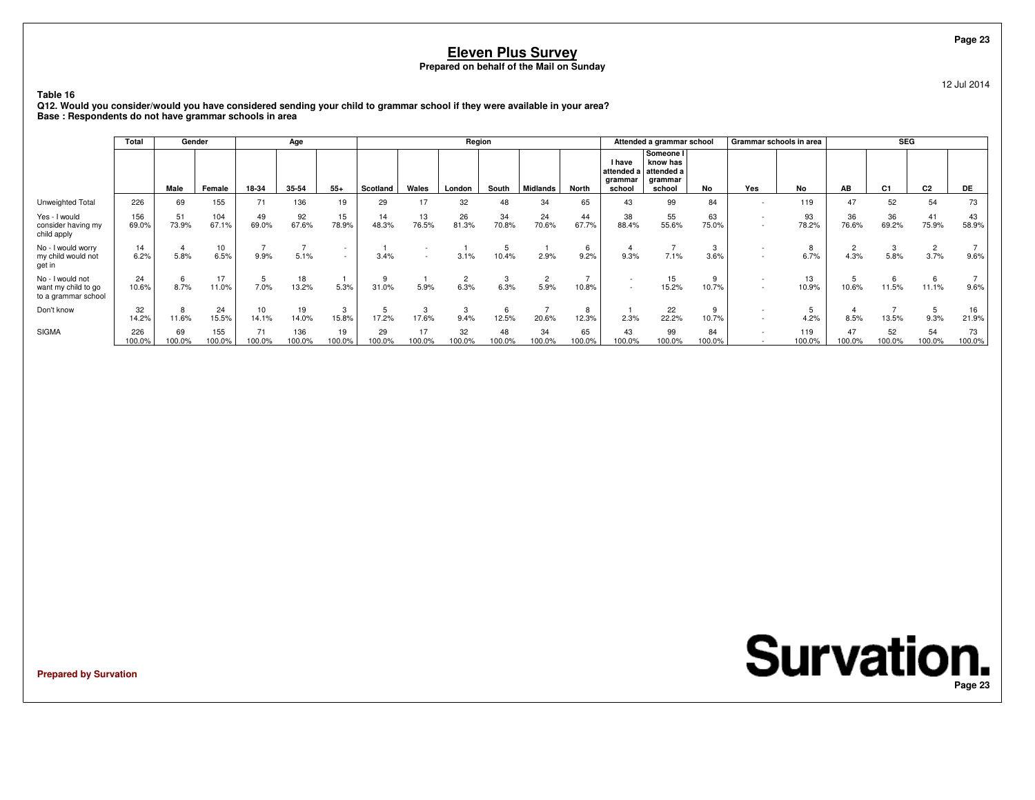# Eleven Plus Survey

**Prepared on behalf of the Mail on Sunday**

12 Jul 2014

**Table 16**

**Q12. Would you consider/would you have considered sending your child to grammar school if they were available in your area?**

**Base : Respondents do not have grammar schools in area**

| | Total | Gender | | Age | | | Region | | | | | | Attended a grammar school | | | Grammar schools in area | | SEG | | | |
|---|---|---|---|---|---|---|---|---|---|---|---|---|---|---|---|---|---|---|---|---|---|
| | | Male | Female | 18-34 | 35-54 | 55+ | Scotland | Wales | London | South | Midlands | North | I have attended a grammar school | Someone I know has attended a grammar school | No | Yes | No | AB | C1 | C2 | DE |
| Unweighted Total | 226 | 69 | 155 | 71 | 136 | 19 | 29 | 17 | 32 | 48 | 34 | 65 | 43 | 99 | 84 | - | 119 | 47 | 52 | 54 | 73 |
| Yes - I would consider having my child apply | 156<br>69.0% | 51<br>73.9% | 104<br>67.1% | 49<br>69.0% | 92<br>67.6% | 15<br>78.9% | 14<br>48.3% | 13<br>76.5% | 26<br>81.3% | 34<br>70.8% | 24<br>70.6% | 44<br>67.7% | 38<br>88.4% | 55<br>55.6% | 63<br>75.0% | -<br>- | 93<br>78.2% | 36<br>76.6% | 36<br>69.2% | 41<br>75.9% | 43<br>58.9% |
| No - I would worry my child would not get in | 14<br>6.2% | 4<br>5.8% | 10<br>6.5% | 7<br>9.9% | 7<br>5.1% | -<br>- | 1<br>3.4% | -<br>- | 1<br>3.1% | 5<br>10.4% | 1<br>2.9% | 6<br>9.2% | 4<br>9.3% | 7<br>7.1% | 3<br>3.6% | -<br>- | 8<br>6.7% | 2<br>4.3% | 3<br>5.8% | 2<br>3.7% | 7<br>9.6% |
| No - I would not want my child to go to a grammar school | 24<br>10.6% | 6<br>8.7% | 17<br>11.0% | 5<br>7.0% | 18<br>13.2% | 1<br>5.3% | 9<br>31.0% | 1<br>5.9% | 2<br>6.3% | 3<br>6.3% | 2<br>5.9% | 7<br>10.8% | -<br>- | 15<br>15.2% | 9<br>10.7% | -<br>- | 13<br>10.9% | 5<br>10.6% | 6<br>11.5% | 6<br>11.1% | 7<br>9.6% |
| Don't know | 32<br>14.2% | 8<br>11.6% | 24<br>15.5% | 10<br>14.1% | 19<br>14.0% | 3<br>15.8% | 5<br>17.2% | 3<br>17.6% | 3<br>9.4% | 6<br>12.5% | 7<br>20.6% | 8<br>12.3% | 1<br>2.3% | 22<br>22.2% | 9<br>10.7% | -<br>- | 5<br>4.2% | 4<br>8.5% | 7<br>13.5% | 5<br>9.3% | 16<br>21.9% |
| SIGMA | 226<br>100.0% | 69<br>100.0% | 155<br>100.0% | 71<br>100.0% | 136<br>100.0% | 19<br>100.0% | 29<br>100.0% | 17<br>100.0% | 32<br>100.0% | 48<br>100.0% | 34<br>100.0% | 65<br>100.0% | 43<br>100.0% | 99<br>100.0% | 84<br>100.0% | -<br>- | 119<br>100.0% | 47<br>100.0% | 52<br>100.0% | 54<br>100.0% | 73<br>100.0% |

**Prepared by Survation**

Survation.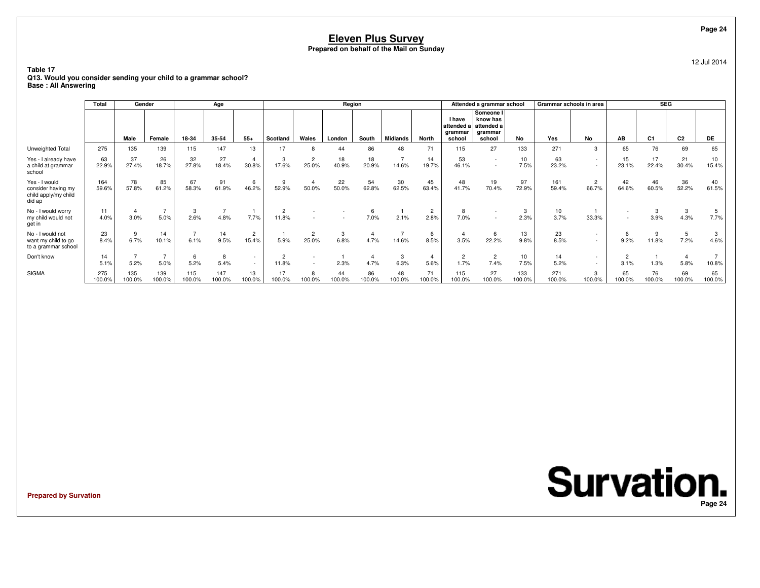# Eleven Plus Survey

**Prepared on behalf of the Mail on Sunday**

12 Jul 2014

**Table 17**
**Q13. Would you consider sending your child to a grammar school?**
**Base : All Answering**

| | Total | Gender | | Age | | | Region | | | | | | Attended a grammar school | | | Grammar schools in area | | SEG | | | |
|---|---|---|---|---|---|---|---|---|---|---|---|---|---|---|---|---|---|---|---|---|---|
| | | Male | Female | 18-34 | 35-54 | 55+ | Scotland | Wales | London | South | Midlands | North | I have attended a grammar school | Someone I know has attended a grammar school | No | Yes | No | AB | C1 | C2 | DE |
| Unweighted Total | 275 | 135 | 139 | 115 | 147 | 13 | 17 | 8 | 44 | 86 | 48 | 71 | 115 | 27 | 133 | 271 | 3 | 65 | 76 | 69 | 65 |
| Yes - I already have a child at grammar school | 63<br>22.9% | 37<br>27.4% | 26<br>18.7% | 32<br>27.8% | 27<br>18.4% | 4<br>30.8% | 3<br>17.6% | 2<br>25.0% | 18<br>40.9% | 18<br>20.9% | 7<br>14.6% | 14<br>19.7% | 53<br>46.1% | -<br>- | 10<br>7.5% | 63<br>23.2% | -<br>- | 15<br>23.1% | 17<br>22.4% | 21<br>30.4% | 10<br>15.4% |
| Yes - I would consider having my child apply/my child did ap | 164<br>59.6% | 78<br>57.8% | 85<br>61.2% | 67<br>58.3% | 91<br>61.9% | 6<br>46.2% | 9<br>52.9% | 4<br>50.0% | 22<br>50.0% | 54<br>62.8% | 30<br>62.5% | 45<br>63.4% | 48<br>41.7% | 19<br>70.4% | 97<br>72.9% | 161<br>59.4% | 2<br>66.7% | 42<br>64.6% | 46<br>60.5% | 36<br>52.2% | 40<br>61.5% |
| No - I would worry my child would not get in | 11<br>4.0% | 4<br>3.0% | 7<br>5.0% | 3<br>2.6% | 7<br>4.8% | 1<br>7.7% | 2<br>11.8% | -<br>- | -<br>- | 6<br>7.0% | 1<br>2.1% | 2<br>2.8% | 8<br>7.0% | -<br>- | 3<br>2.3% | 10<br>3.7% | 1<br>33.3% | -<br>- | 3<br>3.9% | 3<br>4.3% | 5<br>7.7% |
| No - I would not want my child to go to a grammar school | 23<br>8.4% | 9<br>6.7% | 14<br>10.1% | 7<br>6.1% | 14<br>9.5% | 2<br>15.4% | 1<br>5.9% | 2<br>25.0% | 3<br>6.8% | 4<br>4.7% | 7<br>14.6% | 6<br>8.5% | 4<br>3.5% | 6<br>22.2% | 13<br>9.8% | 23<br>8.5% | -<br>- | 6<br>9.2% | 9<br>11.8% | 5<br>7.2% | 3<br>4.6% |
| Don't know | 14<br>5.1% | 7<br>5.2% | 7<br>5.0% | 6<br>5.2% | 8<br>5.4% | -<br>- | 2<br>11.8% | -<br>- | 1<br>2.3% | 4<br>4.7% | 3<br>6.3% | 4<br>5.6% | 2<br>1.7% | 2<br>7.4% | 10<br>7.5% | 14<br>5.2% | -<br>- | 2<br>3.1% | 1<br>1.3% | 4<br>5.8% | 7<br>10.8% |
| SIGMA | 275<br>100.0% | 135<br>100.0% | 139<br>100.0% | 115<br>100.0% | 147<br>100.0% | 13<br>100.0% | 17<br>100.0% | 8<br>100.0% | 44<br>100.0% | 86<br>100.0% | 48<br>100.0% | 71<br>100.0% | 115<br>100.0% | 27<br>100.0% | 133<br>100.0% | 271<br>100.0% | 3<br>100.0% | 65<br>100.0% | 76<br>100.0% | 69<br>100.0% | 65<br>100.0% |

**Prepared by Survation**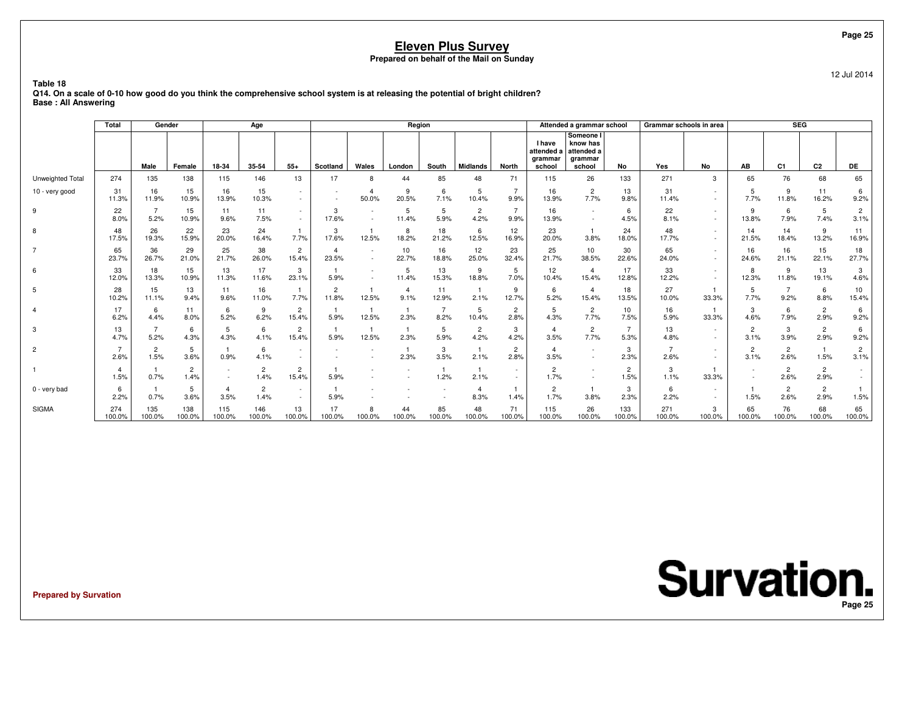# Eleven Plus Survey

**Prepared on behalf of the Mail on Sunday**

12 Jul 2014

**Table 18**
**Q14. On a scale of 0-10 how good do you think the comprehensive school system is at releasing the potential of bright children?**
**Base : All Answering**

| | Total | Gender | | Age | | | Region | | | | | | Attended a grammar school | | | Grammar schools in area | | SEG | | | |
|---|---|---|---|---|---|---|---|---|---|---|---|---|---|---|---|---|---|---|---|---|---|
| | | Male | Female | 18-34 | 35-54 | 55+ | Scotland | Wales | London | South | Midlands | North | I have attended a grammar school | Someone I know has attended a grammar school | No | Yes | No | AB | C1 | C2 | DE |
| Unweighted Total | 274 | 135 | 138 | 115 | 146 | 13 | 17 | 8 | 44 | 85 | 48 | 71 | 115 | 26 | 133 | 271 | 3 | 65 | 76 | 68 | 65 |
| 10 - very good | 31 | 16 | 15 | 16 | 15 | - | - | 4 | 9 | 6 | 5 | 7 | 16 | 2 | 13 | 31 | - | 5 | 9 | 11 | 6 |
| | 11.3% | 11.9% | 10.9% | 13.9% | 10.3% | - | - | 50.0% | 20.5% | 7.1% | 10.4% | 9.9% | 13.9% | 7.7% | 9.8% | 11.4% | - | 7.7% | 11.8% | 16.2% | 9.2% |
| 9 | 22 | 7 | 15 | 11 | 11 | - | 3 | - | 5 | 5 | 2 | 7 | 16 | - | 6 | 22 | - | 9 | 6 | 5 | 2 |
| | 8.0% | 5.2% | 10.9% | 9.6% | 7.5% | - | 17.6% | - | 11.4% | 5.9% | 4.2% | 9.9% | 13.9% | - | 4.5% | 8.1% | - | 13.8% | 7.9% | 7.4% | 3.1% |
| 8 | 48 | 26 | 22 | 23 | 24 | 1 | 3 | 1 | 8 | 18 | 6 | 12 | 23 | 1 | 24 | 48 | - | 14 | 14 | 9 | 11 |
| | 17.5% | 19.3% | 15.9% | 20.0% | 16.4% | 7.7% | 17.6% | 12.5% | 18.2% | 21.2% | 12.5% | 16.9% | 20.0% | 3.8% | 18.0% | 17.7% | - | 21.5% | 18.4% | 13.2% | 16.9% |
| 7 | 65 | 36 | 29 | 25 | 38 | 2 | 4 | - | 10 | 16 | 12 | 23 | 25 | 10 | 30 | 65 | - | 16 | 16 | 15 | 18 |
| | 23.7% | 26.7% | 21.0% | 21.7% | 26.0% | 15.4% | 23.5% | - | 22.7% | 18.8% | 25.0% | 32.4% | 21.7% | 38.5% | 22.6% | 24.0% | - | 24.6% | 21.1% | 22.1% | 27.7% |
| 6 | 33 | 18 | 15 | 13 | 17 | 3 | 1 | - | 5 | 13 | 9 | 5 | 12 | 4 | 17 | 33 | - | 8 | 9 | 13 | 3 |
| | 12.0% | 13.3% | 10.9% | 11.3% | 11.6% | 23.1% | 5.9% | - | 11.4% | 15.3% | 18.8% | 7.0% | 10.4% | 15.4% | 12.8% | 12.2% | - | 12.3% | 11.8% | 19.1% | 4.6% |
| 5 | 28 | 15 | 13 | 11 | 16 | 1 | 2 | 1 | 4 | 11 | 1 | 9 | 6 | 4 | 18 | 27 | 1 | 5 | 7 | 6 | 10 |
| | 10.2% | 11.1% | 9.4% | 9.6% | 11.0% | 7.7% | 11.8% | 12.5% | 9.1% | 12.9% | 2.1% | 12.7% | 5.2% | 15.4% | 13.5% | 10.0% | 33.3% | 7.7% | 9.2% | 8.8% | 15.4% |
| 4 | 17 | 6 | 11 | 6 | 9 | 2 | 1 | 1 | 1 | 7 | 5 | 2 | 5 | 2 | 10 | 16 | 1 | 3 | 6 | 2 | 6 |
| | 6.2% | 4.4% | 8.0% | 5.2% | 6.2% | 15.4% | 5.9% | 12.5% | 2.3% | 8.2% | 10.4% | 2.8% | 4.3% | 7.7% | 7.5% | 5.9% | 33.3% | 4.6% | 7.9% | 2.9% | 9.2% |
| 3 | 13 | 7 | 6 | 5 | 6 | 2 | 1 | 1 | 1 | 5 | 2 | 3 | 4 | 2 | 7 | 13 | - | 2 | 3 | 2 | 6 |
| | 4.7% | 5.2% | 4.3% | 4.3% | 4.1% | 15.4% | 5.9% | 12.5% | 2.3% | 5.9% | 4.2% | 4.2% | 3.5% | 7.7% | 5.3% | 4.8% | - | 3.1% | 3.9% | 2.9% | 9.2% |
| 2 | 7 | 2 | 5 | 1 | 6 | - | - | - | 1 | 3 | 1 | 2 | 4 | - | 3 | 7 | - | 2 | 2 | 1 | 2 |
| | 2.6% | 1.5% | 3.6% | 0.9% | 4.1% | - | - | - | 2.3% | 3.5% | 2.1% | 2.8% | 3.5% | - | 2.3% | 2.6% | - | 3.1% | 2.6% | 1.5% | 3.1% |
| 1 | 4 | 1 | 2 | - | 2 | 2 | 1 | - | - | 1 | 1 | - | 2 | - | 2 | 3 | 1 | - | 2 | 2 | - |
| | 1.5% | 0.7% | 1.4% | - | 1.4% | 15.4% | 5.9% | - | - | 1.2% | 2.1% | - | 1.7% | - | 1.5% | 1.1% | 33.3% | - | 2.6% | 2.9% | - |
| 0 - very bad | 6 | 1 | 5 | 4 | 2 | - | 1 | - | - | - | 4 | 1 | 2 | 1 | 3 | 6 | - | 1 | 2 | 2 | 1 |
| | 2.2% | 0.7% | 3.6% | 3.5% | 1.4% | - | 5.9% | - | - | - | 8.3% | 1.4% | 1.7% | 3.8% | 2.3% | 2.2% | - | 1.5% | 2.6% | 2.9% | 1.5% |
| SIGMA | 274 | 135 | 138 | 115 | 146 | 13 | 17 | 8 | 44 | 85 | 48 | 71 | 115 | 26 | 133 | 271 | 3 | 65 | 76 | 68 | 65 |
| | 100.0% | 100.0% | 100.0% | 100.0% | 100.0% | 100.0% | 100.0% | 100.0% | 100.0% | 100.0% | 100.0% | 100.0% | 100.0% | 100.0% | 100.0% | 100.0% | 100.0% | 100.0% | 100.0% | 100.0% | 100.0% |

**Prepared by Survation**

**Survation.**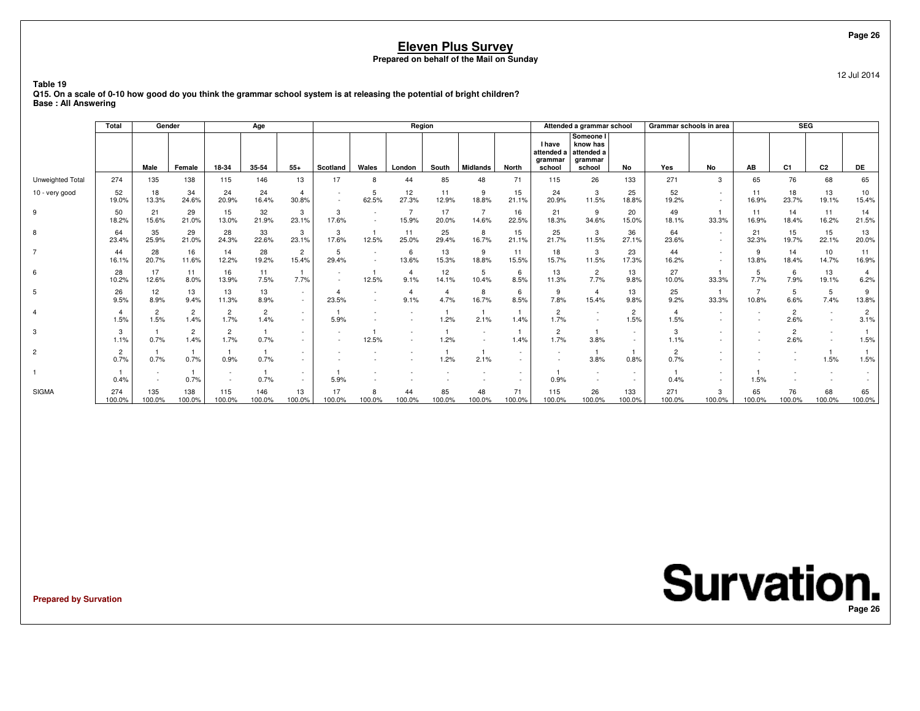# Eleven Plus Survey

**Prepared on behalf of the Mail on Sunday**

12 Jul 2014

**Table 19**

**Q15. On a scale of 0-10 how good do you think the grammar school system is at releasing the potential of bright children?**

**Base : All Answering**

| | Total | Gender | | Age | | | Region | | | | | | Attended a grammar school | | | Grammar schools in area | | SEG | | | |
|---|---|---|---|---|---|---|---|---|---|---|---|---|---|---|---|---|---|---|---|---|---|
| | | Male | Female | 18-34 | 35-54 | 55+ | Scotland | Wales | London | South | Midlands | North | I have attended a grammar school | Someone I know has attended a grammar school | No | Yes | No | AB | C1 | C2 | DE |
| Unweighted Total | 274 | 135 | 138 | 115 | 146 | 13 | 17 | 8 | 44 | 85 | 48 | 71 | 115 | 26 | 133 | 271 | 3 | 65 | 76 | 68 | 65 |
| 10 - very good | 52 | 18 | 34 | 24 | 24 | 4 | - | 5 | 12 | 11 | 9 | 15 | 24 | 3 | 25 | 52 | - | 11 | 18 | 13 | 10 |
| | 19.0% | 13.3% | 24.6% | 20.9% | 16.4% | 30.8% | - | 62.5% | 27.3% | 12.9% | 18.8% | 21.1% | 20.9% | 11.5% | 18.8% | 19.2% | - | 16.9% | 23.7% | 19.1% | 15.4% |
| 9 | 50 | 21 | 29 | 15 | 32 | 3 | 3 | - | 7 | 17 | 7 | 16 | 21 | 9 | 20 | 49 | 1 | 11 | 14 | 11 | 14 |
| | 18.2% | 15.6% | 21.0% | 13.0% | 21.9% | 23.1% | 17.6% | - | 15.9% | 20.0% | 14.6% | 22.5% | 18.3% | 34.6% | 15.0% | 18.1% | 33.3% | 16.9% | 18.4% | 16.2% | 21.5% |
| 8 | 64 | 35 | 29 | 28 | 33 | 3 | 3 | 1 | 11 | 25 | 8 | 15 | 25 | 3 | 36 | 64 | - | 21 | 15 | 15 | 13 |
| | 23.4% | 25.9% | 21.0% | 24.3% | 22.6% | 23.1% | 17.6% | 12.5% | 25.0% | 29.4% | 16.7% | 21.1% | 21.7% | 11.5% | 27.1% | 23.6% | - | 32.3% | 19.7% | 22.1% | 20.0% |
| 7 | 44 | 28 | 16 | 14 | 28 | 2 | 5 | - | 6 | 13 | 9 | 11 | 18 | 3 | 23 | 44 | - | 9 | 14 | 10 | 11 |
| | 16.1% | 20.7% | 11.6% | 12.2% | 19.2% | 15.4% | 29.4% | - | 13.6% | 15.3% | 18.8% | 15.5% | 15.7% | 11.5% | 17.3% | 16.2% | - | 13.8% | 18.4% | 14.7% | 16.9% |
| 6 | 28 | 17 | 11 | 16 | 11 | 1 | - | 1 | 4 | 12 | 5 | 6 | 13 | 2 | 13 | 27 | 1 | 5 | 6 | 13 | 4 |
| | 10.2% | 12.6% | 8.0% | 13.9% | 7.5% | 7.7% | - | 12.5% | 9.1% | 14.1% | 10.4% | 8.5% | 11.3% | 7.7% | 9.8% | 10.0% | 33.3% | 7.7% | 7.9% | 19.1% | 6.2% |
| 5 | 26 | 12 | 13 | 13 | 13 | - | 4 | - | 4 | 4 | 8 | 6 | 9 | 4 | 13 | 25 | 1 | 7 | 5 | 5 | 9 |
| | 9.5% | 8.9% | 9.4% | 11.3% | 8.9% | - | 23.5% | - | 9.1% | 4.7% | 16.7% | 8.5% | 7.8% | 15.4% | 9.8% | 9.2% | 33.3% | 10.8% | 6.6% | 7.4% | 13.8% |
| 4 | 4 | 2 | 2 | 2 | 2 | - | 1 | - | - | 1 | 1 | 1 | 2 | - | 2 | 4 | - | - | 2 | - | 2 |
| | 1.5% | 1.5% | 1.4% | 1.7% | 1.4% | - | 5.9% | - | - | 1.2% | 2.1% | 1.4% | 1.7% | - | 1.5% | 1.5% | - | - | 2.6% | - | 3.1% |
| 3 | 3 | 1 | 2 | 2 | 1 | - | - | 1 | - | 1 | - | 1 | 2 | 1 | - | 3 | - | - | 2 | - | 1 |
| | 1.1% | 0.7% | 1.4% | 1.7% | 0.7% | - | - | 12.5% | - | 1.2% | - | 1.4% | 1.7% | 3.8% | - | 1.1% | - | - | 2.6% | - | 1.5% |
| 2 | 2 | 1 | 1 | 1 | 1 | - | - | - | - | 1 | 1 | - | - | 1 | 1 | 2 | - | - | - | 1 | 1 |
| | 0.7% | 0.7% | 0.7% | 0.9% | 0.7% | - | - | - | - | 1.2% | 2.1% | - | - | 3.8% | 0.8% | 0.7% | - | - | - | 1.5% | 1.5% |
| 1 | 1 | - | 1 | - | 1 | - | 1 | - | - | - | - | - | 1 | - | - | 1 | - | 1 | - | - | - |
| | 0.4% | - | 0.7% | - | 0.7% | - | 5.9% | - | - | - | - | - | 0.9% | - | - | 0.4% | - | 1.5% | - | - | - |
| SIGMA | 274 | 135 | 138 | 115 | 146 | 13 | 17 | 8 | 44 | 85 | 48 | 71 | 115 | 26 | 133 | 271 | 3 | 65 | 76 | 68 | 65 |
| | 100.0% | 100.0% | 100.0% | 100.0% | 100.0% | 100.0% | 100.0% | 100.0% | 100.0% | 100.0% | 100.0% | 100.0% | 100.0% | 100.0% | 100.0% | 100.0% | 100.0% | 100.0% | 100.0% | 100.0% | 100.0% |

**Prepared by Survation**

Survation.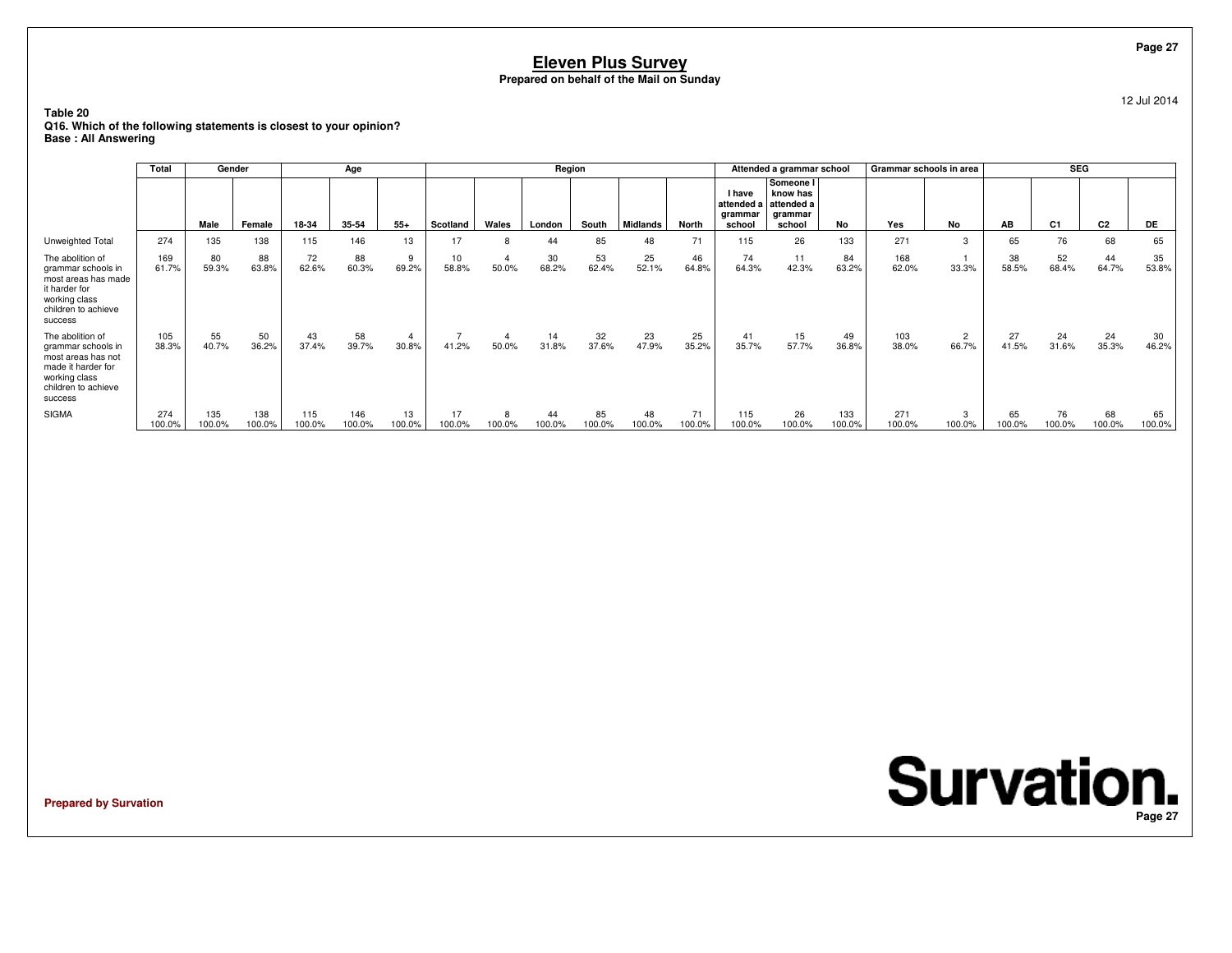# Eleven Plus Survey

**Prepared on behalf of the Mail on Sunday**

12 Jul 2014

**Table 20**
**Q16. Which of the following statements is closest to your opinion?**
**Base : All Answering**

| | Total | Gender | | Age | | | Region | | | | | | Attended a grammar school | | | Grammar schools in area | | SEG | | | |
|---|---|---|---|---|---|---|---|---|---|---|---|---|---|---|---|---|---|---|---|---|---|
| | | Male | Female | 18-34 | 35-54 | 55+ | Scotland | Wales | London | South | Midlands | North | I have attended a grammar school | Someone I know has attended a grammar school | No | Yes | No | AB | C1 | C2 | DE |
| Unweighted Total | 274 | 135 | 138 | 115 | 146 | 13 | 17 | 8 | 44 | 85 | 48 | 71 | 115 | 26 | 133 | 271 | 3 | 65 | 76 | 68 | 65 |
| The abolition of grammar schools in most areas has made it harder for working class children to achieve success | 169<br>61.7% | 80<br>59.3% | 88<br>63.8% | 72<br>62.6% | 88<br>60.3% | 9<br>69.2% | 10<br>58.8% | 4<br>50.0% | 30<br>68.2% | 53<br>62.4% | 25<br>52.1% | 46<br>64.8% | 74<br>64.3% | 11<br>42.3% | 84<br>63.2% | 168<br>62.0% | 1<br>33.3% | 38<br>58.5% | 52<br>68.4% | 44<br>64.7% | 35<br>53.8% |
| The abolition of grammar schools in most areas has not made it harder for working class children to achieve success | 105<br>38.3% | 55<br>40.7% | 50<br>36.2% | 43<br>37.4% | 58<br>39.7% | 4<br>30.8% | 7<br>41.2% | 4<br>50.0% | 14<br>31.8% | 32<br>37.6% | 23<br>47.9% | 25<br>35.2% | 41<br>35.7% | 15<br>57.7% | 49<br>36.8% | 103<br>38.0% | 2<br>66.7% | 27<br>41.5% | 24<br>31.6% | 24<br>35.3% | 30<br>46.2% |
| SIGMA | 274<br>100.0% | 135<br>100.0% | 138<br>100.0% | 115<br>100.0% | 146<br>100.0% | 13<br>100.0% | 17<br>100.0% | 8<br>100.0% | 44<br>100.0% | 85<br>100.0% | 48<br>100.0% | 71<br>100.0% | 115<br>100.0% | 26<br>100.0% | 133<br>100.0% | 271<br>100.0% | 3<br>100.0% | 65<br>100.0% | 76<br>100.0% | 68<br>100.0% | 65<br>100.0% |

**Prepared by Survation**

Survation.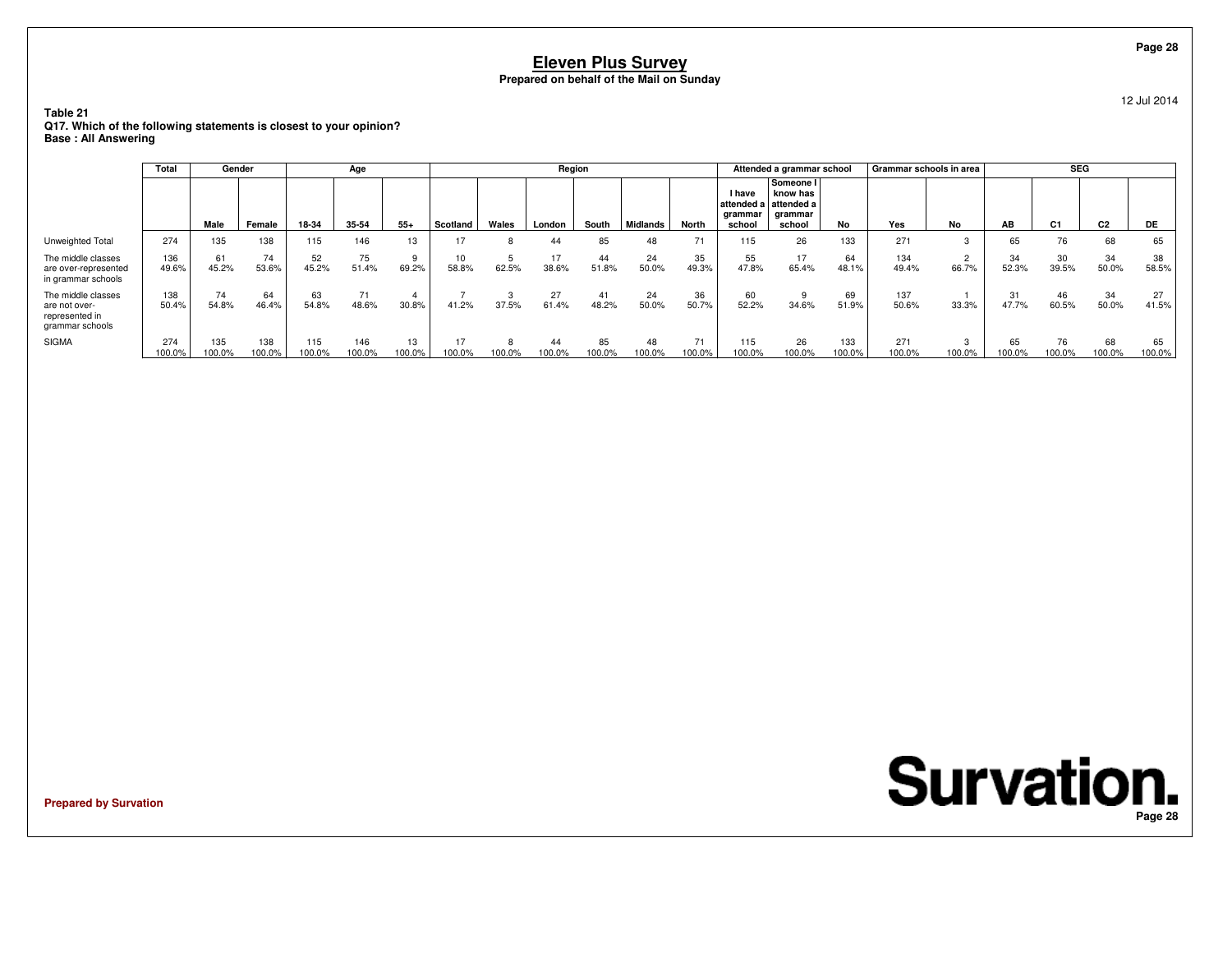# Eleven Plus Survey

**Prepared on behalf of the Mail on Sunday**

12 Jul 2014

**Table 21**
**Q17. Which of the following statements is closest to your opinion?**
**Base : All Answering**

| | Total | Gender | | Age | | | Region | | | | | | Attended a grammar school | | | Grammar schools in area | | SEG | | | |
|---|---|---|---|---|---|---|---|---|---|---|---|---|---|---|---|---|---|---|---|---|---|
| | | Male | Female | 18-34 | 35-54 | 55+ | Scotland | Wales | London | South | Midlands | North | I have attended a grammar school | Someone I know has attended a grammar school | No | Yes | No | AB | C1 | C2 | DE |
| Unweighted Total | 274 | 135 | 138 | 115 | 146 | 13 | 17 | 8 | 44 | 85 | 48 | 71 | 115 | 26 | 133 | 271 | 3 | 65 | 76 | 68 | 65 |
| The middle classes are over-represented in grammar schools | 136<br>49.6% | 61<br>45.2% | 74<br>53.6% | 52<br>45.2% | 75<br>51.4% | 9<br>69.2% | 10<br>58.8% | 5<br>62.5% | 17<br>38.6% | 44<br>51.8% | 24<br>50.0% | 35<br>49.3% | 55<br>47.8% | 17<br>65.4% | 64<br>48.1% | 134<br>49.4% | 2<br>66.7% | 34<br>52.3% | 30<br>39.5% | 34<br>50.0% | 38<br>58.5% |
| The middle classes are not over-represented in grammar schools | 138<br>50.4% | 74<br>54.8% | 64<br>46.4% | 63<br>54.8% | 71<br>48.6% | 4<br>30.8% | 7<br>41.2% | 3<br>37.5% | 27<br>61.4% | 41<br>48.2% | 24<br>50.0% | 36<br>50.7% | 60<br>52.2% | 9<br>34.6% | 69<br>51.9% | 137<br>50.6% | 1<br>33.3% | 31<br>47.7% | 46<br>60.5% | 34<br>50.0% | 27<br>41.5% |
| SIGMA | 274<br>100.0% | 135<br>100.0% | 138<br>100.0% | 115<br>100.0% | 146<br>100.0% | 13<br>100.0% | 17<br>100.0% | 8<br>100.0% | 44<br>100.0% | 85<br>100.0% | 48<br>100.0% | 71<br>100.0% | 115<br>100.0% | 26<br>100.0% | 133<br>100.0% | 271<br>100.0% | 3<br>100.0% | 65<br>100.0% | 76<br>100.0% | 68<br>100.0% | 65<br>100.0% |

**Prepared by Survation**

**Survation.**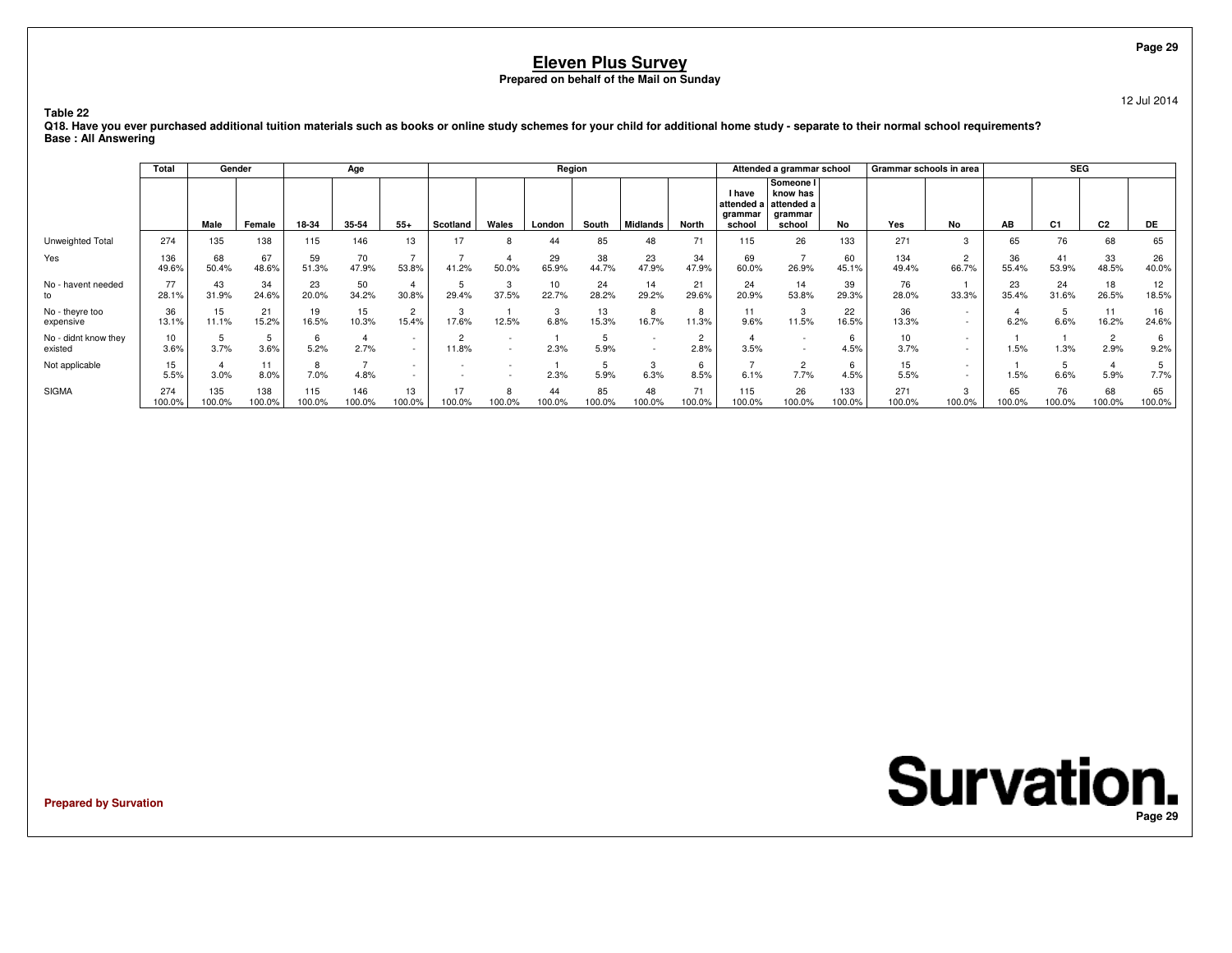# Eleven Plus Survey

**Prepared on behalf of the Mail on Sunday**

12 Jul 2014

**Table 22**

**Q18. Have you ever purchased additional tuition materials such as books or online study schemes for your child for additional home study - separate to their normal school requirements?**

**Base : All Answering**

| | Total | Gender | | Age | | | Region | | | | | | Attended a grammar school | | | Grammar schools in area | | SEG | | | |
|---|---|---|---|---|---|---|---|---|---|---|---|---|---|---|---|---|---|---|---|---|---|
| | | Male | Female | 18-34 | 35-54 | 55+ | Scotland | Wales | London | South | Midlands | North | I have attended a grammar school | Someone I know has attended a grammar school | No | Yes | No | AB | C1 | C2 | DE |
| Unweighted Total | 274 | 135 | 138 | 115 | 146 | 13 | 17 | 8 | 44 | 85 | 48 | 71 | 115 | 26 | 133 | 271 | 3 | 65 | 76 | 68 | 65 |
| Yes | 136 | 68 | 67 | 59 | 70 | 7 | 7 | 4 | 29 | 38 | 23 | 34 | 69 | 7 | 60 | 134 | 2 | 36 | 41 | 33 | 26 |
| | 49.6% | 50.4% | 48.6% | 51.3% | 47.9% | 53.8% | 41.2% | 50.0% | 65.9% | 44.7% | 47.9% | 47.9% | 60.0% | 26.9% | 45.1% | 49.4% | 66.7% | 55.4% | 53.9% | 48.5% | 40.0% |
| No - havent needed to | 77 | 43 | 34 | 23 | 50 | 4 | 5 | 3 | 10 | 24 | 14 | 21 | 24 | 14 | 39 | 76 | 1 | 23 | 24 | 18 | 12 |
| | 28.1% | 31.9% | 24.6% | 20.0% | 34.2% | 30.8% | 29.4% | 37.5% | 22.7% | 28.2% | 29.2% | 29.6% | 20.9% | 53.8% | 29.3% | 28.0% | 33.3% | 35.4% | 31.6% | 26.5% | 18.5% |
| No - theyre too expensive | 36 | 15 | 21 | 19 | 15 | 2 | 3 | 1 | 3 | 13 | 8 | 8 | 11 | 3 | 22 | 36 | - | 4 | 5 | 11 | 16 |
| | 13.1% | 11.1% | 15.2% | 16.5% | 10.3% | 15.4% | 17.6% | 12.5% | 6.8% | 15.3% | 16.7% | 11.3% | 9.6% | 11.5% | 16.5% | 13.3% | - | 6.2% | 6.6% | 16.2% | 24.6% |
| No - didnt know they existed | 10 | 5 | 5 | 6 | 4 | - | 2 | - | 1 | 5 | - | 2 | 4 | - | 6 | 10 | - | 1 | 1 | 2 | 6 |
| | 3.6% | 3.7% | 3.6% | 5.2% | 2.7% | - | 11.8% | - | 2.3% | 5.9% | - | 2.8% | 3.5% | - | 4.5% | 3.7% | - | 1.5% | 1.3% | 2.9% | 9.2% |
| Not applicable | 15 | 4 | 11 | 8 | 7 | - | - | - | 1 | 5 | 3 | 6 | 7 | 2 | 6 | 15 | - | 1 | 5 | 4 | 5 |
| | 5.5% | 3.0% | 8.0% | 7.0% | 4.8% | - | - | - | 2.3% | 5.9% | 6.3% | 8.5% | 6.1% | 7.7% | 4.5% | 5.5% | - | 1.5% | 6.6% | 5.9% | 7.7% |
| SIGMA | 274 | 135 | 138 | 115 | 146 | 13 | 17 | 8 | 44 | 85 | 48 | 71 | 115 | 26 | 133 | 271 | 3 | 65 | 76 | 68 | 65 |
| | 100.0% | 100.0% | 100.0% | 100.0% | 100.0% | 100.0% | 100.0% | 100.0% | 100.0% | 100.0% | 100.0% | 100.0% | 100.0% | 100.0% | 100.0% | 100.0% | 100.0% | 100.0% | 100.0% | 100.0% | 100.0% |

Prepared by Survation

Survation.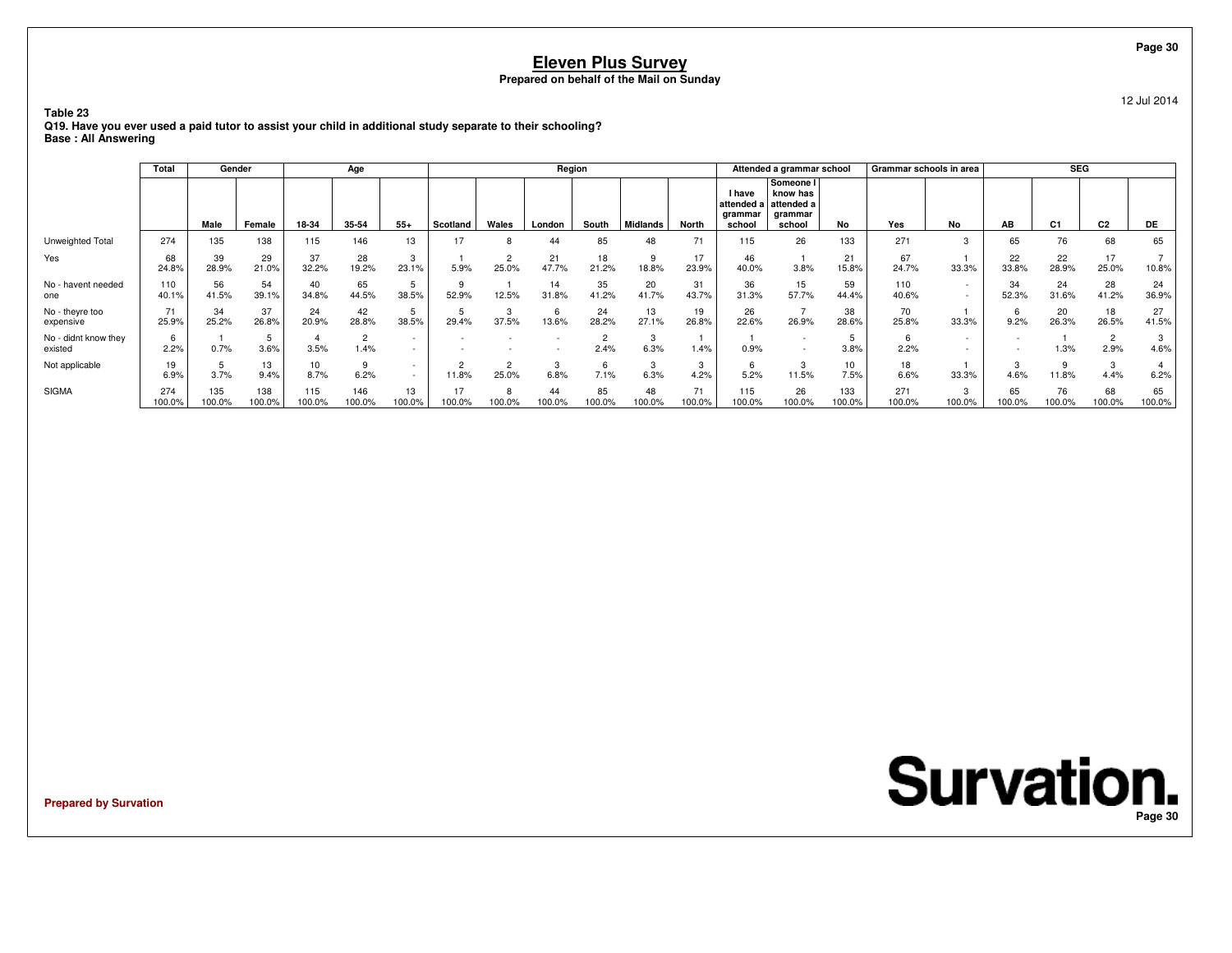# Eleven Plus Survey

**Prepared on behalf of the Mail on Sunday**

12 Jul 2014

**Table 23**
**Q19. Have you ever used a paid tutor to assist your child in additional study separate to their schooling?**
**Base : All Answering**

| | Total | Gender | | Age | | | Region | | | | | | Attended a grammar school | | | Grammar schools in area | | SEG | | | |
|---|---|---|---|---|---|---|---|---|---|---|---|---|---|---|---|---|---|---|---|---|---|
| | | Male | Female | 18-34 | 35-54 | 55+ | Scotland | Wales | London | South | Midlands | North | I have attended a grammar school | Someone I know has attended a grammar school | No | Yes | No | AB | C1 | C2 | DE |
| Unweighted Total | 274 | 135 | 138 | 115 | 146 | 13 | 17 | 8 | 44 | 85 | 48 | 71 | 115 | 26 | 133 | 271 | 3 | 65 | 76 | 68 | 65 |
| Yes | 68<br>24.8% | 39<br>28.9% | 29<br>21.0% | 37<br>32.2% | 28<br>19.2% | 3<br>23.1% | 1<br>5.9% | 2<br>25.0% | 21<br>47.7% | 18<br>21.2% | 9<br>18.8% | 17<br>23.9% | 46<br>40.0% | 1<br>3.8% | 21<br>15.8% | 67<br>24.7% | 1<br>33.3% | 22<br>33.8% | 22<br>28.9% | 17<br>25.0% | 7<br>10.8% |
| No - havent needed one | 110<br>40.1% | 56<br>41.5% | 54<br>39.1% | 40<br>34.8% | 65<br>44.5% | 5<br>38.5% | 9<br>52.9% | 1<br>12.5% | 14<br>31.8% | 35<br>41.2% | 20<br>41.7% | 31<br>43.7% | 36<br>31.3% | 15<br>57.7% | 59<br>44.4% | 110<br>40.6% | -<br>- | 34<br>52.3% | 24<br>31.6% | 28<br>41.2% | 24<br>36.9% |
| No - theyre too expensive | 71<br>25.9% | 34<br>25.2% | 37<br>26.8% | 24<br>20.9% | 42<br>28.8% | 5<br>38.5% | 5<br>29.4% | 3<br>37.5% | 6<br>13.6% | 24<br>28.2% | 13<br>27.1% | 19<br>26.8% | 26<br>22.6% | 7<br>26.9% | 38<br>28.6% | 70<br>25.8% | 1<br>33.3% | 6<br>9.2% | 20<br>26.3% | 18<br>26.5% | 27<br>41.5% |
| No - didnt know they existed | 6<br>2.2% | 1<br>0.7% | 5<br>3.6% | 4<br>3.5% | 2<br>1.4% | -<br>- | -<br>- | -<br>- | -<br>- | 2<br>2.4% | 3<br>6.3% | 1<br>1.4% | 1<br>0.9% | -<br>- | 5<br>3.8% | 6<br>2.2% | -<br>- | -<br>- | 1<br>1.3% | 2<br>2.9% | 3<br>4.6% |
| Not applicable | 19<br>6.9% | 5<br>3.7% | 13<br>9.4% | 10<br>8.7% | 9<br>6.2% | -<br>- | 2<br>11.8% | 2<br>25.0% | 3<br>6.8% | 6<br>7.1% | 3<br>6.3% | 3<br>4.2% | 6<br>5.2% | 3<br>11.5% | 10<br>7.5% | 18<br>6.6% | 1<br>33.3% | 3<br>4.6% | 9<br>11.8% | 3<br>4.4% | 4<br>6.2% |
| SIGMA | 274<br>100.0% | 135<br>100.0% | 138<br>100.0% | 115<br>100.0% | 146<br>100.0% | 13<br>100.0% | 17<br>100.0% | 8<br>100.0% | 44<br>100.0% | 85<br>100.0% | 48<br>100.0% | 71<br>100.0% | 115<br>100.0% | 26<br>100.0% | 133<br>100.0% | 271<br>100.0% | 3<br>100.0% | 65<br>100.0% | 76<br>100.0% | 68<br>100.0% | 65<br>100.0% |

**Prepared by Survation**

**Survation.**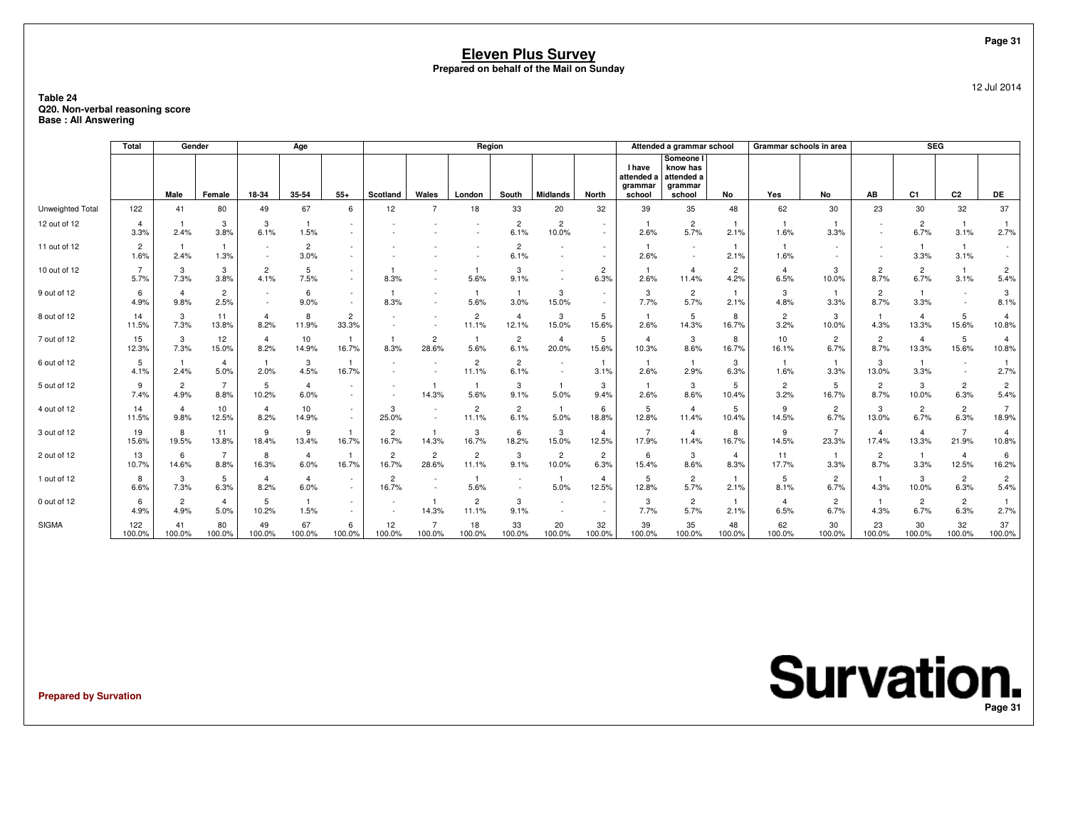# Eleven Plus Survey

**Prepared on behalf of the Mail on Sunday**

12 Jul 2014

**Table 24**
**Q20. Non-verbal reasoning score**
**Base : All Answering**

| | Total | Gender | | Age | | | Region | | | | | | Attended a grammar school | | | Grammar schools in area | | SEG | | | |
|---|---|---|---|---|---|---|---|---|---|---|---|---|---|---|---|---|---|---|---|---|---|
| | | Male | Female | 18-34 | 35-54 | 55+ | Scotland | Wales | London | South | Midlands | North | I have attended a grammar school | Someone I know has attended a grammar school | No | Yes | No | AB | C1 | C2 | DE |
| Unweighted Total | 122 | 41 | 80 | 49 | 67 | 6 | 12 | 7 | 18 | 33 | 20 | 32 | 39 | 35 | 48 | 62 | 30 | 23 | 30 | 32 | 37 |
| 12 out of 12 | 4 | 1 | 3 | 3 | 1 | - | - | - | - | 2 | 2 | - | 1 | 2 | 1 | 1 | 1 | - | 2 | 1 | 1 |
| | 3.3% | 2.4% | 3.8% | 6.1% | 1.5% | - | - | - | - | 6.1% | 10.0% | - | 2.6% | 5.7% | 2.1% | 1.6% | 3.3% | - | 6.7% | 3.1% | 2.7% |
| 11 out of 12 | 2 | 1 | 1 | - | 2 | - | - | - | - | 2 | - | - | 1 | - | 1 | 1 | - | - | 1 | 1 | - |
| | 1.6% | 2.4% | 1.3% | - | 3.0% | - | - | - | - | 6.1% | - | - | 2.6% | - | 2.1% | 1.6% | - | - | 3.3% | 3.1% | - |
| 10 out of 12 | 7 | 3 | 3 | 2 | 5 | - | 1 | - | 1 | 3 | - | 2 | 1 | 4 | 2 | 4 | 3 | 2 | 2 | 1 | 2 |
| | 5.7% | 7.3% | 3.8% | 4.1% | 7.5% | - | 8.3% | - | 5.6% | 9.1% | - | 6.3% | 2.6% | 11.4% | 4.2% | 6.5% | 10.0% | 8.7% | 6.7% | 3.1% | 5.4% |
| 9 out of 12 | 6 | 4 | 2 | - | 6 | - | 1 | - | 1 | 1 | 3 | - | 3 | 2 | 1 | 3 | 1 | 2 | 1 | - | 3 |
| | 4.9% | 9.8% | 2.5% | - | 9.0% | - | 8.3% | - | 5.6% | 3.0% | 15.0% | - | 7.7% | 5.7% | 2.1% | 4.8% | 3.3% | 8.7% | 3.3% | - | 8.1% |
| 8 out of 12 | 14 | 3 | 11 | 4 | 8 | 2 | - | - | 2 | 4 | 3 | 5 | 1 | 5 | 8 | 2 | 3 | 1 | 4 | 5 | 4 |
| | 11.5% | 7.3% | 13.8% | 8.2% | 11.9% | 33.3% | - | - | 11.1% | 12.1% | 15.0% | 15.6% | 2.6% | 14.3% | 16.7% | 3.2% | 10.0% | 4.3% | 13.3% | 15.6% | 10.8% |
| 7 out of 12 | 15 | 3 | 12 | 4 | 10 | 1 | 1 | 2 | 1 | 2 | 4 | 5 | 4 | 3 | 8 | 10 | 2 | 2 | 4 | 5 | 4 |
| | 12.3% | 7.3% | 15.0% | 8.2% | 14.9% | 16.7% | 8.3% | 28.6% | 5.6% | 6.1% | 20.0% | 15.6% | 10.3% | 8.6% | 16.7% | 16.1% | 6.7% | 8.7% | 13.3% | 15.6% | 10.8% |
| 6 out of 12 | 5 | 1 | 4 | 1 | 3 | 1 | - | - | 2 | 2 | - | 1 | 1 | 1 | 3 | 1 | 1 | 3 | 1 | - | 1 |
| | 4.1% | 2.4% | 5.0% | 2.0% | 4.5% | 16.7% | - | - | 11.1% | 6.1% | - | 3.1% | 2.6% | 2.9% | 6.3% | 1.6% | 3.3% | 13.0% | 3.3% | - | 2.7% |
| 5 out of 12 | 9 | 2 | 7 | 5 | 4 | - | - | 1 | 1 | 3 | 1 | 3 | 1 | 3 | 5 | 2 | 5 | 2 | 3 | 2 | 2 |
| | 7.4% | 4.9% | 8.8% | 10.2% | 6.0% | - | - | 14.3% | 5.6% | 9.1% | 5.0% | 9.4% | 2.6% | 8.6% | 10.4% | 3.2% | 16.7% | 8.7% | 10.0% | 6.3% | 5.4% |
| 4 out of 12 | 14 | 4 | 10 | 4 | 10 | - | 3 | - | 2 | 2 | 1 | 6 | 5 | 4 | 5 | 9 | 2 | 3 | 2 | 2 | 7 |
| | 11.5% | 9.8% | 12.5% | 8.2% | 14.9% | - | 25.0% | - | 11.1% | 6.1% | 5.0% | 18.8% | 12.8% | 11.4% | 10.4% | 14.5% | 6.7% | 13.0% | 6.7% | 6.3% | 18.9% |
| 3 out of 12 | 19 | 8 | 11 | 9 | 9 | 1 | 2 | 1 | 3 | 6 | 3 | 4 | 7 | 4 | 8 | 9 | 7 | 4 | 4 | 7 | 4 |
| | 15.6% | 19.5% | 13.8% | 18.4% | 13.4% | 16.7% | 16.7% | 14.3% | 16.7% | 18.2% | 15.0% | 12.5% | 17.9% | 11.4% | 16.7% | 14.5% | 23.3% | 17.4% | 13.3% | 21.9% | 10.8% |
| 2 out of 12 | 13 | 6 | 7 | 8 | 4 | 1 | 2 | 2 | 2 | 3 | 2 | 2 | 6 | 3 | 4 | 11 | 1 | 2 | 1 | 4 | 6 |
| | 10.7% | 14.6% | 8.8% | 16.3% | 6.0% | 16.7% | 16.7% | 28.6% | 11.1% | 9.1% | 10.0% | 6.3% | 15.4% | 8.6% | 8.3% | 17.7% | 3.3% | 8.7% | 3.3% | 12.5% | 16.2% |
| 1 out of 12 | 8 | 3 | 5 | 4 | 4 | - | 2 | - | 1 | - | 1 | 4 | 5 | 2 | 1 | 5 | 2 | 1 | 3 | 2 | 2 |
| | 6.6% | 7.3% | 6.3% | 8.2% | 6.0% | - | 16.7% | - | 5.6% | - | 5.0% | 12.5% | 12.8% | 5.7% | 2.1% | 8.1% | 6.7% | 4.3% | 10.0% | 6.3% | 5.4% |
| 0 out of 12 | 6 | 2 | 4 | 5 | 1 | - | - | 1 | 2 | 3 | - | - | 3 | 2 | 1 | 4 | 2 | 1 | 2 | 2 | 1 |
| | 4.9% | 4.9% | 5.0% | 10.2% | 1.5% | - | - | 14.3% | 11.1% | 9.1% | - | - | 7.7% | 5.7% | 2.1% | 6.5% | 6.7% | 4.3% | 6.7% | 6.3% | 2.7% |
| SIGMA | 122 | 41 | 80 | 49 | 67 | 6 | 12 | 7 | 18 | 33 | 20 | 32 | 39 | 35 | 48 | 62 | 30 | 23 | 30 | 32 | 37 |
| | 100.0% | 100.0% | 100.0% | 100.0% | 100.0% | 100.0% | 100.0% | 100.0% | 100.0% | 100.0% | 100.0% | 100.0% | 100.0% | 100.0% | 100.0% | 100.0% | 100.0% | 100.0% | 100.0% | 100.0% | 100.0% |

**Prepared by Survation**

**Survation.**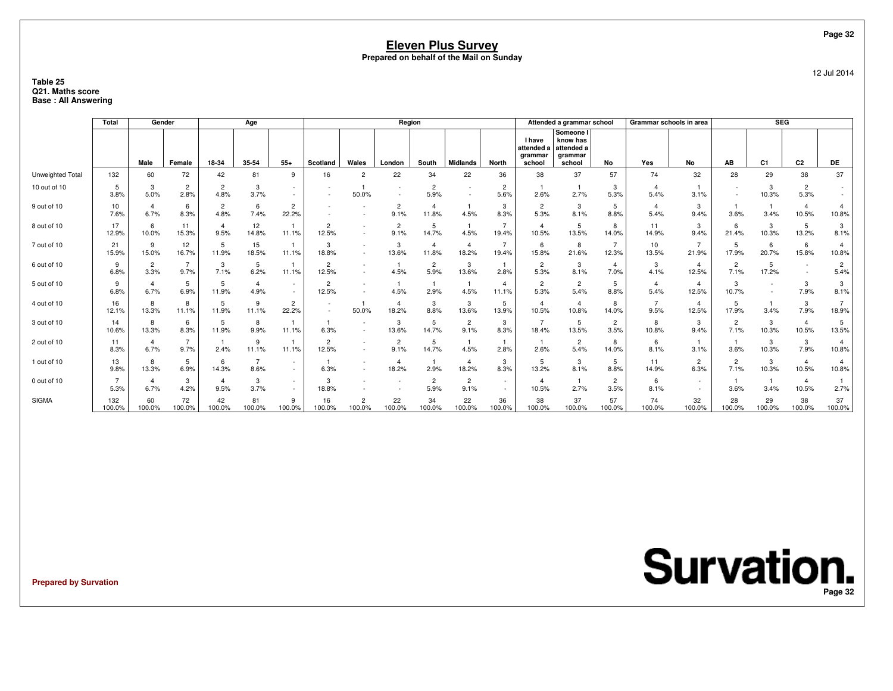# Eleven Plus Survey

**Prepared on behalf of the Mail on Sunday**

12 Jul 2014

**Table 25**
**Q21. Maths score**
**Base : All Answering**

| | Total | Gender | | Age | | | Region | | | | | | Attended a grammar school | | | Grammar schools in area | | SEG | | | |
|---|---|---|---|---|---|---|---|---|---|---|---|---|---|---|---|---|---|---|---|---|---|
| | | Male | Female | 18-34 | 35-54 | 55+ | Scotland | Wales | London | South | Midlands | North | I have attended a grammar school | Someone I know has attended a grammar school | No | Yes | No | AB | C1 | C2 | DE |
| Unweighted Total | 132 | 60 | 72 | 42 | 81 | 9 | 16 | 2 | 22 | 34 | 22 | 36 | 38 | 37 | 57 | 74 | 32 | 28 | 29 | 38 | 37 |
| 10 out of 10 | 5<br>3.8% | 3<br>5.0% | 2<br>2.8% | 2<br>4.8% | 3<br>3.7% | -<br>- | -<br>- | 1<br>50.0% | -<br>- | 2<br>5.9% | -<br>- | 2<br>5.6% | 1<br>2.6% | 1<br>2.7% | 3<br>5.3% | 4<br>5.4% | 1<br>3.1% | -<br>- | 3<br>10.3% | 2<br>5.3% | -<br>- |
| 9 out of 10 | 10<br>7.6% | 4<br>6.7% | 6<br>8.3% | 2<br>4.8% | 6<br>7.4% | 2<br>22.2% | -<br>- | -<br>- | 2<br>9.1% | 4<br>11.8% | 1<br>4.5% | 3<br>8.3% | 2<br>5.3% | 3<br>8.1% | 5<br>8.8% | 4<br>5.4% | 3<br>9.4% | 1<br>3.6% | 1<br>3.4% | 4<br>10.5% | 4<br>10.8% |
| 8 out of 10 | 17<br>12.9% | 6<br>10.0% | 11<br>15.3% | 4<br>9.5% | 12<br>14.8% | 1<br>11.1% | 2<br>12.5% | -<br>- | 2<br>9.1% | 5<br>14.7% | 1<br>4.5% | 7<br>19.4% | 4<br>10.5% | 5<br>13.5% | 8<br>14.0% | 11<br>14.9% | 3<br>9.4% | 6<br>21.4% | 3<br>10.3% | 5<br>13.2% | 3<br>8.1% |
| 7 out of 10 | 21<br>15.9% | 9<br>15.0% | 12<br>16.7% | 5<br>11.9% | 15<br>18.5% | 1<br>11.1% | 3<br>18.8% | -<br>- | 3<br>13.6% | 4<br>11.8% | 4<br>18.2% | 7<br>19.4% | 6<br>15.8% | 8<br>21.6% | 7<br>12.3% | 10<br>13.5% | 7<br>21.9% | 5<br>17.9% | 6<br>20.7% | 6<br>15.8% | 4<br>10.8% |
| 6 out of 10 | 9<br>6.8% | 2<br>3.3% | 7<br>9.7% | 3<br>7.1% | 5<br>6.2% | 1<br>11.1% | 2<br>12.5% | -<br>- | 1<br>4.5% | 2<br>5.9% | 3<br>13.6% | 1<br>2.8% | 2<br>5.3% | 3<br>8.1% | 4<br>7.0% | 3<br>4.1% | 4<br>12.5% | 2<br>7.1% | 5<br>17.2% | -<br>- | 2<br>5.4% |
| 5 out of 10 | 9<br>6.8% | 4<br>6.7% | 5<br>6.9% | 5<br>11.9% | 4<br>4.9% | -<br>- | 2<br>12.5% | -<br>- | 1<br>4.5% | 1<br>2.9% | 1<br>4.5% | 4<br>11.1% | 2<br>5.3% | 2<br>5.4% | 5<br>8.8% | 4<br>5.4% | 4<br>12.5% | 3<br>10.7% | -<br>- | 3<br>7.9% | 3<br>8.1% |
| 4 out of 10 | 16<br>12.1% | 8<br>13.3% | 8<br>11.1% | 5<br>11.9% | 9<br>11.1% | 2<br>22.2% | -<br>- | 1<br>50.0% | 4<br>18.2% | 3<br>8.8% | 3<br>13.6% | 5<br>13.9% | 4<br>10.5% | 4<br>10.8% | 8<br>14.0% | 7<br>9.5% | 4<br>12.5% | 5<br>17.9% | 1<br>3.4% | 3<br>7.9% | 7<br>18.9% |
| 3 out of 10 | 14<br>10.6% | 8<br>13.3% | 6<br>8.3% | 5<br>11.9% | 8<br>9.9% | 1<br>11.1% | 1<br>6.3% | -<br>- | 3<br>13.6% | 5<br>14.7% | 2<br>9.1% | 3<br>8.3% | 7<br>18.4% | 5<br>13.5% | 2<br>3.5% | 8<br>10.8% | 3<br>9.4% | 2<br>7.1% | 3<br>10.3% | 4<br>10.5% | 5<br>13.5% |
| 2 out of 10 | 11<br>8.3% | 4<br>6.7% | 7<br>9.7% | 1<br>2.4% | 9<br>11.1% | 1<br>11.1% | 2<br>12.5% | -<br>- | 2<br>9.1% | 5<br>14.7% | 1<br>4.5% | 1<br>2.8% | 1<br>2.6% | 2<br>5.4% | 8<br>14.0% | 6<br>8.1% | 1<br>3.1% | 1<br>3.6% | 3<br>10.3% | 3<br>7.9% | 4<br>10.8% |
| 1 out of 10 | 13<br>9.8% | 8<br>13.3% | 5<br>6.9% | 6<br>14.3% | 7<br>8.6% | -<br>- | 1<br>6.3% | -<br>- | 4<br>18.2% | 1<br>2.9% | 4<br>18.2% | 3<br>8.3% | 5<br>13.2% | 3<br>8.1% | 5<br>8.8% | 11<br>14.9% | 2<br>6.3% | 2<br>7.1% | 3<br>10.3% | 4<br>10.5% | 4<br>10.8% |
| 0 out of 10 | 7<br>5.3% | 4<br>6.7% | 3<br>4.2% | 4<br>9.5% | 3<br>3.7% | -<br>- | 3<br>18.8% | -<br>- | -<br>- | 2<br>5.9% | 2<br>9.1% | -<br>- | 4<br>10.5% | 1<br>2.7% | 2<br>3.5% | 6<br>8.1% | -<br>- | 1<br>3.6% | 1<br>3.4% | 4<br>10.5% | 1<br>2.7% |
| SIGMA | 132<br>100.0% | 60<br>100.0% | 72<br>100.0% | 42<br>100.0% | 81<br>100.0% | 9<br>100.0% | 16<br>100.0% | 2<br>100.0% | 22<br>100.0% | 34<br>100.0% | 22<br>100.0% | 36<br>100.0% | 38<br>100.0% | 37<br>100.0% | 57<br>100.0% | 74<br>100.0% | 32<br>100.0% | 28<br>100.0% | 29<br>100.0% | 38<br>100.0% | 37<br>100.0% |

**Prepared by Survation**

**Survation.**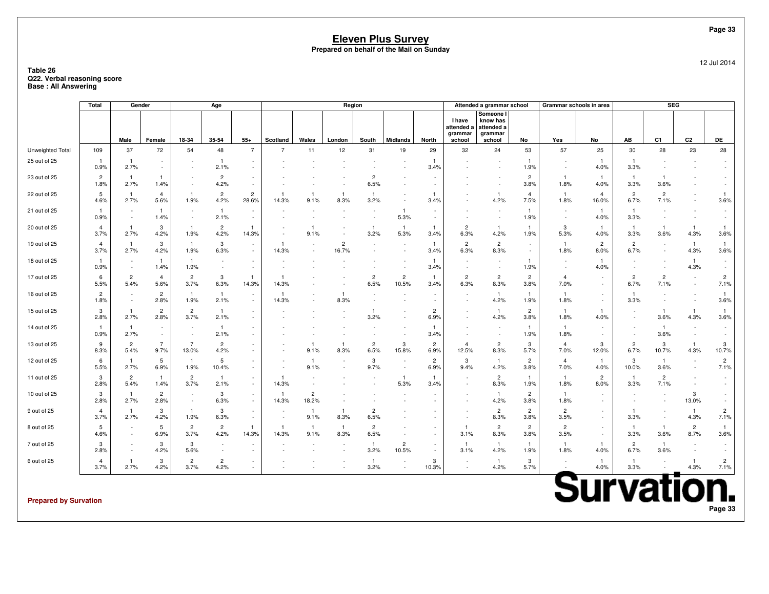# Eleven Plus Survey

**Prepared on behalf of the Mail on Sunday**

12 Jul 2014

**Table 26**
**Q22. Verbal reasoning score**
**Base : All Answering**

| | Total | Gender | | Age | | | Region | | | | | | Attended a grammar school | | | Grammar schools in area | | SEG | | | |
|---|---|---|---|---|---|---|---|---|---|---|---|---|---|---|---|---|---|---|---|---|---|
| | | Male | Female | 18-34 | 35-54 | 55+ | Scotland | Wales | London | South | Midlands | North | I have attended a grammar school | Someone I know has attended a grammar school | No | Yes | No | AB | C1 | C2 | DE |
| Unweighted Total | 109 | 37 | 72 | 54 | 48 | 7 | 7 | 11 | 12 | 31 | 19 | 29 | 32 | 24 | 53 | 57 | 25 | 30 | 28 | 23 | 28 |
| 25 out of 25 | 1 | 1 | - | - | 1 | - | - | - | - | - | - | 1 | - | - | 1 | - | 1 | 1 | - | - | - |
| | 0.9% | 2.7% | - | - | 2.1% | - | - | - | - | - | - | 3.4% | - | - | 1.9% | - | 4.0% | 3.3% | - | - | - |
| 23 out of 25 | 2 | 1 | 1 | - | 2 | - | - | - | - | 2 | - | - | - | - | 2 | 1 | 1 | 1 | 1 | - | - |
| | 1.8% | 2.7% | 1.4% | - | 4.2% | - | - | - | - | 6.5% | - | - | - | - | 3.8% | 1.8% | 4.0% | 3.3% | 3.6% | - | - |
| 22 out of 25 | 5 | 1 | 4 | 1 | 2 | 2 | 1 | 1 | 1 | 1 | - | 1 | - | 1 | 4 | 1 | 4 | 2 | 2 | - | 1 |
| | 4.6% | 2.7% | 5.6% | 1.9% | 4.2% | 28.6% | 14.3% | 9.1% | 8.3% | 3.2% | - | 3.4% | - | 4.2% | 7.5% | 1.8% | 16.0% | 6.7% | 7.1% | - | 3.6% |
| 21 out of 25 | 1 | - | 1 | - | 1 | - | - | - | - | - | 1 | - | - | - | 1 | - | 1 | 1 | - | - | - |
| | 0.9% | - | 1.4% | - | 2.1% | - | - | - | - | - | 5.3% | - | - | - | 1.9% | - | 4.0% | 3.3% | - | - | - |
| 20 out of 25 | 4 | 1 | 3 | 1 | 2 | 1 | - | 1 | - | 1 | 1 | 1 | 2 | 1 | 1 | 3 | 1 | 1 | 1 | 1 | 1 |
| | 3.7% | 2.7% | 4.2% | 1.9% | 4.2% | 14.3% | - | 9.1% | - | 3.2% | 5.3% | 3.4% | 6.3% | 4.2% | 1.9% | 5.3% | 4.0% | 3.3% | 3.6% | 4.3% | 3.6% |
| 19 out of 25 | 4 | 1 | 3 | 1 | 3 | - | 1 | - | 2 | - | - | 1 | 2 | 2 | - | 1 | 2 | 2 | - | 1 | 1 |
| | 3.7% | 2.7% | 4.2% | 1.9% | 6.3% | - | 14.3% | - | 16.7% | - | - | 3.4% | 6.3% | 8.3% | - | 1.8% | 8.0% | 6.7% | - | 4.3% | 3.6% |
| 18 out of 25 | 1 | - | 1 | 1 | - | - | - | - | - | - | - | 1 | - | - | 1 | - | 1 | - | - | 1 | - |
| | 0.9% | - | 1.4% | 1.9% | - | - | - | - | - | - | - | 3.4% | - | - | 1.9% | - | 4.0% | - | - | 4.3% | - |
| 17 out of 25 | 6 | 2 | 4 | 2 | 3 | 1 | 1 | - | - | 2 | 2 | 1 | 2 | 2 | 2 | 4 | - | 2 | 2 | - | 2 |
| | 5.5% | 5.4% | 5.6% | 3.7% | 6.3% | 14.3% | 14.3% | - | - | 6.5% | 10.5% | 3.4% | 6.3% | 8.3% | 3.8% | 7.0% | - | 6.7% | 7.1% | - | 7.1% |
| 16 out of 25 | 2 | - | 2 | 1 | 1 | - | 1 | - | 1 | - | - | - | - | 1 | 1 | 1 | - | 1 | - | - | 1 |
| | 1.8% | - | 2.8% | 1.9% | 2.1% | - | 14.3% | - | 8.3% | - | - | - | - | 4.2% | 1.9% | 1.8% | - | 3.3% | - | - | 3.6% |
| 15 out of 25 | 3 | 1 | 2 | 2 | 1 | - | - | - | - | 1 | - | 2 | - | 1 | 2 | 1 | 1 | - | 1 | 1 | 1 |
| | 2.8% | 2.7% | 2.8% | 3.7% | 2.1% | - | - | - | - | 3.2% | - | 6.9% | - | 4.2% | 3.8% | 1.8% | 4.0% | - | 3.6% | 4.3% | 3.6% |
| 14 out of 25 | 1 | 1 | - | - | 1 | - | - | - | - | - | - | 1 | - | - | 1 | 1 | - | - | 1 | - | - |
| | 0.9% | 2.7% | - | - | 2.1% | - | - | - | - | - | - | 3.4% | - | - | 1.9% | 1.8% | - | - | 3.6% | - | - |
| 13 out of 25 | 9 | 2 | 7 | 7 | 2 | - | - | 1 | 1 | 2 | 3 | 2 | 4 | 2 | 3 | 4 | 3 | 2 | 3 | 1 | 3 |
| | 8.3% | 5.4% | 9.7% | 13.0% | 4.2% | - | - | 9.1% | 8.3% | 6.5% | 15.8% | 6.9% | 12.5% | 8.3% | 5.7% | 7.0% | 12.0% | 6.7% | 10.7% | 4.3% | 10.7% |
| 12 out of 25 | 6 | 1 | 5 | 1 | 5 | - | - | 1 | - | 3 | - | 2 | 3 | 1 | 2 | 4 | 1 | 3 | 1 | - | 2 |
| | 5.5% | 2.7% | 6.9% | 1.9% | 10.4% | - | - | 9.1% | - | 9.7% | - | 6.9% | 9.4% | 4.2% | 3.8% | 7.0% | 4.0% | 10.0% | 3.6% | - | 7.1% |
| 11 out of 25 | 3 | 2 | 1 | 2 | 1 | - | 1 | - | - | - | 1 | 1 | - | 2 | 1 | 1 | 2 | 1 | 2 | - | - |
| | 2.8% | 5.4% | 1.4% | 3.7% | 2.1% | - | 14.3% | - | - | - | 5.3% | 3.4% | - | 8.3% | 1.9% | 1.8% | 8.0% | 3.3% | 7.1% | - | - |
| 10 out of 25 | 3 | 1 | 2 | - | 3 | - | 1 | 2 | - | - | - | - | - | 1 | 2 | 1 | - | - | - | 3 | - |
| | 2.8% | 2.7% | 2.8% | - | 6.3% | - | 14.3% | 18.2% | - | - | - | - | - | 4.2% | 3.8% | 1.8% | - | - | - | 13.0% | - |
| 9 out of 25 | 4 | 1 | 3 | 1 | 3 | - | - | 1 | 1 | 2 | - | - | - | 2 | 2 | 2 | - | 1 | - | 1 | 2 |
| | 3.7% | 2.7% | 4.2% | 1.9% | 6.3% | - | - | 9.1% | 8.3% | 6.5% | - | - | - | 8.3% | 3.8% | 3.5% | - | 3.3% | - | 4.3% | 7.1% |
| 8 out of 25 | 5 | - | 5 | 2 | 2 | 1 | 1 | 1 | 1 | 2 | - | - | 1 | 2 | 2 | 2 | - | 1 | 1 | 2 | 1 |
| | 4.6% | - | 6.9% | 3.7% | 4.2% | 14.3% | 14.3% | 9.1% | 8.3% | 6.5% | - | - | 3.1% | 8.3% | 3.8% | 3.5% | - | 3.3% | 3.6% | 8.7% | 3.6% |
| 7 out of 25 | 3 | - | 3 | 3 | - | - | - | - | - | 1 | 2 | - | 1 | 1 | 1 | 1 | 1 | 2 | 1 | - | - |
| | 2.8% | - | 4.2% | 5.6% | - | - | - | - | - | 3.2% | 10.5% | - | 3.1% | 4.2% | 1.9% | 1.8% | 4.0% | 6.7% | 3.6% | - | - |
| 6 out of 25 | 4 | 1 | 3 | 2 | 2 | - | - | - | - | 1 | - | 3 | - | 1 | 3 | - | 1 | 1 | - | 1 | 2 |
| | 3.7% | 2.7% | 4.2% | 3.7% | 4.2% | - | - | - | - | 3.2% | - | 10.3% | - | 4.2% | 5.7% | - | 4.0% | 3.3% | - | 4.3% | 7.1% |

**Survation.**

**Prepared by Survation**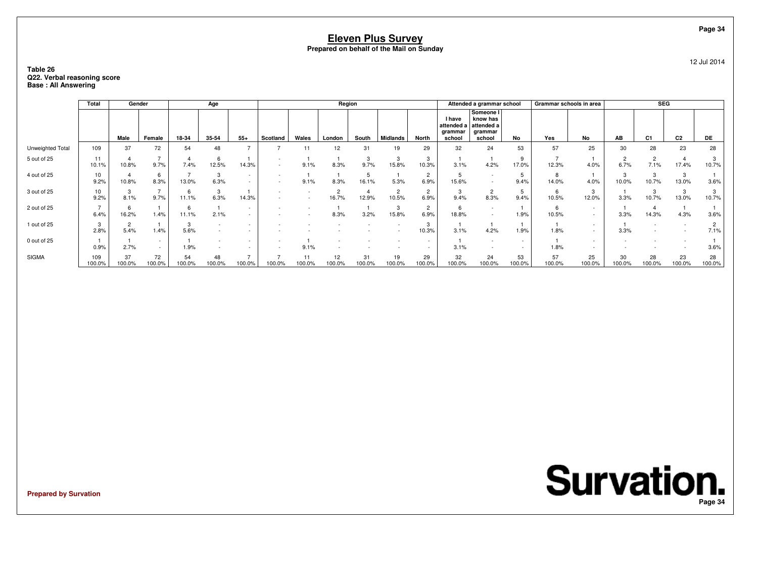# Eleven Plus Survey

**Prepared on behalf of the Mail on Sunday**

12 Jul 2014

**Table 26**
**Q22. Verbal reasoning score**
**Base : All Answering**

| | Total | Gender | | Age | | | Region | | | | | | Attended a grammar school | | | Grammar schools in area | | SEG | | | |
|---|---|---|---|---|---|---|---|---|---|---|---|---|---|---|---|---|---|---|---|---|---|
| | | Male | Female | 18-34 | 35-54 | 55+ | Scotland | Wales | London | South | Midlands | North | I have attended a grammar school | Someone I know has attended a grammar school | No | Yes | No | AB | C1 | C2 | DE |
| Unweighted Total | 109 | 37 | 72 | 54 | 48 | 7 | 7 | 11 | 12 | 31 | 19 | 29 | 32 | 24 | 53 | 57 | 25 | 30 | 28 | 23 | 28 |
| 5 out of 25 | 11<br>10.1% | 4<br>10.8% | 7<br>9.7% | 4<br>7.4% | 6<br>12.5% | 1<br>14.3% | -<br>- | 1<br>9.1% | 1<br>8.3% | 3<br>9.7% | 3<br>15.8% | 3<br>10.3% | 1<br>3.1% | 1<br>4.2% | 9<br>17.0% | 7<br>12.3% | 1<br>4.0% | 2<br>6.7% | 2<br>7.1% | 4<br>17.4% | 3<br>10.7% |
| 4 out of 25 | 10<br>9.2% | 4<br>10.8% | 6<br>8.3% | 7<br>13.0% | 3<br>6.3% | -<br>- | -<br>- | 1<br>9.1% | 1<br>8.3% | 5<br>16.1% | 1<br>5.3% | 2<br>6.9% | 5<br>15.6% | -<br>- | 5<br>9.4% | 8<br>14.0% | 1<br>4.0% | 3<br>10.0% | 3<br>10.7% | 3<br>13.0% | 1<br>3.6% |
| 3 out of 25 | 10<br>9.2% | 3<br>8.1% | 7<br>9.7% | 6<br>11.1% | 3<br>6.3% | 1<br>14.3% | -<br>- | -<br>- | 2<br>16.7% | 4<br>12.9% | 2<br>10.5% | 2<br>6.9% | 3<br>9.4% | 2<br>8.3% | 5<br>9.4% | 6<br>10.5% | 3<br>12.0% | 1<br>3.3% | 3<br>10.7% | 3<br>13.0% | 3<br>10.7% |
| 2 out of 25 | 7<br>6.4% | 6<br>16.2% | 1<br>1.4% | 6<br>11.1% | 1<br>2.1% | -<br>- | -<br>- | -<br>- | 1<br>8.3% | 1<br>3.2% | 3<br>15.8% | 2<br>6.9% | 6<br>18.8% | -<br>- | 1<br>1.9% | 6<br>10.5% | -<br>- | 1<br>3.3% | 4<br>14.3% | 1<br>4.3% | 1<br>3.6% |
| 1 out of 25 | 3<br>2.8% | 2<br>5.4% | 1<br>1.4% | 3<br>5.6% | -<br>- | -<br>- | -<br>- | -<br>- | -<br>- | -<br>- | -<br>- | 3<br>10.3% | 1<br>3.1% | 1<br>4.2% | 1<br>1.9% | 1<br>1.8% | -<br>- | 1<br>3.3% | -<br>- | -<br>- | 2<br>7.1% |
| 0 out of 25 | 1<br>0.9% | 1<br>2.7% | -<br>- | 1<br>1.9% | -<br>- | -<br>- | -<br>- | 1<br>9.1% | -<br>- | -<br>- | -<br>- | -<br>- | 1<br>3.1% | -<br>- | -<br>- | 1<br>1.8% | -<br>- | -<br>- | -<br>- | -<br>- | 1<br>3.6% |
| SIGMA | 109<br>100.0% | 37<br>100.0% | 72<br>100.0% | 54<br>100.0% | 48<br>100.0% | 7<br>100.0% | 7<br>100.0% | 11<br>100.0% | 12<br>100.0% | 31<br>100.0% | 19<br>100.0% | 29<br>100.0% | 32<br>100.0% | 24<br>100.0% | 53<br>100.0% | 57<br>100.0% | 25<br>100.0% | 30<br>100.0% | 28<br>100.0% | 23<br>100.0% | 28<br>100.0% |

**Prepared by Survation**

**Survation.**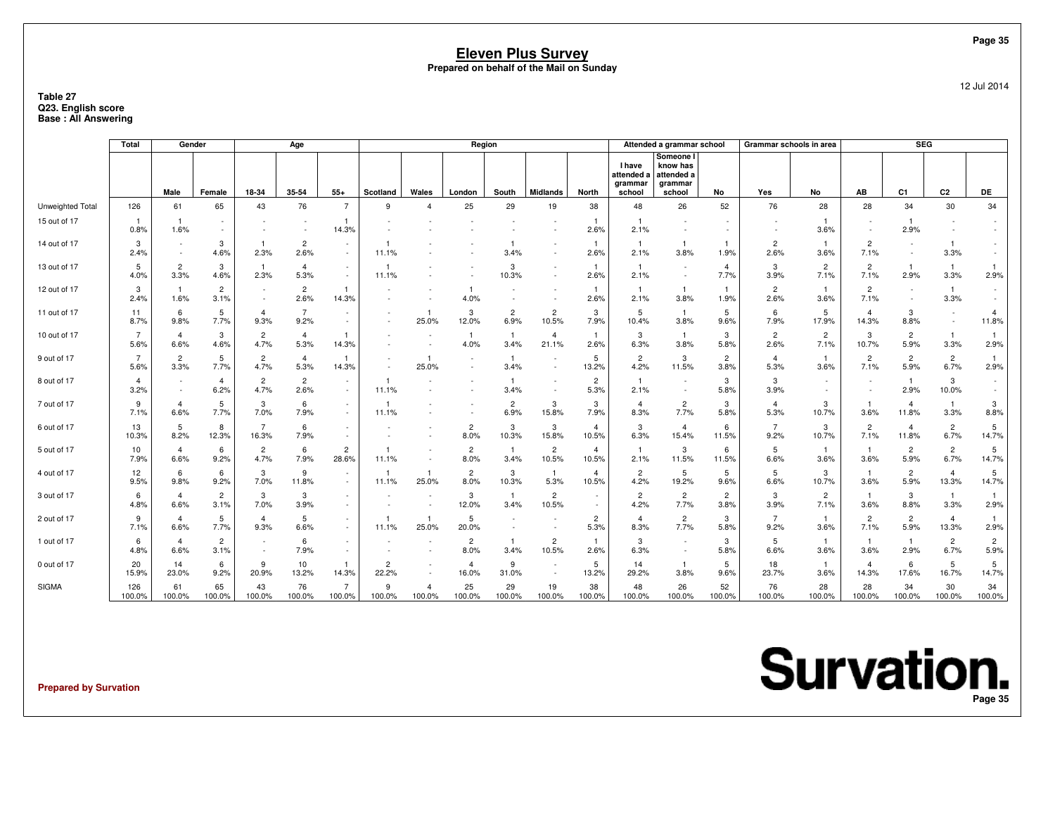# Eleven Plus Survey

**Prepared on behalf of the Mail on Sunday**

12 Jul 2014

**Table 27**
**Q23. English score**
**Base : All Answering**

| | Total | Gender | | Age | | | Region | | | | | | Attended a grammar school | | | Grammar schools in area | | SEG | | | |
|---|---|---|---|---|---|---|---|---|---|---|---|---|---|---|---|---|---|---|---|---|---|
| | | Male | Female | 18-34 | 35-54 | 55+ | Scotland | Wales | London | South | Midlands | North | I have attended a grammar school | Someone I know has attended a grammar school | No | Yes | No | AB | C1 | C2 | DE |
| Unweighted Total | 126 | 61 | 65 | 43 | 76 | 7 | 9 | 4 | 25 | 29 | 19 | 38 | 48 | 26 | 52 | 76 | 28 | 28 | 34 | 30 | 34 |
| 15 out of 17 | 1 | 1 | - | - | - | 1 | - | - | - | - | - | 1 | 1 | - | - | - | 1 | - | 1 | - | - |
| | 0.8% | 1.6% | - | - | - | 14.3% | - | - | - | - | - | 2.6% | 2.1% | - | - | - | 3.6% | - | 2.9% | - | - |
| 14 out of 17 | 3 | - | 3 | 1 | 2 | - | 1 | - | - | 1 | - | 1 | 1 | 1 | 1 | 2 | 1 | 2 | - | 1 | - |
| | 2.4% | - | 4.6% | 2.3% | 2.6% | - | 11.1% | - | - | 3.4% | - | 2.6% | 2.1% | 3.8% | 1.9% | 2.6% | 3.6% | 7.1% | - | 3.3% | - |
| 13 out of 17 | 5 | 2 | 3 | 1 | 4 | - | 1 | - | - | 3 | - | 1 | 1 | - | 4 | 3 | 2 | 2 | 1 | 1 | 1 |
| | 4.0% | 3.3% | 4.6% | 2.3% | 5.3% | - | 11.1% | - | - | 10.3% | - | 2.6% | 2.1% | - | 7.7% | 3.9% | 7.1% | 7.1% | 2.9% | 3.3% | 2.9% |
| 12 out of 17 | 3 | 1 | 2 | - | 2 | 1 | - | - | 1 | - | - | 1 | 1 | 1 | 1 | 2 | 1 | 2 | - | 1 | - |
| | 2.4% | 1.6% | 3.1% | - | 2.6% | 14.3% | - | - | 4.0% | - | - | 2.6% | 2.1% | 3.8% | 1.9% | 2.6% | 3.6% | 7.1% | - | 3.3% | - |
| 11 out of 17 | 11 | 6 | 5 | 4 | 7 | - | - | 1 | 3 | 2 | 2 | 3 | 5 | 1 | 5 | 6 | 5 | 4 | 3 | - | 4 |
| | 8.7% | 9.8% | 7.7% | 9.3% | 9.2% | - | - | 25.0% | 12.0% | 6.9% | 10.5% | 7.9% | 10.4% | 3.8% | 9.6% | 7.9% | 17.9% | 14.3% | 8.8% | - | 11.8% |
| 10 out of 17 | 7 | 4 | 3 | 2 | 4 | 1 | - | - | 1 | 1 | 4 | 1 | 3 | 1 | 3 | 2 | 2 | 3 | 2 | 1 | 1 |
| | 5.6% | 6.6% | 4.6% | 4.7% | 5.3% | 14.3% | - | - | 4.0% | 3.4% | 21.1% | 2.6% | 6.3% | 3.8% | 5.8% | 2.6% | 7.1% | 10.7% | 5.9% | 3.3% | 2.9% |
| 9 out of 17 | 7 | 2 | 5 | 2 | 4 | 1 | - | 1 | - | 1 | - | 5 | 2 | 3 | 2 | 4 | 1 | 2 | 2 | 2 | 1 |
| | 5.6% | 3.3% | 7.7% | 4.7% | 5.3% | 14.3% | - | 25.0% | - | 3.4% | - | 13.2% | 4.2% | 11.5% | 3.8% | 5.3% | 3.6% | 7.1% | 5.9% | 6.7% | 2.9% |
| 8 out of 17 | 4 | - | 4 | 2 | 2 | - | 1 | - | - | 1 | - | 2 | 1 | - | 3 | 3 | - | - | 1 | 3 | - |
| | 3.2% | - | 6.2% | 4.7% | 2.6% | - | 11.1% | - | - | 3.4% | - | 5.3% | 2.1% | - | 5.8% | 3.9% | - | - | 2.9% | 10.0% | - |
| 7 out of 17 | 9 | 4 | 5 | 3 | 6 | - | 1 | - | - | 2 | 3 | 3 | 4 | 2 | 3 | 4 | 3 | 1 | 4 | 1 | 3 |
| | 7.1% | 6.6% | 7.7% | 7.0% | 7.9% | - | 11.1% | - | - | 6.9% | 15.8% | 7.9% | 8.3% | 7.7% | 5.8% | 5.3% | 10.7% | 3.6% | 11.8% | 3.3% | 8.8% |
| 6 out of 17 | 13 | 5 | 8 | 7 | 6 | - | - | - | 2 | 3 | 3 | 4 | 3 | 4 | 6 | 7 | 3 | 2 | 4 | 2 | 5 |
| | 10.3% | 8.2% | 12.3% | 16.3% | 7.9% | - | - | - | 8.0% | 10.3% | 15.8% | 10.5% | 6.3% | 15.4% | 11.5% | 9.2% | 10.7% | 7.1% | 11.8% | 6.7% | 14.7% |
| 5 out of 17 | 10 | 4 | 6 | 2 | 6 | 2 | 1 | - | 2 | 1 | 2 | 4 | 1 | 3 | 6 | 5 | 1 | 1 | 2 | 2 | 5 |
| | 7.9% | 6.6% | 9.2% | 4.7% | 7.9% | 28.6% | 11.1% | - | 8.0% | 3.4% | 10.5% | 10.5% | 2.1% | 11.5% | 11.5% | 6.6% | 3.6% | 3.6% | 5.9% | 6.7% | 14.7% |
| 4 out of 17 | 12 | 6 | 6 | 3 | 9 | - | 1 | 1 | 2 | 3 | 1 | 4 | 2 | 5 | 5 | 5 | 3 | 1 | 2 | 4 | 5 |
| | 9.5% | 9.8% | 9.2% | 7.0% | 11.8% | - | 11.1% | 25.0% | 8.0% | 10.3% | 5.3% | 10.5% | 4.2% | 19.2% | 9.6% | 6.6% | 10.7% | 3.6% | 5.9% | 13.3% | 14.7% |
| 3 out of 17 | 6 | 4 | 2 | 3 | 3 | - | - | - | 3 | 1 | 2 | - | 2 | 2 | 2 | 3 | 2 | 1 | 3 | 1 | 1 |
| | 4.8% | 6.6% | 3.1% | 7.0% | 3.9% | - | - | - | 12.0% | 3.4% | 10.5% | - | 4.2% | 7.7% | 3.8% | 3.9% | 7.1% | 3.6% | 8.8% | 3.3% | 2.9% |
| 2 out of 17 | 9 | 4 | 5 | 4 | 5 | - | 1 | 1 | 5 | - | - | 2 | 4 | 2 | 3 | 7 | 1 | 2 | 2 | 4 | 1 |
| | 7.1% | 6.6% | 7.7% | 9.3% | 6.6% | - | 11.1% | 25.0% | 20.0% | - | - | 5.3% | 8.3% | 7.7% | 5.8% | 9.2% | 3.6% | 7.1% | 5.9% | 13.3% | 2.9% |
| 1 out of 17 | 6 | 4 | 2 | - | 6 | - | - | - | 2 | 1 | 2 | 1 | 3 | - | 3 | 5 | 1 | 1 | 1 | 2 | 2 |
| | 4.8% | 6.6% | 3.1% | - | 7.9% | - | - | - | 8.0% | 3.4% | 10.5% | 2.6% | 6.3% | - | 5.8% | 6.6% | 3.6% | 3.6% | 2.9% | 6.7% | 5.9% |
| 0 out of 17 | 20 | 14 | 6 | 9 | 10 | 1 | 2 | - | 4 | 9 | - | 5 | 14 | 1 | 5 | 18 | 1 | 4 | 6 | 5 | 5 |
| | 15.9% | 23.0% | 9.2% | 20.9% | 13.2% | 14.3% | 22.2% | - | 16.0% | 31.0% | - | 13.2% | 29.2% | 3.8% | 9.6% | 23.7% | 3.6% | 14.3% | 17.6% | 16.7% | 14.7% |
| SIGMA | 126 | 61 | 65 | 43 | 76 | 7 | 9 | 4 | 25 | 29 | 19 | 38 | 48 | 26 | 52 | 76 | 28 | 28 | 34 | 30 | 34 |
| | 100.0% | 100.0% | 100.0% | 100.0% | 100.0% | 100.0% | 100.0% | 100.0% | 100.0% | 100.0% | 100.0% | 100.0% | 100.0% | 100.0% | 100.0% | 100.0% | 100.0% | 100.0% | 100.0% | 100.0% | 100.0% |

**Prepared by Survation**

**Survation.**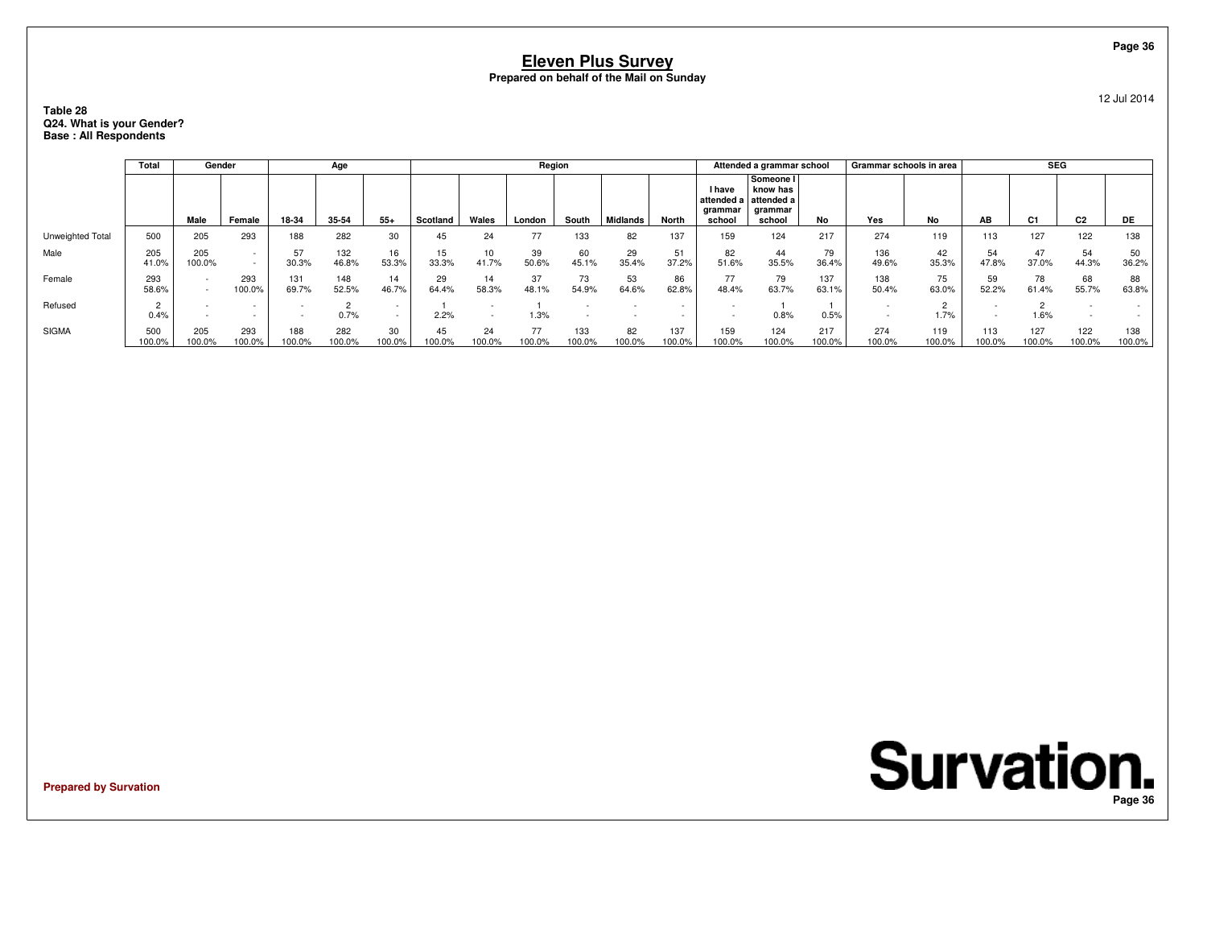# Eleven Plus Survey

**Prepared on behalf of the Mail on Sunday**

12 Jul 2014

**Table 28**
**Q24. What is your Gender?**
**Base : All Respondents**

| | Total | Gender | | Age | | | Region | | | | | | Attended a grammar school | | | Grammar schools in area | | SEG | | | |
|---|---|---|---|---|---|---|---|---|---|---|---|---|---|---|---|---|---|---|---|---|---|
| | | Male | Female | 18-34 | 35-54 | 55+ | Scotland | Wales | London | South | Midlands | North | I have attended a grammar school | Someone I know has attended a grammar school | No | Yes | No | AB | C1 | C2 | DE |
| Unweighted Total | 500 | 205 | 293 | 188 | 282 | 30 | 45 | 24 | 77 | 133 | 82 | 137 | 159 | 124 | 217 | 274 | 119 | 113 | 127 | 122 | 138 |
| Male | 205 | 205 | - | 57 | 132 | 16 | 15 | 10 | 39 | 60 | 29 | 51 | 82 | 44 | 79 | 136 | 42 | 54 | 47 | 54 | 50 |
| | 41.0% | 100.0% | - | 30.3% | 46.8% | 53.3% | 33.3% | 41.7% | 50.6% | 45.1% | 35.4% | 37.2% | 51.6% | 35.5% | 36.4% | 49.6% | 35.3% | 47.8% | 37.0% | 44.3% | 36.2% |
| Female | 293 | - | 293 | 131 | 148 | 14 | 29 | 14 | 37 | 73 | 53 | 86 | 77 | 79 | 137 | 138 | 75 | 59 | 78 | 68 | 88 |
| | 58.6% | - | 100.0% | 69.7% | 52.5% | 46.7% | 64.4% | 58.3% | 48.1% | 54.9% | 64.6% | 62.8% | 48.4% | 63.7% | 63.1% | 50.4% | 63.0% | 52.2% | 61.4% | 55.7% | 63.8% |
| Refused | 2 | - | - | - | 2 | - | 1 | - | 1 | - | - | - | - | 1 | 1 | - | 2 | - | 2 | - | - |
| | 0.4% | - | - | - | 0.7% | - | 2.2% | - | 1.3% | - | - | - | - | 0.8% | 0.5% | - | 1.7% | - | 1.6% | - | - |
| SIGMA | 500 | 205 | 293 | 188 | 282 | 30 | 45 | 24 | 77 | 133 | 82 | 137 | 159 | 124 | 217 | 274 | 119 | 113 | 127 | 122 | 138 |
| | 100.0% | 100.0% | 100.0% | 100.0% | 100.0% | 100.0% | 100.0% | 100.0% | 100.0% | 100.0% | 100.0% | 100.0% | 100.0% | 100.0% | 100.0% | 100.0% | 100.0% | 100.0% | 100.0% | 100.0% | 100.0% |

**Prepared by Survation**

**Survation.**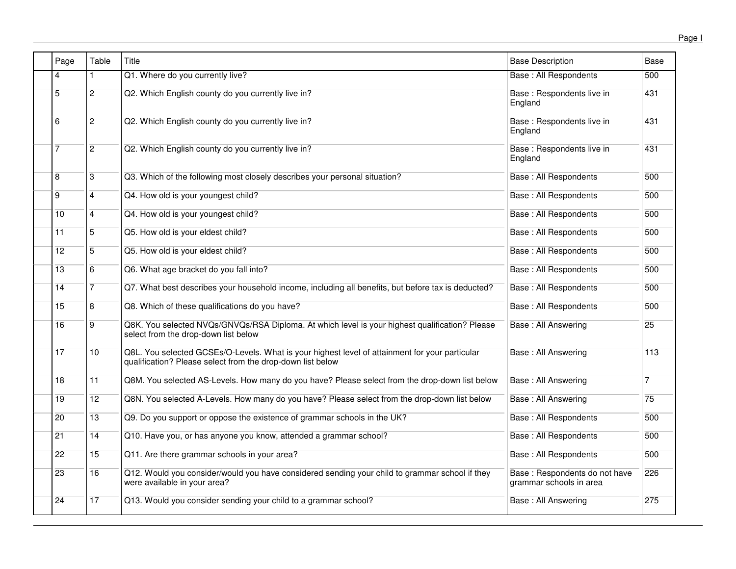| Page | Table | Title | Base Description | Base |
|---|---|---|---|---|
| 4 | 1 | Q1. Where do you currently live? | Base : All Respondents | 500 |
| 5 | 2 | Q2. Which English county do you currently live in? | Base : Respondents live in England | 431 |
| 6 | 2 | Q2. Which English county do you currently live in? | Base : Respondents live in England | 431 |
| 7 | 2 | Q2. Which English county do you currently live in? | Base : Respondents live in England | 431 |
| 8 | 3 | Q3. Which of the following most closely describes your personal situation? | Base : All Respondents | 500 |
| 9 | 4 | Q4. How old is your youngest child? | Base : All Respondents | 500 |
| 10 | 4 | Q4. How old is your youngest child? | Base : All Respondents | 500 |
| 11 | 5 | Q5. How old is your eldest child? | Base : All Respondents | 500 |
| 12 | 5 | Q5. How old is your eldest child? | Base : All Respondents | 500 |
| 13 | 6 | Q6. What age bracket do you fall into? | Base : All Respondents | 500 |
| 14 | 7 | Q7. What best describes your household income, including all benefits, but before tax is deducted? | Base : All Respondents | 500 |
| 15 | 8 | Q8. Which of these qualifications do you have? | Base : All Respondents | 500 |
| 16 | 9 | Q8K. You selected NVQs/GNVQs/RSA Diploma. At which level is your highest qualification? Please select from the drop-down list below | Base : All Answering | 25 |
| 17 | 10 | Q8L. You selected GCSEs/O-Levels. What is your highest level of attainment for your particular qualification? Please select from the drop-down list below | Base : All Answering | 113 |
| 18 | 11 | Q8M. You selected AS-Levels. How many do you have? Please select from the drop-down list below | Base : All Answering | 7 |
| 19 | 12 | Q8N. You selected A-Levels. How many do you have? Please select from the drop-down list below | Base : All Answering | 75 |
| 20 | 13 | Q9. Do you support or oppose the existence of grammar schools in the UK? | Base : All Respondents | 500 |
| 21 | 14 | Q10. Have you, or has anyone you know, attended a grammar school? | Base : All Respondents | 500 |
| 22 | 15 | Q11. Are there grammar schools in your area? | Base : All Respondents | 500 |
| 23 | 16 | Q12. Would you consider/would you have considered sending your child to grammar school if they were available in your area? | Base : Respondents do not have grammar schools in area | 226 |
| 24 | 17 | Q13. Would you consider sending your child to a grammar school? | Base : All Answering | 275 |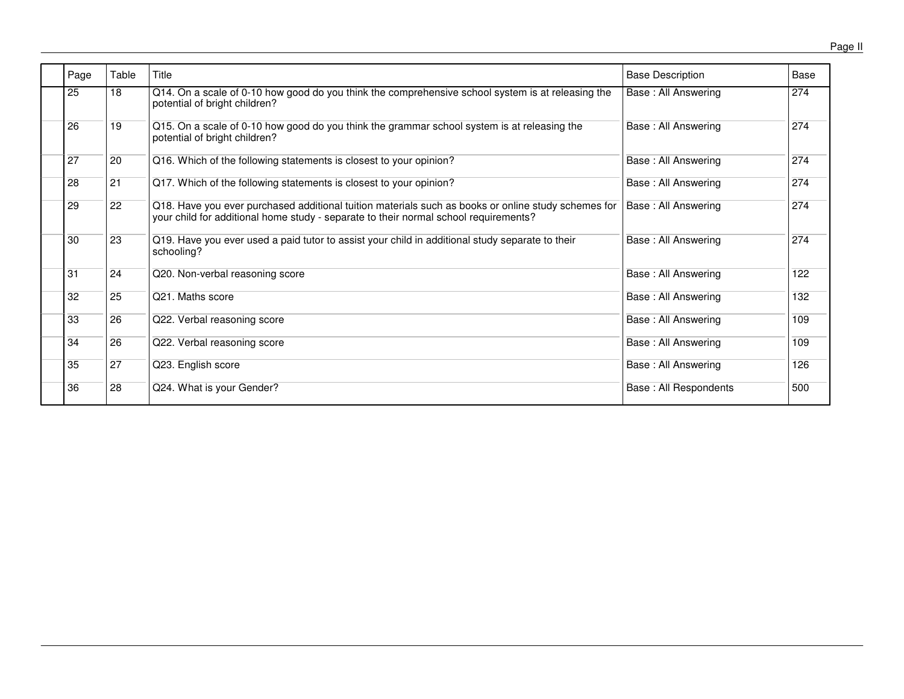| | Page | Table | Title | Base Description | Base |
|---|---|---|---|---|---|
| | 25 | 18 | Q14. On a scale of 0-10 how good do you think the comprehensive school system is at releasing the potential of bright children? | Base : All Answering | 274 |
| | 26 | 19 | Q15. On a scale of 0-10 how good do you think the grammar school system is at releasing the potential of bright children? | Base : All Answering | 274 |
| | 27 | 20 | Q16. Which of the following statements is closest to your opinion? | Base : All Answering | 274 |
| | 28 | 21 | Q17. Which of the following statements is closest to your opinion? | Base : All Answering | 274 |
| | 29 | 22 | Q18. Have you ever purchased additional tuition materials such as books or online study schemes for your child for additional home study - separate to their normal school requirements? | Base : All Answering | 274 |
| | 30 | 23 | Q19. Have you ever used a paid tutor to assist your child in additional study separate to their schooling? | Base : All Answering | 274 |
| | 31 | 24 | Q20. Non-verbal reasoning score | Base : All Answering | 122 |
| | 32 | 25 | Q21. Maths score | Base : All Answering | 132 |
| | 33 | 26 | Q22. Verbal reasoning score | Base : All Answering | 109 |
| | 34 | 26 | Q22. Verbal reasoning score | Base : All Answering | 109 |
| | 35 | 27 | Q23. English score | Base : All Answering | 126 |
| | 36 | 28 | Q24. What is your Gender? | Base : All Respondents | 500 |